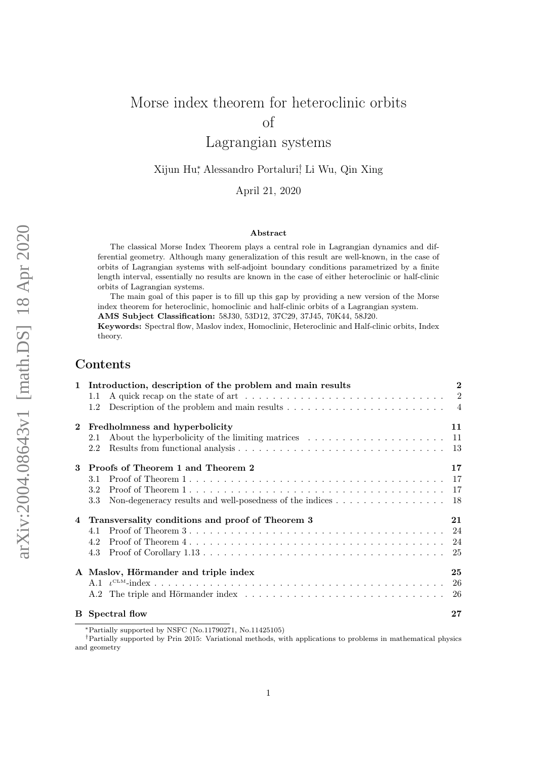# Morse index theorem for heteroclinic orbits of Lagrangian systems

Xijun Hu[*], Alessandro Portaluri[†], Li Wu, Qin Xing

April 21, 2020

## Abstract

The classical Morse Index Theorem plays a central role in Lagrangian dynamics and differential geometry. Although many generalization of this result are well-known, in the case of orbits of Lagrangian systems with self-adjoint boundary conditions parametrized by a finite length interval, essentially no results are known in the case of either heteroclinic or half-clinic orbits of Lagrangian systems.

The main goal of this paper is to fill up this gap by providing a new version of the Morse index theorem for heteroclinic, homoclinic and half-clinic orbits of a Lagrangian system.

**AMS Subject Classification:** 58J30, 53D12, 37C29, 37J45, 70K44, 58J20.

**Keywords:** Spectral flow, Maslov index, Homoclinic, Heteroclinic and Half-clinic orbits, Index theory.

## Contents

- **1 Introduction, description of the problem and main results** — 2
  - 1.1 A quick recap on the state of art — 2
  - 1.2 Description of the problem and main results — 4
- **2 Fredholmness and hyperbolicity** — 11
  - 2.1 About the hyperbolicity of the limiting matrices — 11
  - 2.2 Results from functional analysis — 13
- **3 Proofs of Theorem 1 and Theorem 2** — 17
  - 3.1 Proof of Theorem 1 — 17
  - 3.2 Proof of Theorem 1 — 17
  - 3.3 Non-degeneracy results and well-posedness of the indices — 18
- **4 Transversality conditions and proof of Theorem 3** — 21
  - 4.1 Proof of Theorem 3 — 24
  - 4.2 Proof of Theorem 4 — 24
  - 4.3 Proof of Corollary 1.13 — 25
- **A Maslov, Hörmander and triple index** — 25
  - A.1 $\iota^{\text{CLM}}$-index — 26
  - A.2 The triple and Hörmander index — 26
- **B Spectral flow** — 27

---

[*] Partially supported by NSFC (No.11790271, No.11425105)

[†] Partially supported by Prin 2015: Variational methods, with applications to problems in mathematical physics and geometry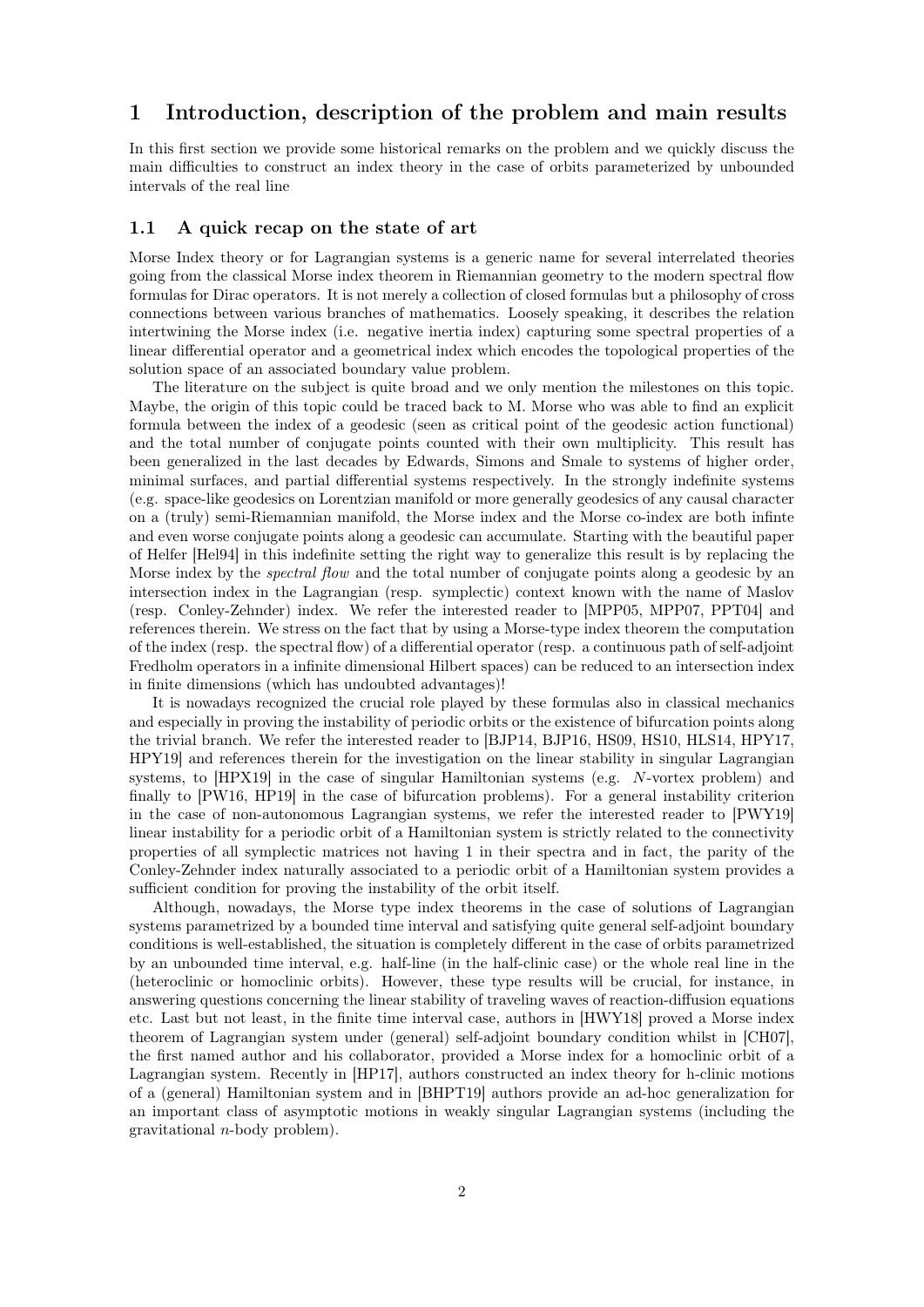## 1 Introduction, description of the problem and main results

In this first section we provide some historical remarks on the problem and we quickly discuss the main difficulties to construct an index theory in the case of orbits parameterized by unbounded intervals of the real line

### 1.1 A quick recap on the state of art

Morse Index theory or for Lagrangian systems is a generic name for several interrelated theories going from the classical Morse index theorem in Riemannian geometry to the modern spectral flow formulas for Dirac operators. It is not merely a collection of closed formulas but a philosophy of cross connections between various branches of mathematics. Loosely speaking, it describes the relation intertwining the Morse index (i.e. negative inertia index) capturing some spectral properties of a linear differential operator and a geometrical index which encodes the topological properties of the solution space of an associated boundary value problem.

The literature on the subject is quite broad and we only mention the milestones on this topic. Maybe, the origin of this topic could be traced back to M. Morse who was able to find an explicit formula between the index of a geodesic (seen as critical point of the geodesic action functional) and the total number of conjugate points counted with their own multiplicity. This result has been generalized in the last decades by Edwards, Simons and Smale to systems of higher order, minimal surfaces, and partial differential systems respectively. In the strongly indefinite systems (e.g. space-like geodesics on Lorentzian manifold or more generally geodesics of any causal character on a (truly) semi-Riemannian manifold, the Morse index and the Morse co-index are both infinte and even worse conjugate points along a geodesic can accumulate. Starting with the beautiful paper of Helfer [Hel94] in this indefinite setting the right way to generalize this result is by replacing the Morse index by the *spectral flow* and the total number of conjugate points along a geodesic by an intersection index in the Lagrangian (resp. symplectic) context known with the name of Maslov (resp. Conley-Zehnder) index. We refer the interested reader to [MPP05, MPP07, PPT04] and references therein. We stress on the fact that by using a Morse-type index theorem the computation of the index (resp. the spectral flow) of a differential operator (resp. a continuous path of self-adjoint Fredholm operators in a infinite dimensional Hilbert spaces) can be reduced to an intersection index in finite dimensions (which has undoubted advantages)!

It is nowadays recognized the crucial role played by these formulas also in classical mechanics and especially in proving the instability of periodic orbits or the existence of bifurcation points along the trivial branch. We refer the interested reader to [BJP14, BJP16, HS09, HS10, HLS14, HPY17, HPY19] and references therein for the investigation on the linear stability in singular Lagrangian systems, to [HPX19] in the case of singular Hamiltonian systems (e.g. $N$-vortex problem) and finally to [PW16, HP19] in the case of bifurcation problems). For a general instability criterion in the case of non-autonomous Lagrangian systems, we refer the interested reader to [PWY19] linear instability for a periodic orbit of a Hamiltonian system is strictly related to the connectivity properties of all symplectic matrices not having 1 in their spectra and in fact, the parity of the Conley-Zehnder index naturally associated to a periodic orbit of a Hamiltonian system provides a sufficient condition for proving the instability of the orbit itself.

Although, nowadays, the Morse type index theorems in the case of solutions of Lagrangian systems parametrized by a bounded time interval and satisfying quite general self-adjoint boundary conditions is well-established, the situation is completely different in the case of orbits parametrized by an unbounded time interval, e.g. half-line (in the half-clinic case) or the whole real line in the (heteroclinic or homoclinic orbits). However, these type results will be crucial, for instance, in answering questions concerning the linear stability of traveling waves of reaction-diffusion equations etc. Last but not least, in the finite time interval case, authors in [HWY18] proved a Morse index theorem of Lagrangian system under (general) self-adjoint boundary condition whilst in [CH07], the first named author and his collaborator, provided a Morse index for a homoclinic orbit of a Lagrangian system. Recently in [HP17], authors constructed an index theory for h-clinic motions of a (general) Hamiltonian system and in [BHPT19] authors provide an ad-hoc generalization for an important class of asymptotic motions in weakly singular Lagrangian systems (including the gravitational $n$-body problem).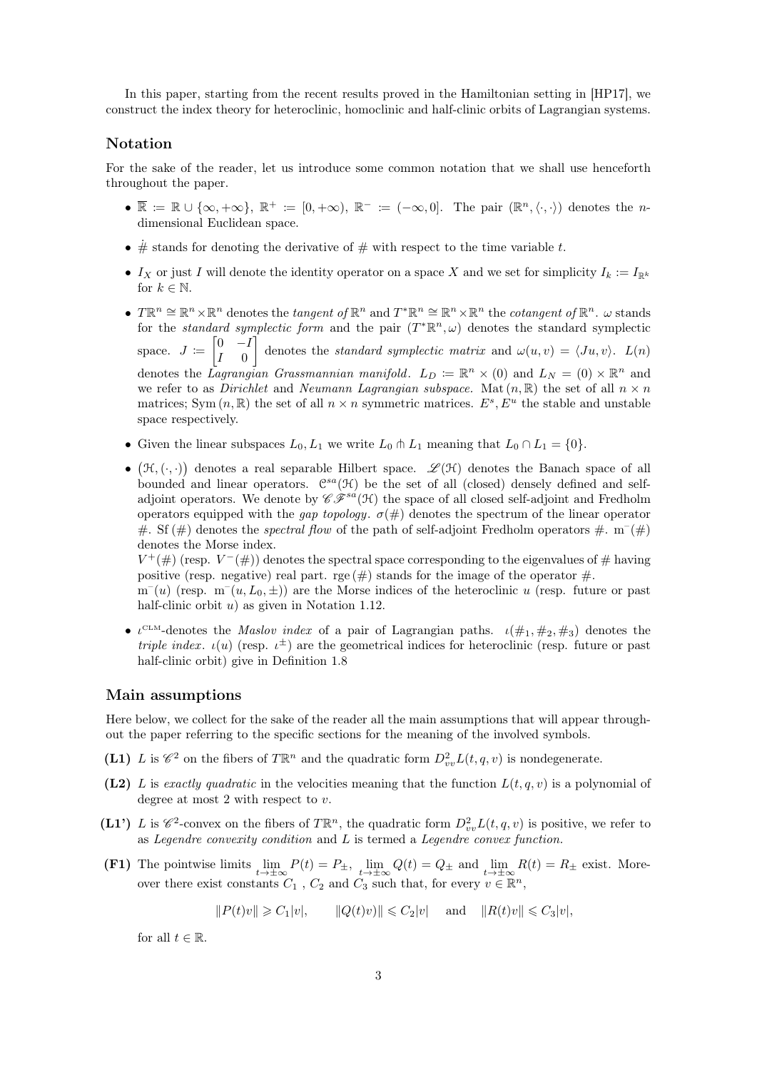In this paper, starting from the recent results proved in the Hamiltonian setting in [HP17], we construct the index theory for heteroclinic, homoclinic and half-clinic orbits of Lagrangian systems.

## Notation

For the sake of the reader, let us introduce some common notation that we shall use henceforth throughout the paper.

- $\overline{\mathbb{R}} := \mathbb{R} \cup \{\infty, +\infty\}$, $\mathbb{R}^+ := [0, +\infty)$, $\mathbb{R}^- := (-\infty, 0]$. The pair $(\mathbb{R}^n, \langle \cdot, \cdot \rangle)$ denotes the $n$-dimensional Euclidean space.
- $\dot{\#}$ stands for denoting the derivative of $\#$ with respect to the time variable $t$.
- $I_X$ or just $I$ will denote the identity operator on a space $X$ and we set for simplicity $I_k := I_{\mathbb{R}^k}$ for $k \in \mathbb{N}$.
- $T\mathbb{R}^n \cong \mathbb{R}^n \times \mathbb{R}^n$ denotes the *tangent of* $\mathbb{R}^n$ and $T^*\mathbb{R}^n \cong \mathbb{R}^n \times \mathbb{R}^n$ the *cotangent of* $\mathbb{R}^n$. $\omega$ stands for the *standard symplectic form* and the pair $(T^*\mathbb{R}^n, \omega)$ denotes the standard symplectic space. $J := \begin{bmatrix} 0 & -I \\ I & 0 \end{bmatrix}$ denotes the *standard symplectic matrix* and $\omega(u, v) = \langle Ju, v \rangle$. $L(n)$ denotes the *Lagrangian Grassmannian manifold*. $L_D := \mathbb{R}^n \times (0)$ and $L_N = (0) \times \mathbb{R}^n$ and we refer to as *Dirichlet* and *Neumann Lagrangian subspace*. $\mathrm{Mat}\,(n, \mathbb{R})$ the set of all $n \times n$ matrices; $\mathrm{Sym}\,(n, \mathbb{R})$ the set of all $n \times n$ symmetric matrices. $E^s, E^u$ the stable and unstable space respectively.
- Given the linear subspaces $L_0, L_1$ we write $L_0 \pitchfork L_1$ meaning that $L_0 \cap L_1 = \{0\}$.
- $\big(\mathcal{H}, (\cdot, \cdot)\big)$ denotes a real separable Hilbert space. $\mathscr{L}(\mathcal{H})$ denotes the Banach space of all bounded and linear operators. $\mathcal{C}^{sa}(\mathcal{H})$ be the set of all (closed) densely defined and self-adjoint operators. We denote by $\mathscr{CF}^{sa}(\mathcal{H})$ the space of all closed self-adjoint and Fredholm operators equipped with the *gap topology*. $\sigma(\#)$ denotes the spectrum of the linear operator $\#$. $\mathrm{Sf}\,(\#)$ denotes the *spectral flow* of the path of self-adjoint Fredholm operators $\#$. $\mathrm{m}^-(\#)$ denotes the Morse index.
  $V^+(\#)$ (resp. $V^-(\#)$) denotes the spectral space corresponding to the eigenvalues of $\#$ having positive (resp. negative) real part. $\mathrm{rge}\,(\#)$ stands for the image of the operator $\#$.
  $\mathrm{m}^-(u)$ (resp. $\mathrm{m}^-(u, L_0, \pm)$) are the Morse indices of the heteroclinic $u$ (resp. future or past half-clinic orbit $u$) as given in Notation 1.12.
- $\iota^{\mathrm{CLM}}$-denotes the *Maslov index* of a pair of Lagrangian paths. $\iota(\#_1, \#_2, \#_3)$ denotes the *triple index*. $\iota(u)$ (resp. $\iota^{\pm}$) are the geometrical indices for heteroclinic (resp. future or past half-clinic orbit) give in Definition 1.8

## Main assumptions

Here below, we collect for the sake of the reader all the main assumptions that will appear throughout the paper referring to the specific sections for the meaning of the involved symbols.

**(L1)** $L$ is $\mathscr{C}^2$ on the fibers of $T\mathbb{R}^n$ and the quadratic form $D^2_{vv}L(t, q, v)$ is nondegenerate.

**(L2)** $L$ is *exactly quadratic* in the velocities meaning that the function $L(t, q, v)$ is a polynomial of degree at most 2 with respect to $v$.

**(L1')** $L$ is $\mathscr{C}^2$-convex on the fibers of $T\mathbb{R}^n$, the quadratic form $D^2_{vv}L(t, q, v)$ is positive, we refer to as *Legendre convexity condition* and $L$ is termed a *Legendre convex function.*

**(F1)** The pointwise limits $\lim_{t \to \pm\infty} P(t) = P_{\pm}$, $\lim_{t \to \pm\infty} Q(t) = Q_{\pm}$ and $\lim_{t \to \pm\infty} R(t) = R_{\pm}$ exist. Moreover there exist constants $C_1$ , $C_2$ and $C_3$ such that, for every $v \in \mathbb{R}^n$,

$$\|P(t)v\| \geqslant C_1|v|, \qquad \|Q(t)v)\| \leqslant C_2|v| \quad \text{ and } \quad \|R(t)v\| \leqslant C_3|v|,$$

for all $t \in \mathbb{R}$.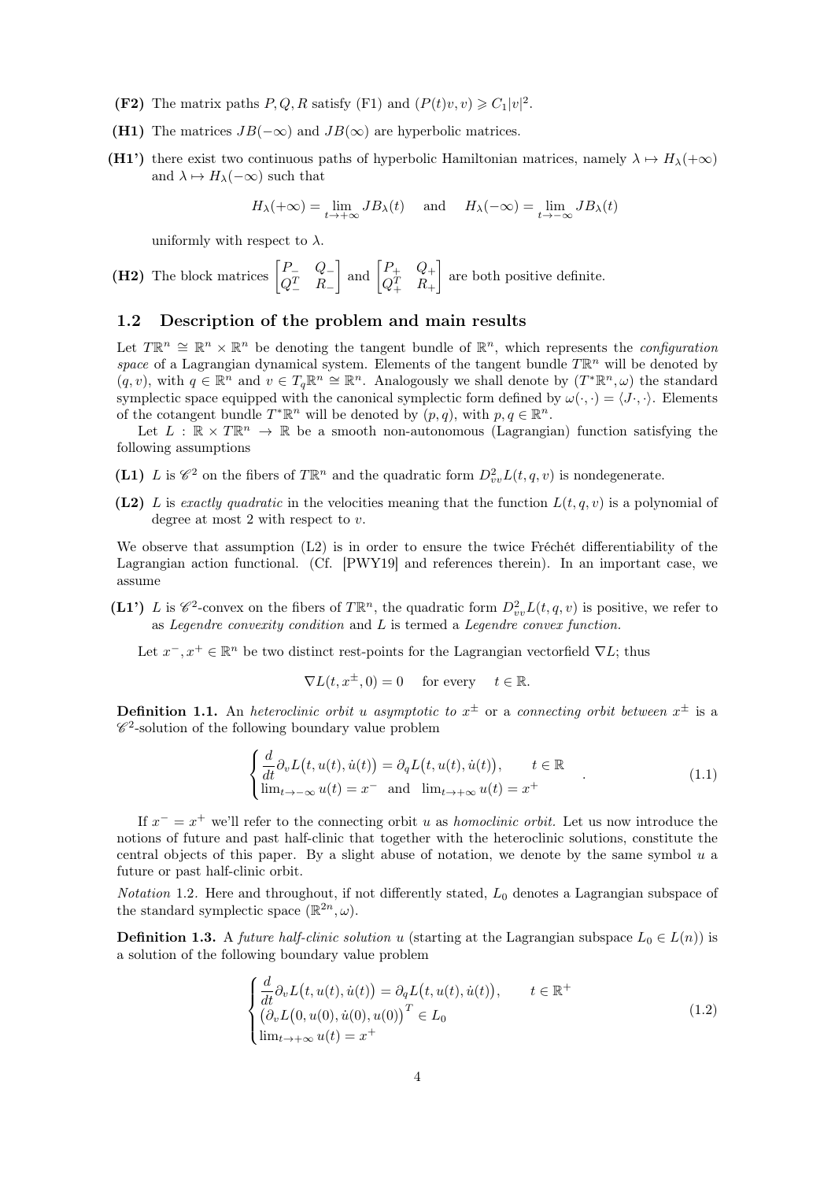**(F2)** The matrix paths $P, Q, R$ satisfy (F1) and $(P(t)v, v) \geqslant C_1|v|^2$.

**(H1)** The matrices $JB(-\infty)$ and $JB(\infty)$ are hyperbolic matrices.

**(H1')** there exist two continuous paths of hyperbolic Hamiltonian matrices, namely $\lambda \mapsto H_\lambda(+\infty)$ and $\lambda \mapsto H_\lambda(-\infty)$ such that

$$H_\lambda(+\infty) = \lim_{t\to+\infty} JB_\lambda(t) \quad \text{and} \quad H_\lambda(-\infty) = \lim_{t\to-\infty} JB_\lambda(t)$$

uniformly with respect to $\lambda$.

**(H2)** The block matrices $\begin{bmatrix} P_- & Q_- \\ Q_-^T & R_- \end{bmatrix}$ and $\begin{bmatrix} P_+ & Q_+ \\ Q_+^T & R_+ \end{bmatrix}$ are both positive definite.

## 1.2 Description of the problem and main results

Let $T\mathbb{R}^n \cong \mathbb{R}^n \times \mathbb{R}^n$ be denoting the tangent bundle of $\mathbb{R}^n$, which represents the *configuration space* of a Lagrangian dynamical system. Elements of the tangent bundle $T\mathbb{R}^n$ will be denoted by $(q, v)$, with $q \in \mathbb{R}^n$ and $v \in T_q\mathbb{R}^n \cong \mathbb{R}^n$. Analogously we shall denote by $(T^*\mathbb{R}^n, \omega)$ the standard symplectic space equipped with the canonical symplectic form defined by $\omega(\cdot,\cdot) = \langle J\cdot, \cdot\rangle$. Elements of the cotangent bundle $T^*\mathbb{R}^n$ will be denoted by $(p, q)$, with $p, q \in \mathbb{R}^n$.

Let $L : \mathbb{R} \times T\mathbb{R}^n \to \mathbb{R}$ be a smooth non-autonomous (Lagrangian) function satisfying the following assumptions

**(L1)** $L$ is $\mathscr{C}^2$ on the fibers of $T\mathbb{R}^n$ and the quadratic form $D^2_{vv}L(t, q, v)$ is nondegenerate.

**(L2)** $L$ is *exactly quadratic* in the velocities meaning that the function $L(t, q, v)$ is a polynomial of degree at most 2 with respect to $v$.

We observe that assumption (L2) is in order to ensure the twice Fréchét differentiability of the Lagrangian action functional. (Cf. [PWY19] and references therein). In an important case, we assume

**(L1')** $L$ is $\mathscr{C}^2$-convex on the fibers of $T\mathbb{R}^n$, the quadratic form $D^2_{vv}L(t, q, v)$ is positive, we refer to as *Legendre convexity condition* and $L$ is termed a *Legendre convex function*.

Let $x^-, x^+ \in \mathbb{R}^n$ be two distinct rest-points for the Lagrangian vectorfield $\nabla L$; thus

$$\nabla L(t, x^\pm, 0) = 0 \quad \text{for every} \quad t \in \mathbb{R}.$$

**Definition 1.1.** An *heteroclinic orbit $u$ asymptotic to $x^\pm$* or a *connecting orbit between $x^\pm$* is a $\mathscr{C}^2$-solution of the following boundary value problem

$$\begin{cases} \dfrac{d}{dt}\partial_v L\big(t, u(t), \dot u(t)\big) = \partial_q L\big(t, u(t), \dot u(t)\big), & t \in \mathbb{R} \\ \lim_{t\to-\infty} u(t) = x^- \text{ and } \lim_{t\to+\infty} u(t) = x^+ \end{cases}. \tag{1.1}$$

If $x^- = x^+$ we'll refer to the connecting orbit $u$ as *homoclinic orbit.* Let us now introduce the notions of future and past half-clinic that together with the heteroclinic solutions, constitute the central objects of this paper. By a slight abuse of notation, we denote by the same symbol $u$ a future or past half-clinic orbit.

*Notation* 1.2. Here and throughout, if not differently stated, $L_0$ denotes a Lagrangian subspace of the standard symplectic space $(\mathbb{R}^{2n}, \omega)$.

**Definition 1.3.** A *future half-clinic solution* $u$ (starting at the Lagrangian subspace $L_0 \in L(n)$) is a solution of the following boundary value problem

$$\begin{cases} \dfrac{d}{dt}\partial_v L\big(t, u(t), \dot u(t)\big) = \partial_q L\big(t, u(t), \dot u(t)\big), & t \in \mathbb{R}^+ \\ \big(\partial_v L(0, u(0), \dot u(0), u(0)\big)^T \in L_0 \\ \lim_{t\to+\infty} u(t) = x^+ \end{cases} \tag{1.2}$$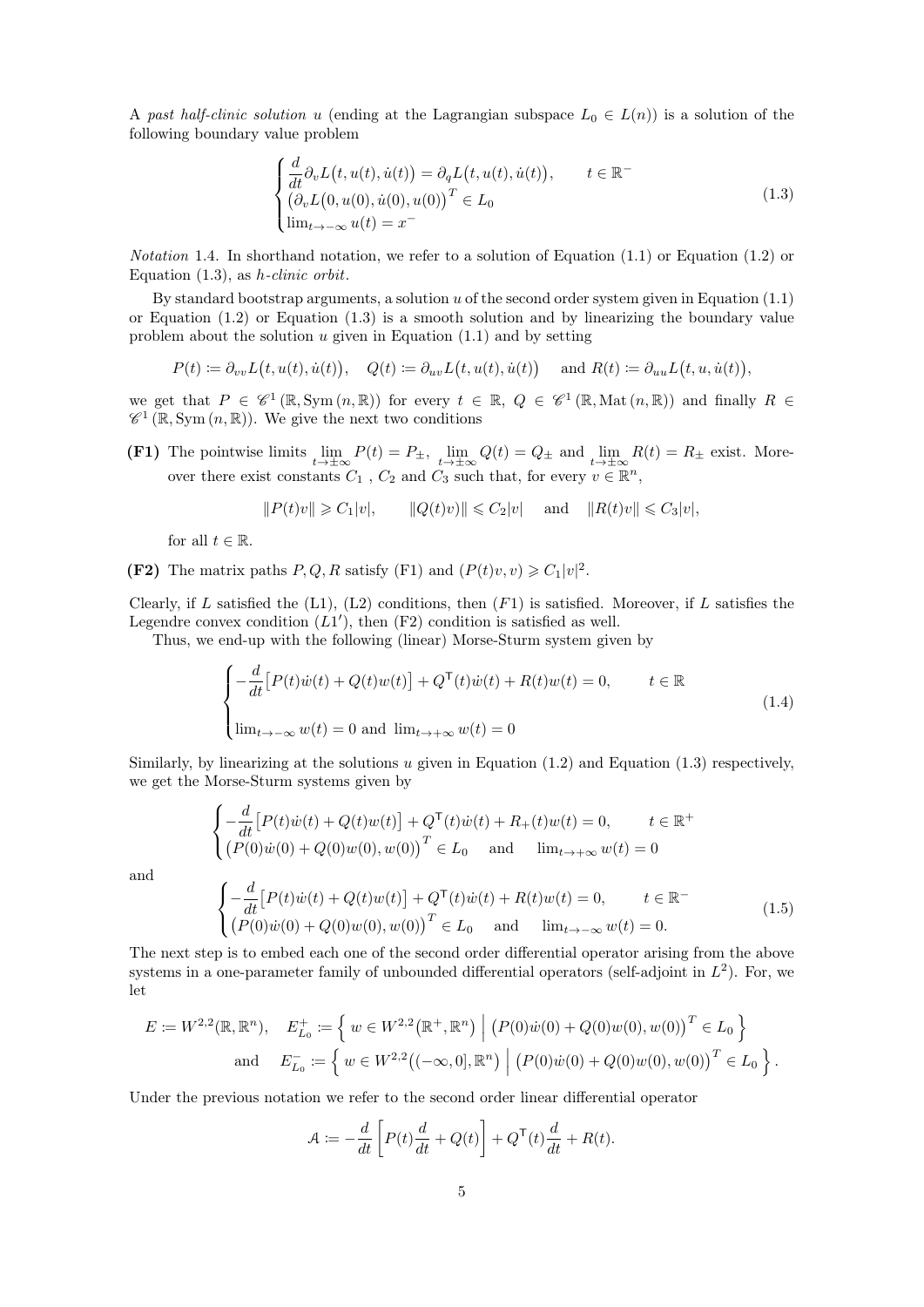A *past half-clinic solution* $u$ (ending at the Lagrangian subspace $L_0 \in L(n)$) is a solution of the following boundary value problem

$$
\begin{cases}
\dfrac{d}{dt}\partial_v L\big(t, u(t), \dot u(t)\big) = \partial_q L\big(t, u(t), \dot u(t)\big), & t \in \mathbb{R}^- \\
\big(\partial_v L\big(0, u(0), \dot u(0), u(0)\big)^T \in L_0 \\
\lim_{t\to -\infty} u(t) = x^-
\end{cases}
\tag{1.3}
$$

*Notation* 1.4. In shorthand notation, we refer to a solution of Equation (1.1) or Equation (1.2) or Equation (1.3), as *h-clinic orbit*.

By standard bootstrap arguments, a solution $u$ of the second order system given in Equation (1.1) or Equation (1.2) or Equation (1.3) is a smooth solution and by linearizing the boundary value problem about the solution $u$ given in Equation (1.1) and by setting

$$
P(t) := \partial_{vv} L\big(t, u(t), \dot u(t)\big), \quad Q(t) := \partial_{uv} L\big(t, u(t), \dot u(t)\big) \quad \text{and } R(t) := \partial_{uu} L\big(t, u, \dot u(t)\big),
$$

we get that $P \in \mathscr{C}^1(\mathbb{R}, \mathrm{Sym}(n, \mathbb{R}))$ for every $t \in \mathbb{R}$, $Q \in \mathscr{C}^1(\mathbb{R}, \mathrm{Mat}(n, \mathbb{R}))$ and finally $R \in \mathscr{C}^1(\mathbb{R}, \mathrm{Sym}(n, \mathbb{R}))$. We give the next two conditions

**(F1)** The pointwise limits $\lim_{t\to\pm\infty} P(t) = P_\pm$, $\lim_{t\to\pm\infty} Q(t) = Q_\pm$ and $\lim_{t\to\pm\infty} R(t) = R_\pm$ exist. Moreover there exist constants $C_1$, $C_2$ and $C_3$ such that, for every $v \in \mathbb{R}^n$,

$$
\|P(t)v\| \geqslant C_1|v|, \qquad \|Q(t)v)\| \leqslant C_2|v| \quad \text{and} \quad \|R(t)v\| \leqslant C_3|v|,
$$

for all $t \in \mathbb{R}$.

**(F2)** The matrix paths $P, Q, R$ satisfy (F1) and $(P(t)v, v) \geqslant C_1|v|^2$.

Clearly, if $L$ satisfied the (L1), (L2) conditions, then $(F1)$ is satisfied. Moreover, if $L$ satisfies the Legendre convex condition $(L1')$, then (F2) condition is satisfied as well.

Thus, we end-up with the following (linear) Morse-Sturm system given by

$$
\begin{cases}
-\dfrac{d}{dt}\big[P(t)\dot w(t) + Q(t)w(t)\big] + Q^{\mathsf{T}}(t)\dot w(t) + R(t)w(t) = 0, & t \in \mathbb{R} \\
\\
\lim_{t\to -\infty} w(t) = 0 \text{ and } \lim_{t\to +\infty} w(t) = 0
\end{cases}
\tag{1.4}
$$

Similarly, by linearizing at the solutions $u$ given in Equation (1.2) and Equation (1.3) respectively, we get the Morse-Sturm systems given by

$$
\begin{cases}
-\dfrac{d}{dt}\big[P(t)\dot w(t) + Q(t)w(t)\big] + Q^{\mathsf{T}}(t)\dot w(t) + R_+(t)w(t) = 0, & t \in \mathbb{R}^+ \\
\big(P(0)\dot w(0) + Q(0)w(0), w(0)\big)^T \in L_0 \quad \text{and} \quad \lim_{t\to +\infty} w(t) = 0
\end{cases}
$$

and

$$
\begin{cases}
-\dfrac{d}{dt}\big[P(t)\dot w(t) + Q(t)w(t)\big] + Q^{\mathsf{T}}(t)\dot w(t) + R(t)w(t) = 0, & t \in \mathbb{R}^- \\
\big(P(0)\dot w(0) + Q(0)w(0), w(0)\big)^T \in L_0 \quad \text{and} \quad \lim_{t\to -\infty} w(t) = 0.
\end{cases}
\tag{1.5}
$$

The next step is to embed each one of the second order differential operator arising from the above systems in a one-parameter family of unbounded differential operators (self-adjoint in $L^2$). For, we let

$$
E := W^{2,2}(\mathbb{R}, \mathbb{R}^n), \quad E^+_{L_0} := \Big\{ w \in W^{2,2}\big(\mathbb{R}^+, \mathbb{R}^n\big) \;\Big|\; \big(P(0)\dot w(0) + Q(0)w(0), w(0)\big)^T \in L_0 \Big\}
$$
$$
\text{and} \quad E^-_{L_0} := \Big\{ w \in W^{2,2}\big((-\infty, 0], \mathbb{R}^n\big) \;\Big|\; \big(P(0)\dot w(0) + Q(0)w(0), w(0)\big)^T \in L_0 \Big\}.
$$

Under the previous notation we refer to the second order linear differential operator

$$
\mathcal{A} := -\frac{d}{dt}\left[P(t)\frac{d}{dt} + Q(t)\right] + Q^{\mathsf{T}}(t)\frac{d}{dt} + R(t).
$$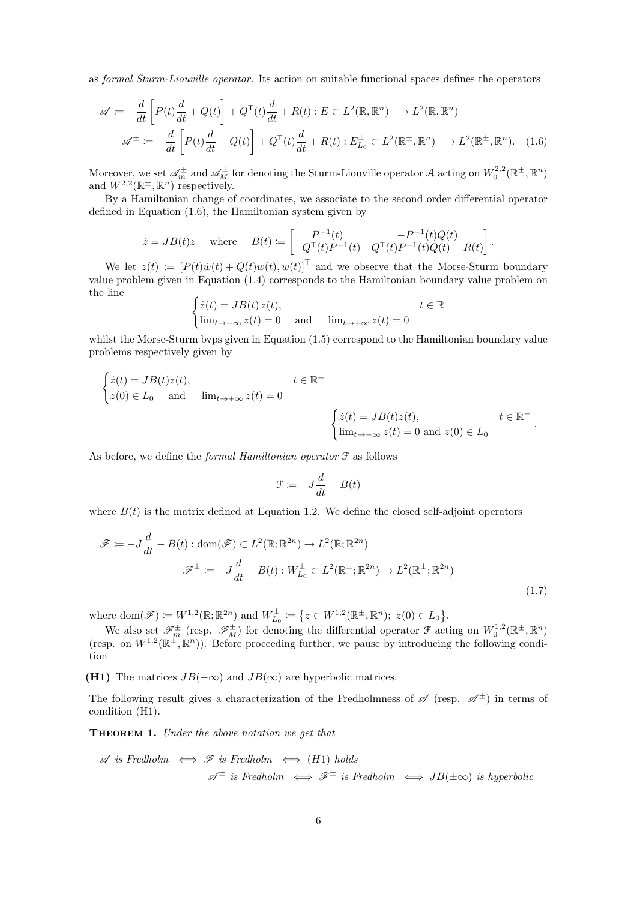as *formal Sturm-Liouville operator.* Its action on suitable functional spaces defines the operators

$$
\begin{aligned}
\mathscr{A} &:= -\frac{d}{dt}\left[P(t)\frac{d}{dt} + Q(t)\right] + Q^{\mathsf{T}}(t)\frac{d}{dt} + R(t) : E \subset L^2(\mathbb{R},\mathbb{R}^n) \longrightarrow L^2(\mathbb{R},\mathbb{R}^n)\\
\mathscr{A}^{\pm} &:= -\frac{d}{dt}\left[P(t)\frac{d}{dt} + Q(t)\right] + Q^{\mathsf{T}}(t)\frac{d}{dt} + R(t) : E^{\pm}_{L_0} \subset L^2(\mathbb{R}^{\pm},\mathbb{R}^n) \longrightarrow L^2(\mathbb{R}^{\pm},\mathbb{R}^n). \quad (1.6)
\end{aligned}
$$

Moreover, we set $\mathscr{A}^{\pm}_m$ and $\mathscr{A}^{\pm}_M$ for denoting the Sturm-Liouville operator $\mathcal{A}$ acting on $W^{2,2}_0(\mathbb{R}^{\pm},\mathbb{R}^n)$ and $W^{2,2}(\mathbb{R}^{\pm},\mathbb{R}^n)$ respectively.

By a Hamiltonian change of coordinates, we associate to the second order differential operator defined in Equation (1.6), the Hamiltonian system given by

$$
\dot z = JB(t)z \quad \text{where} \quad B(t) := \begin{bmatrix} P^{-1}(t) & -P^{-1}(t)Q(t)\\ -Q^{\mathsf{T}}(t)P^{-1}(t) & Q^{\mathsf{T}}(t)P^{-1}(t)Q(t) - R(t)\end{bmatrix}.
$$

We let $z(t) := [P(t)\dot w(t) + Q(t)w(t), w(t)]^{\mathsf{T}}$ and we observe that the Morse-Sturm boundary value problem given in Equation (1.4) corresponds to the Hamiltonian boundary value problem on the line

$$
\begin{cases} \dot z(t) = JB(t)\, z(t), & t \in \mathbb{R}\\ \lim_{t\to-\infty} z(t) = 0 \quad \text{and} \quad \lim_{t\to+\infty} z(t) = 0 \end{cases}
$$

whilst the Morse-Sturm bvps given in Equation (1.5) correspond to the Hamiltonian boundary value problems respectively given by

$$
\begin{cases} \dot z(t) = JB(t)z(t), & t \in \mathbb{R}^+\\ z(0) \in L_0 \quad \text{and} \quad \lim_{t\to+\infty} z(t) = 0 \end{cases}
\qquad
\begin{cases} \dot z(t) = JB(t)z(t), & t \in \mathbb{R}^-\\ \lim_{t\to-\infty} z(t) = 0 \text{ and } z(0) \in L_0 \end{cases}.
$$

As before, we define the *formal Hamiltonian operator* $\mathcal{F}$ as follows

$$
\mathcal{F} := -J\frac{d}{dt} - B(t)
$$

where $B(t)$ is the matrix defined at Equation 1.2. We define the closed self-adjoint operators

$$
\begin{aligned}
\mathscr{F} &:= -J\frac{d}{dt} - B(t) : \operatorname{dom}(\mathscr{F}) \subset L^2(\mathbb{R};\mathbb{R}^{2n}) \to L^2(\mathbb{R};\mathbb{R}^{2n})\\
\mathscr{F}^{\pm} &:= -J\frac{d}{dt} - B(t) : W^{\pm}_{L_0} \subset L^2(\mathbb{R}^{\pm};\mathbb{R}^{2n}) \to L^2(\mathbb{R}^{\pm};\mathbb{R}^{2n})
\end{aligned} \tag{1.7}
$$

where $\operatorname{dom}(\mathscr{F}) := W^{1,2}(\mathbb{R};\mathbb{R}^{2n})$ and $W^{\pm}_{L_0} := \{z \in W^{1,2}(\mathbb{R}^{\pm},\mathbb{R}^n);\ z(0) \in L_0\}$.

We also set $\mathscr{F}^{\pm}_m$ (resp. $\mathscr{F}^{\pm}_M$) for denoting the differential operator $\mathcal{F}$ acting on $W^{1,2}_0(\mathbb{R}^{\pm},\mathbb{R}^n)$ (resp. on $W^{1,2}(\mathbb{R}^{\pm},\mathbb{R}^n)$). Before proceeding further, we pause by introducing the following condition

**(H1)** The matrices $JB(-\infty)$ and $JB(\infty)$ are hyperbolic matrices.

The following result gives a characterization of the Fredholmness of $\mathscr{A}$ (resp. $\mathscr{A}^{\pm}$) in terms of condition (H1).

**Theorem 1.** *Under the above notation we get that*

$$
\begin{aligned}
&\mathscr{A} \text{ is Fredholm} \iff \mathscr{F} \text{ is Fredholm} \iff (H1) \text{ holds}\\
&\mathscr{A}^{\pm} \text{ is Fredholm} \iff \mathscr{F}^{\pm} \text{ is Fredholm} \iff JB(\pm\infty) \text{ is hyperbolic}
\end{aligned}
$$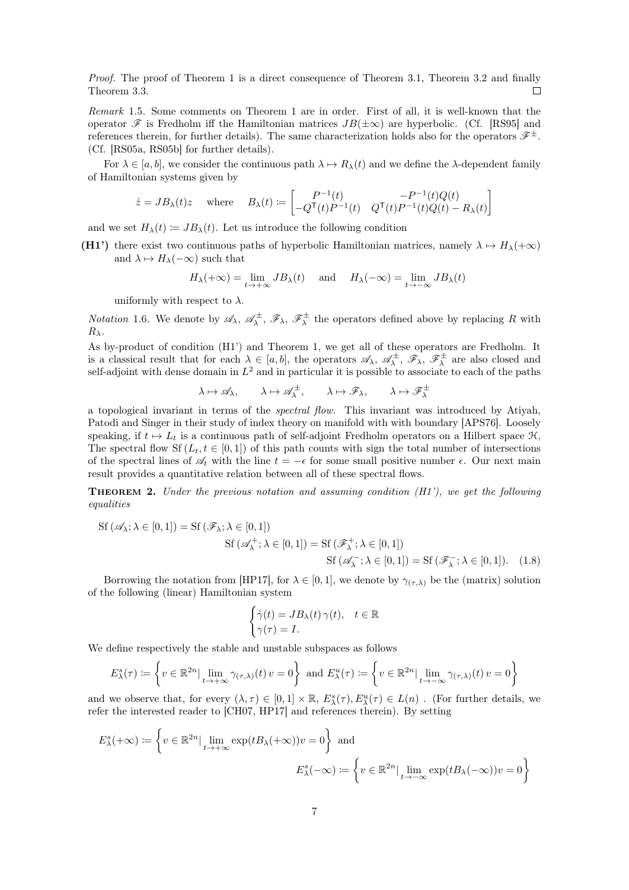*Proof.* The proof of Theorem 1 is a direct consequence of Theorem 3.1, Theorem 3.2 and finally Theorem 3.3. □

*Remark* 1.5. Some comments on Theorem 1 are in order. First of all, it is well-known that the operator $\mathscr{F}$ is Fredholm iff the Hamiltonian matrices $JB(\pm\infty)$ are hyperbolic. (Cf. [RS95] and references therein, for further details). The same characterization holds also for the operators $\mathscr{F}^{\pm}$. (Cf. [RS05a, RS05b] for further details).

For $\lambda \in [a, b]$, we consider the continuous path $\lambda \mapsto R_\lambda(t)$ and we define the $\lambda$-dependent family of Hamiltonian systems given by

$$\dot{z} = JB_\lambda(t)z \quad \text{where} \quad B_\lambda(t) := \begin{bmatrix} P^{-1}(t) & -P^{-1}(t)Q(t) \\ -Q^{\mathsf{T}}(t)P^{-1}(t) & Q^{\mathsf{T}}(t)P^{-1}(t)Q(t) - R_\lambda(t) \end{bmatrix}$$

and we set $H_\lambda(t) := JB_\lambda(t)$. Let us introduce the following condition

**(H1')** there exist two continuous paths of hyperbolic Hamiltonian matrices, namely $\lambda \mapsto H_\lambda(+\infty)$ and $\lambda \mapsto H_\lambda(-\infty)$ such that

$$H_\lambda(+\infty) = \lim_{t\to+\infty} JB_\lambda(t) \quad \text{and} \quad H_\lambda(-\infty) = \lim_{t\to-\infty} JB_\lambda(t)$$

uniformly with respect to $\lambda$.

*Notation* 1.6. We denote by $\mathscr{A}_\lambda$, $\mathscr{A}_\lambda^{\pm}$, $\mathscr{F}_\lambda$, $\mathscr{F}_\lambda^{\pm}$ the operators defined above by replacing $R$ with $R_\lambda$.

As by-product of condition (H1') and Theorem 1, we get all of these operators are Fredholm. It is a classical result that for each $\lambda \in [a, b]$, the operators $\mathscr{A}_\lambda$, $\mathscr{A}_\lambda^{\pm}$, $\mathscr{F}_\lambda$, $\mathscr{F}_\lambda^{\pm}$ are also closed and self-adjoint with dense domain in $L^2$ and in particular it is possible to associate to each of the paths

$$\lambda \mapsto \mathscr{A}_\lambda, \qquad \lambda \mapsto \mathscr{A}_\lambda^{\pm}, \qquad \lambda \mapsto \mathscr{F}_\lambda, \qquad \lambda \mapsto \mathscr{F}_\lambda^{\pm}$$

a topological invariant in terms of the *spectral flow*. This invariant was introduced by Atiyah, Patodi and Singer in their study of index theory on manifold with with boundary [APS76]. Loosely speaking, if $t \mapsto L_t$ is a continuous path of self-adjoint Fredholm operators on a Hilbert space $\mathcal{H}$, The spectral flow $\mathrm{Sf}\,(L_t, t \in [0, 1])$ of this path counts with sign the total number of intersections of the spectral lines of $\mathscr{A}_t$ with the line $t = -\epsilon$ for some small positive number $\epsilon$. Our next main result provides a quantitative relation between all of these spectral flows.

**Theorem 2.** *Under the previous notation and assuming condition (H1'), we get the following equalities*

$$\begin{aligned} \mathrm{Sf}\,(\mathscr{A}_\lambda; \lambda \in [0, 1]) &= \mathrm{Sf}\,(\mathscr{F}_\lambda; \lambda \in [0, 1]) \\ \mathrm{Sf}\,(\mathscr{A}_\lambda^{+}; \lambda \in [0, 1]) &= \mathrm{Sf}\,(\mathscr{F}_\lambda^{+}; \lambda \in [0, 1]) \\ \mathrm{Sf}\,(\mathscr{A}_\lambda^{-}; \lambda \in [0, 1]) &= \mathrm{Sf}\,(\mathscr{F}_\lambda^{-}; \lambda \in [0, 1]). \end{aligned} \tag{1.8}$$

Borrowing the notation from [HP17], for $\lambda \in [0, 1]$, we denote by $\gamma_{(\tau,\lambda)}$ be the (matrix) solution of the following (linear) Hamiltonian system

$$\begin{cases} \dot{\gamma}(t) = JB_\lambda(t)\,\gamma(t), & t \in \mathbb{R} \\ \gamma(\tau) = I. \end{cases}$$

We define respectively the stable and unstable subspaces as follows

$$E_\lambda^s(\tau) := \left\{ v \in \mathbb{R}^{2n} \middle| \lim_{t\to+\infty} \gamma_{(\tau,\lambda)}(t)\, v = 0 \right\} \text{ and } E_\lambda^u(\tau) := \left\{ v \in \mathbb{R}^{2n} \middle| \lim_{t\to-\infty} \gamma_{(\tau,\lambda)}(t)\, v = 0 \right\}$$

and we observe that, for every $(\lambda, \tau) \in [0, 1] \times \mathbb{R}$, $E_\lambda^s(\tau), E_\lambda^u(\tau) \in L(n)$ . (For further details, we refer the interested reader to [CH07, HP17] and references therein). By setting

$$E_\lambda^s(+\infty) := \left\{ v \in \mathbb{R}^{2n} \middle| \lim_{t\to+\infty} \exp(tB_\lambda(+\infty))v = 0 \right\} \text{ and}$$

$$E_\lambda^s(-\infty) := \left\{ v \in \mathbb{R}^{2n} \middle| \lim_{t\to-\infty} \exp(tB_\lambda(-\infty))v = 0 \right\}$$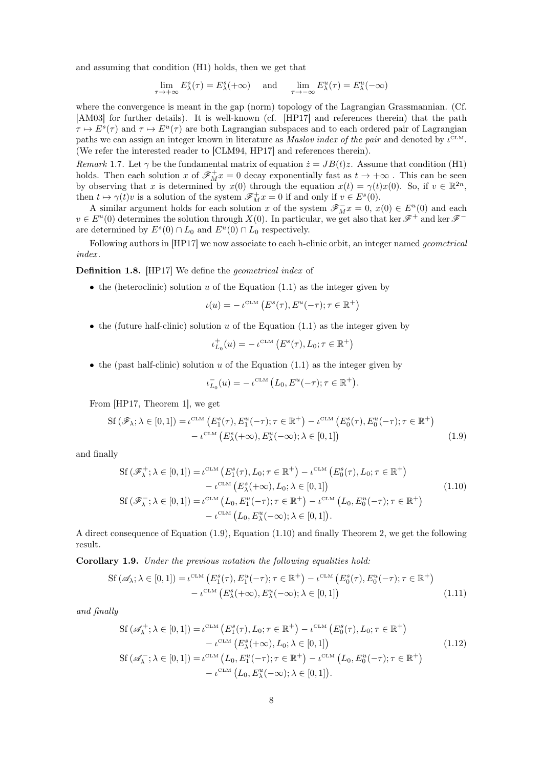and assuming that condition (H1) holds, then we get that

$$\lim_{\tau\to+\infty} E^s_\lambda(\tau) = E^s_\lambda(+\infty) \quad \text{ and } \quad \lim_{\tau\to-\infty} E^u_\lambda(\tau) = E^u_\lambda(-\infty)$$

where the convergence is meant in the gap (norm) topology of the Lagrangian Grassmannian. (Cf. [AM03] for further details). It is well-known (cf. [HP17] and references therein) that the path $\tau \mapsto E^s(\tau)$ and $\tau \mapsto E^u(\tau)$ are both Lagrangian subspaces and to each ordered pair of Lagrangian paths we can assign an integer known in literature as *Maslov index of the pair* and denoted by $\iota^{\text{CLM}}$. (We refer the interested reader to [CLM94, HP17] and references therein).

*Remark* 1.7. Let $\gamma$ be the fundamental matrix of equation $\dot z = JB(t)z$. Assume that condition (H1) holds. Then each solution $x$ of $\mathscr{F}^+_M x = 0$ decay exponentially fast as $t \to +\infty$ . This can be seen by observing that $x$ is determined by $x(0)$ through the equation $x(t) = \gamma(t)x(0)$. So, if $v \in \mathbb{R}^{2n}$, then $t \mapsto \gamma(t)v$ is a solution of the system $\mathscr{F}^+_M x = 0$ if and only if $v \in E^s(0)$.

A similar argument holds for each solution $x$ of the system $\mathscr{F}^-_M x = 0$, $x(0) \in E^u(0)$ and each $v \in E^u(0)$ determines the solution through $X(0)$. In particular, we get also that $\ker \mathscr{F}^+$ and $\ker \mathscr{F}^-$ are determined by $E^s(0) \cap L_0$ and $E^u(0) \cap L_0$ respectively.

Following authors in [HP17] we now associate to each h-clinic orbit, an integer named *geometrical index*.

**Definition 1.8.** [HP17] We define the *geometrical index* of

- the (heteroclinic) solution $u$ of the Equation (1.1) as the integer given by
$$\iota(u) = -\,\iota^{\text{CLM}}\big(E^s(\tau), E^u(-\tau); \tau \in \mathbb{R}^+\big)$$
- the (future half-clinic) solution $u$ of the Equation (1.1) as the integer given by
$$\iota^+_{L_0}(u) = -\,\iota^{\text{CLM}}\big(E^s(\tau), L_0; \tau \in \mathbb{R}^+\big)$$
- the (past half-clinic) solution $u$ of the Equation (1.1) as the integer given by
$$\iota^-_{L_0}(u) = -\,\iota^{\text{CLM}}\big(L_0, E^u(-\tau); \tau \in \mathbb{R}^+\big).$$

From [HP17, Theorem 1], we get

$$\begin{aligned}\text{Sf}\,(\mathscr{F}_\lambda; \lambda \in [0,1]) = {}&\iota^{\text{CLM}}\big(E^s_1(\tau), E^u_1(-\tau); \tau \in \mathbb{R}^+\big) - \iota^{\text{CLM}}\big(E^s_0(\tau), E^u_0(-\tau); \tau \in \mathbb{R}^+\big)\\ &- \iota^{\text{CLM}}\big(E^s_\lambda(+\infty), E^u_\lambda(-\infty); \lambda \in [0,1]\big)\end{aligned} \tag{1.9}$$

and finally

$$\begin{aligned}\text{Sf}\,(\mathscr{F}^+_\lambda; \lambda \in [0,1]) = {}&\iota^{\text{CLM}}\big(E^s_1(\tau), L_0; \tau \in \mathbb{R}^+\big) - \iota^{\text{CLM}}\big(E^s_0(\tau), L_0; \tau \in \mathbb{R}^+\big)\\ &- \iota^{\text{CLM}}\big(E^s_\lambda(+\infty), L_0; \lambda \in [0,1]\big)\\ \text{Sf}\,(\mathscr{F}^-_\lambda; \lambda \in [0,1]) = {}&\iota^{\text{CLM}}\big(L_0, E^u_1(-\tau); \tau \in \mathbb{R}^+\big) - \iota^{\text{CLM}}\big(L_0, E^u_0(-\tau); \tau \in \mathbb{R}^+\big)\\ &- \iota^{\text{CLM}}\big(L_0, E^u_\lambda(-\infty); \lambda \in [0,1]\big).\end{aligned} \tag{1.10}$$

A direct consequence of Equation (1.9), Equation (1.10) and finally Theorem 2, we get the following result.

**Corollary 1.9.** *Under the previous notation the following equalities hold:*

$$\begin{aligned}\text{Sf}\,(\mathscr{A}_\lambda; \lambda \in [0,1]) = {}&\iota^{\text{CLM}}\big(E^s_1(\tau), E^u_1(-\tau); \tau \in \mathbb{R}^+\big) - \iota^{\text{CLM}}\big(E^s_0(\tau), E^u_0(-\tau); \tau \in \mathbb{R}^+\big)\\ &- \iota^{\text{CLM}}\big(E^s_\lambda(+\infty), E^u_\lambda(-\infty); \lambda \in [0,1]\big)\end{aligned} \tag{1.11}$$

*and finally*

$$\begin{aligned}\text{Sf}\,(\mathscr{A}^+_\lambda; \lambda \in [0,1]) = {}&\iota^{\text{CLM}}\big(E^s_1(\tau), L_0; \tau \in \mathbb{R}^+\big) - \iota^{\text{CLM}}\big(E^s_0(\tau), L_0; \tau \in \mathbb{R}^+\big)\\ &- \iota^{\text{CLM}}\big(E^s_\lambda(+\infty), L_0; \lambda \in [0,1]\big)\\ \text{Sf}\,(\mathscr{A}^-_\lambda; \lambda \in [0,1]) = {}&\iota^{\text{CLM}}\big(L_0, E^u_1(-\tau); \tau \in \mathbb{R}^+\big) - \iota^{\text{CLM}}\big(L_0, E^u_0(-\tau); \tau \in \mathbb{R}^+\big)\\ &- \iota^{\text{CLM}}\big(L_0, E^u_\lambda(-\infty); \lambda \in [0,1]\big).\end{aligned} \tag{1.12}$$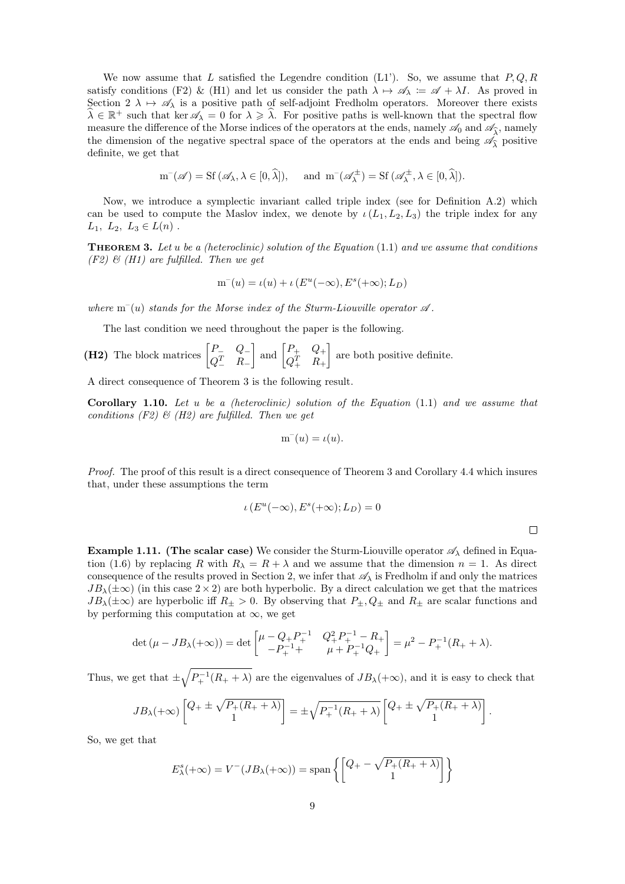We now assume that $L$ satisfied the Legendre condition (L1'). So, we assume that $P, Q, R$ satisfy conditions (F2) & (H1) and let us consider the path $\lambda \mapsto \mathscr{A}_\lambda := \mathscr{A} + \lambda I$. As proved in Section 2 $\lambda \mapsto \mathscr{A}_\lambda$ is a positive path of self-adjoint Fredholm operators. Moreover there exists $\widehat{\lambda} \in \mathbb{R}^+$ such that $\ker \mathscr{A}_\lambda = 0$ for $\lambda \geqslant \widehat{\lambda}$. For positive paths is well-known that the spectral flow measure the difference of the Morse indices of the operators at the ends, namely $\mathscr{A}_0$ and $\mathscr{A}_{\widehat{\lambda}}$, namely the dimension of the negative spectral space of the operators at the ends and being $\mathscr{A}_{\widehat{\lambda}}$ positive definite, we get that

$$\mathrm{m}^-(\mathscr{A}) = \mathrm{Sf}\,(\mathscr{A}_\lambda, \lambda \in [0, \widehat{\lambda}]), \quad \text{ and } \mathrm{m}^-(\mathscr{A}^\pm) = \mathrm{Sf}\,(\mathscr{A}^\pm_\lambda, \lambda \in [0, \widehat{\lambda}]).$$

Now, we introduce a symplectic invariant called triple index (see for Definition A.2) which can be used to compute the Maslov index, we denote by $\iota\,(L_1, L_2, L_3)$ the triple index for any $L_1,\ L_2,\ L_3 \in L(n)$ .

**Theorem 3.** *Let $u$ be a (heteroclinic) solution of the Equation* (1.1) *and we assume that conditions (F2) & (H1) are fulfilled. Then we get*

$$\mathrm{m}^-(u) = \iota(u) + \iota\,(E^u(-\infty), E^s(+\infty); L_D)$$

*where $\mathrm{m}^-(u)$ stands for the Morse index of the Sturm-Liouville operator $\mathscr{A}$.*

The last condition we need throughout the paper is the following.

**(H2)** The block matrices $\begin{bmatrix} P_- & Q_- \\ Q_-^T & R_- \end{bmatrix}$ and $\begin{bmatrix} P_+ & Q_+ \\ Q_+^T & R_+ \end{bmatrix}$ are both positive definite.

A direct consequence of Theorem 3 is the following result.

**Corollary 1.10.** *Let $u$ be a (heteroclinic) solution of the Equation* (1.1) *and we assume that conditions (F2) & (H2) are fulfilled. Then we get*

$$\mathrm{m}^-(u) = \iota(u).$$

*Proof.* The proof of this result is a direct consequence of Theorem 3 and Corollary 4.4 which insures that, under these assumptions the term

$$\iota\,(E^u(-\infty), E^s(+\infty); L_D) = 0$$

□

**Example 1.11. (The scalar case)** We consider the Sturm-Liouville operator $\mathscr{A}_\lambda$ defined in Equation (1.6) by replacing $R$ with $R_\lambda = R + \lambda$ and we assume that the dimension $n = 1$. As direct consequence of the results proved in Section 2, we infer that $\mathscr{A}_\lambda$ is Fredholm if and only the matrices $JB_\lambda(\pm\infty)$ (in this case $2\times 2$) are both hyperbolic. By a direct calculation we get that the matrices $JB_\lambda(\pm\infty)$ are hyperbolic iff $R_\pm > 0$. By observing that $P_\pm, Q_\pm$ and $R_\pm$ are scalar functions and by performing this computation at $\infty$, we get

$$\det\left(\mu - JB_\lambda(+\infty)\right) = \det \begin{bmatrix} \mu - Q_+ P_+^{-1} & Q_+^2 P_+^{-1} - R_+ \\ -P_+^{-1} + & \mu + P_+^{-1} Q_+ \end{bmatrix} = \mu^2 - P_+^{-1}(R_+ + \lambda).$$

Thus, we get that $\pm\sqrt{P_+^{-1}(R_+ + \lambda)}$ are the eigenvalues of $JB_\lambda(+\infty)$, and it is easy to check that

$$JB_\lambda(+\infty) \begin{bmatrix} Q_+ \pm \sqrt{P_+(R_+ + \lambda)} \\ 1 \end{bmatrix} = \pm\sqrt{P_+^{-1}(R_+ + \lambda)} \begin{bmatrix} Q_+ \pm \sqrt{P_+(R_+ + \lambda)} \\ 1 \end{bmatrix}.$$

So, we get that

$$E^s_\lambda(+\infty) = V^-(JB_\lambda(+\infty)) = \mathrm{span}\left\{ \begin{bmatrix} Q_+ - \sqrt{P_+(R_+ + \lambda)} \\ 1 \end{bmatrix} \right\}$$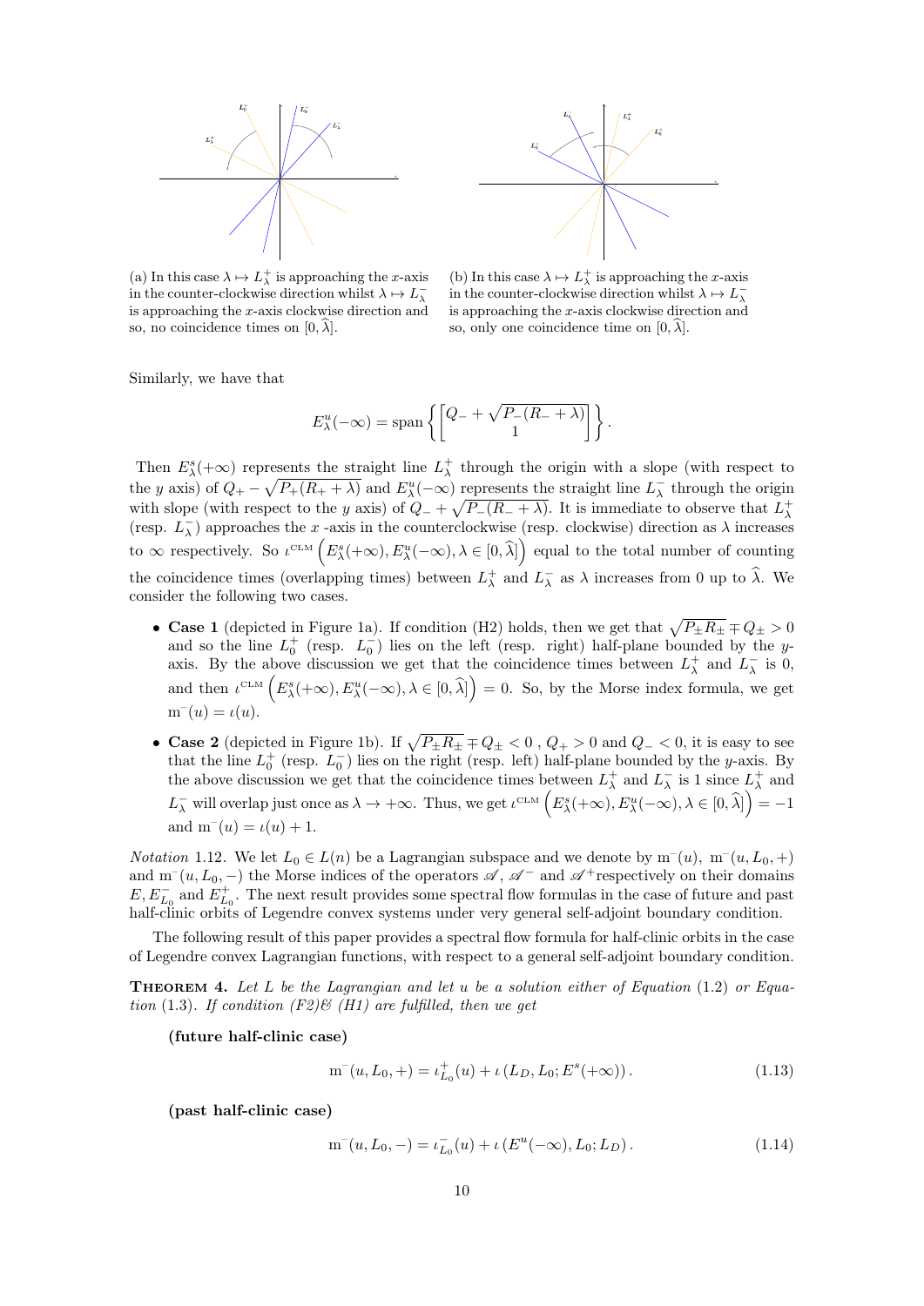(a) In this case $\lambda \mapsto L^+_\lambda$ is approaching the $x$-axis in the counter-clockwise direction whilst $\lambda \mapsto L^-_\lambda$ is approaching the $x$-axis clockwise direction and so, no coincidence times on $[0, \widehat{\lambda}]$.

(b) In this case $\lambda \mapsto L^+_\lambda$ is approaching the $x$-axis in the counter-clockwise direction whilst $\lambda \mapsto L^-_\lambda$ is approaching the $x$-axis clockwise direction and so, only one coincidence time on $[0, \widehat{\lambda}]$.

Similarly, we have that

$$E^u_\lambda(-\infty) = \operatorname{span}\left\{ \begin{bmatrix} Q_- + \sqrt{P_-(R_- + \lambda)} \\ 1 \end{bmatrix} \right\}.$$

Then $E^s_\lambda(+\infty)$ represents the straight line $L^+_\lambda$ through the origin with a slope (with respect to the $y$ axis) of $Q_+ - \sqrt{P_+(R_+ + \lambda)}$ and $E^u_\lambda(-\infty)$ represents the straight line $L^-_\lambda$ through the origin with slope (with respect to the $y$ axis) of $Q_- + \sqrt{P_-(R_- + \lambda)}$. It is immediate to observe that $L^+_\lambda$ (resp. $L^-_\lambda$) approaches the $x$ -axis in the counterclockwise (resp. clockwise) direction as $\lambda$ increases to $\infty$ respectively. So $\iota^{\text{CLM}}\left(E^s_\lambda(+\infty), E^u_\lambda(-\infty), \lambda \in [0, \widehat{\lambda}]\right)$ equal to the total number of counting the coincidence times (overlapping times) between $L^+_\lambda$ and $L^-_\lambda$ as $\lambda$ increases from 0 up to $\widehat{\lambda}$. We consider the following two cases.

- **Case 1** (depicted in Figure 1a). If condition (H2) holds, then we get that $\sqrt{P_\pm R_\pm} \mp Q_\pm > 0$ and so the line $L^+_0$ (resp. $L^-_0$) lies on the left (resp. right) half-plane bounded by the $y$-axis. By the above discussion we get that the coincidence times between $L^+_\lambda$ and $L^-_\lambda$ is 0, and then $\iota^{\text{CLM}}\left(E^s_\lambda(+\infty), E^u_\lambda(-\infty), \lambda \in [0, \widehat{\lambda}]\right) = 0$. So, by the Morse index formula, we get $\mathrm{m}^-(u) = \iota(u)$.
- **Case 2** (depicted in Figure 1b). If $\sqrt{P_\pm R_\pm} \mp Q_\pm < 0$ , $Q_+ > 0$ and $Q_- < 0$, it is easy to see that the line $L^+_0$ (resp. $L^-_0$) lies on the right (resp. left) half-plane bounded by the $y$-axis. By the above discussion we get that the coincidence times between $L^+_\lambda$ and $L^-_\lambda$ is 1 since $L^+_\lambda$ and $L^-_\lambda$ will overlap just once as $\lambda \to +\infty$. Thus, we get $\iota^{\text{CLM}}\left(E^s_\lambda(+\infty), E^u_\lambda(-\infty), \lambda \in [0, \widehat{\lambda}]\right) = -1$ and $\mathrm{m}^-(u) = \iota(u) + 1$.

*Notation* 1.12. We let $L_0 \in L(n)$ be a Lagrangian subspace and we denote by $\mathrm{m}^-(u)$, $\mathrm{m}^-(u, L_0, +)$ and $\mathrm{m}^-(u, L_0, -)$ the Morse indices of the operators $\mathscr{A}$, $\mathscr{A}^-$ and $\mathscr{A}^+$respectively on their domains $E, E^-_{L_0}$ and $E^+_{L_0}$. The next result provides some spectral flow formulas in the case of future and past half-clinic orbits of Legendre convex systems under very general self-adjoint boundary condition.

The following result of this paper provides a spectral flow formula for half-clinic orbits in the case of Legendre convex Lagrangian functions, with respect to a general self-adjoint boundary condition.

**Theorem 4.** *Let $L$ be the Lagrangian and let $u$ be a solution either of Equation* (1.2) *or Equation* (1.3)*. If condition (F2)& (H1) are fulfilled, then we get*

**(future half-clinic case)**

$$\mathrm{m}^-(u, L_0, +) = \iota^+_{L_0}(u) + \iota\left(L_D, L_0; E^s(+\infty)\right). \tag{1.13}$$

**(past half-clinic case)**

$$\mathrm{m}^-(u, L_0, -) = \iota^-_{L_0}(u) + \iota\left(E^u(-\infty), L_0; L_D\right). \tag{1.14}$$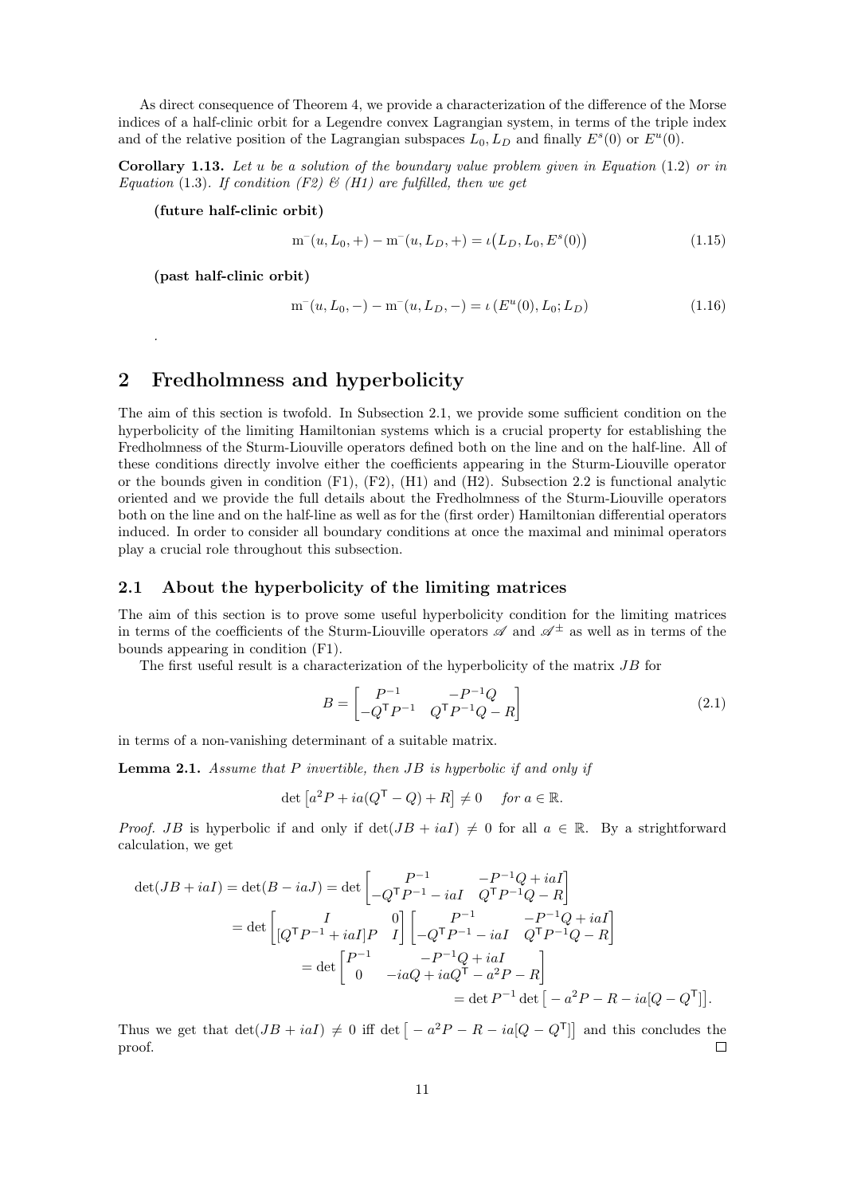As direct consequence of Theorem 4, we provide a characterization of the difference of the Morse indices of a half-clinic orbit for a Legendre convex Lagrangian system, in terms of the triple index and of the relative position of the Lagrangian subspaces $L_0, L_D$ and finally $E^s(0)$ or $E^u(0)$.

**Corollary 1.13.** *Let $u$ be a solution of the boundary value problem given in Equation* (1.2) *or in Equation* (1.3)*. If condition (F2) & (H1) are fulfilled, then we get*

**(future half-clinic orbit)**

$$\mathrm{m}^-(u, L_0, +) - \mathrm{m}^-(u, L_D, +) = \iota\big(L_D, L_0, E^s(0)\big) \tag{1.15}$$

**(past half-clinic orbit)**

$$\mathrm{m}^-(u, L_0, -) - \mathrm{m}^-(u, L_D, -) = \iota\left(E^u(0), L_0; L_D\right) \tag{1.16}$$

.

# 2 Fredholmness and hyperbolicity

The aim of this section is twofold. In Subsection 2.1, we provide some sufficient condition on the hyperbolicity of the limiting Hamiltonian systems which is a crucial property for establishing the Fredholmness of the Sturm-Liouville operators defined both on the line and on the half-line. All of these conditions directly involve either the coefficients appearing in the Sturm-Liouville operator or the bounds given in condition (F1), (F2), (H1) and (H2). Subsection 2.2 is functional analytic oriented and we provide the full details about the Fredholmness of the Sturm-Liouville operators both on the line and on the half-line as well as for the (first order) Hamiltonian differential operators induced. In order to consider all boundary conditions at once the maximal and minimal operators play a crucial role throughout this subsection.

## 2.1 About the hyperbolicity of the limiting matrices

The aim of this section is to prove some useful hyperbolicity condition for the limiting matrices in terms of the coefficients of the Sturm-Liouville operators $\mathscr{A}$ and $\mathscr{A}^\pm$ as well as in terms of the bounds appearing in condition (F1).

The first useful result is a characterization of the hyperbolicity of the matrix $JB$ for

$$B = \begin{bmatrix} P^{-1} & -P^{-1}Q \\ -Q^\mathsf{T} P^{-1} & Q^\mathsf{T} P^{-1} Q - R \end{bmatrix} \tag{2.1}$$

in terms of a non-vanishing determinant of a suitable matrix.

**Lemma 2.1.** *Assume that $P$ invertible, then $JB$ is hyperbolic if and only if*

$$\det\left[a^2 P + ia(Q^\mathsf{T} - Q) + R\right] \neq 0 \quad \textit{for } a \in \mathbb{R}.$$

*Proof.* $JB$ is hyperbolic if and only if $\det(JB + iaI) \neq 0$ for all $a \in \mathbb{R}$. By a strightforward calculation, we get

$$\begin{aligned}
\det(JB + iaI) = \det(B - iaJ) &= \det \begin{bmatrix} P^{-1} & -P^{-1}Q + iaI \\ -Q^\mathsf{T} P^{-1} - iaI & Q^\mathsf{T} P^{-1} Q - R \end{bmatrix} \\
&= \det \begin{bmatrix} I & 0 \\ [Q^\mathsf{T} P^{-1} + iaI]P & I \end{bmatrix} \begin{bmatrix} P^{-1} & -P^{-1}Q + iaI \\ -Q^\mathsf{T} P^{-1} - iaI & Q^\mathsf{T} P^{-1} Q - R \end{bmatrix} \\
&= \det \begin{bmatrix} P^{-1} & -P^{-1}Q + iaI \\ 0 & -iaQ + iaQ^\mathsf{T} - a^2 P - R \end{bmatrix} \\
&= \det P^{-1} \det\big[ - a^2 P - R - ia[Q - Q^\mathsf{T}]\big].
\end{aligned}$$

Thus we get that $\det(JB + iaI) \neq 0$ iff $\det\big[ - a^2 P - R - ia[Q - Q^\mathsf{T}]\big]$ and this concludes the proof. ∎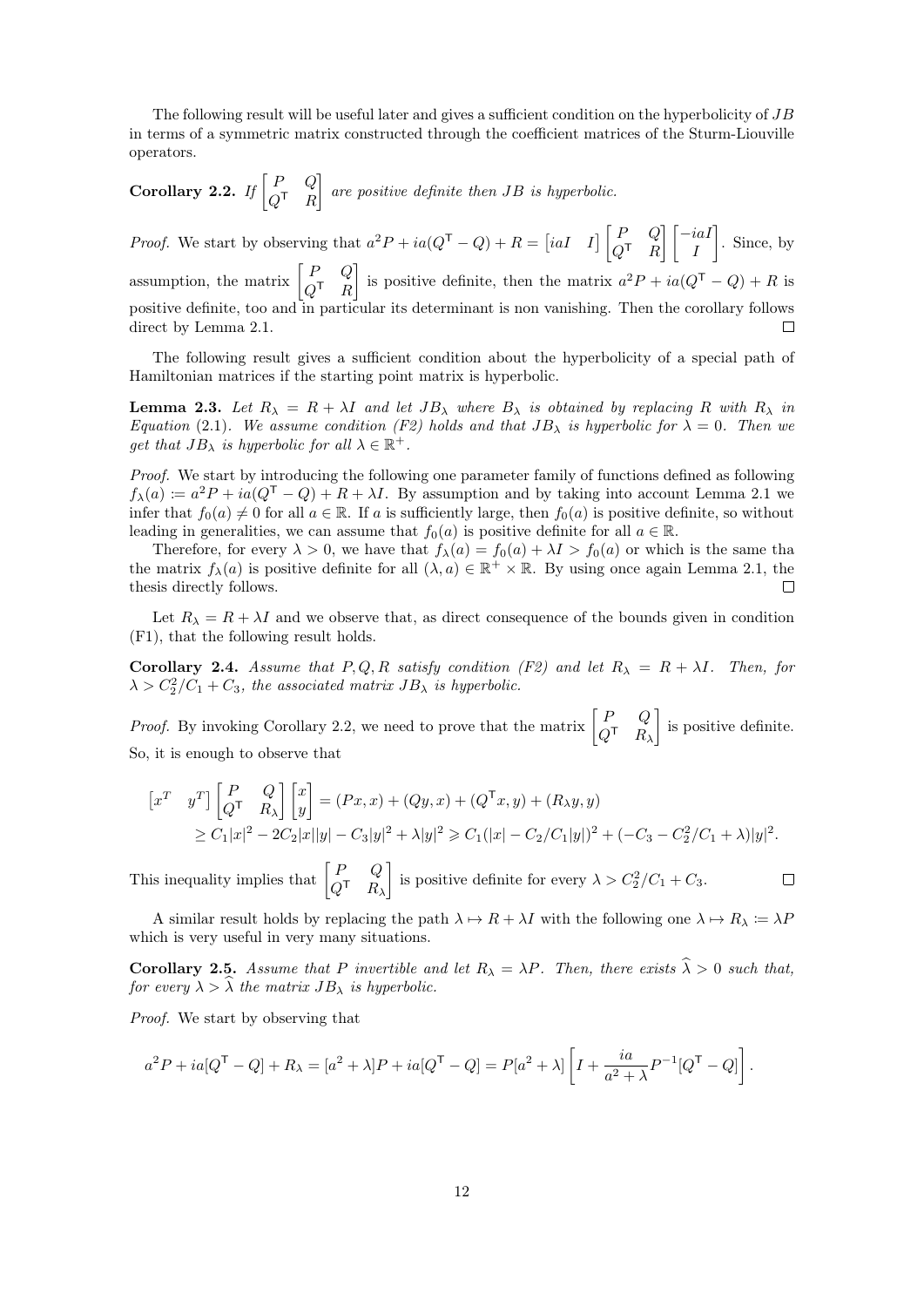The following result will be useful later and gives a sufficient condition on the hyperbolicity of $JB$ in terms of a symmetric matrix constructed through the coefficient matrices of the Sturm-Liouville operators.

**Corollary 2.2.** *If* $\begin{bmatrix} P & Q \\ Q^\mathsf{T} & R \end{bmatrix}$ *are positive definite then* $JB$ *is hyperbolic.*

*Proof.* We start by observing that $a^2P + ia(Q^\mathsf{T} - Q) + R = \begin{bmatrix} iaI & I \end{bmatrix} \begin{bmatrix} P & Q \\ Q^\mathsf{T} & R \end{bmatrix} \begin{bmatrix} -iaI \\ I \end{bmatrix}$. Since, by assumption, the matrix $\begin{bmatrix} P & Q \\ Q^\mathsf{T} & R \end{bmatrix}$ is positive definite, then the matrix $a^2P + ia(Q^\mathsf{T} - Q) + R$ is positive definite, too and in particular its determinant is non vanishing. Then the corollary follows direct by Lemma 2.1. $\square$

The following result gives a sufficient condition about the hyperbolicity of a special path of Hamiltonian matrices if the starting point matrix is hyperbolic.

**Lemma 2.3.** *Let* $R_\lambda = R + \lambda I$ *and let* $JB_\lambda$ *where* $B_\lambda$ *is obtained by replacing* $R$ *with* $R_\lambda$ *in Equation* (2.1)*. We assume condition (F2) holds and that* $JB_\lambda$ *is hyperbolic for* $\lambda = 0$*. Then we get that* $JB_\lambda$ *is hyperbolic for all* $\lambda \in \mathbb{R}^+$*.*

*Proof.* We start by introducing the following one parameter family of functions defined as following $f_\lambda(a) := a^2P + ia(Q^\mathsf{T} - Q) + R + \lambda I$. By assumption and by taking into account Lemma 2.1 we infer that $f_0(a) \neq 0$ for all $a \in \mathbb{R}$. If $a$ is sufficiently large, then $f_0(a)$ is positive definite, so without leading in generalities, we can assume that $f_0(a)$ is positive definite for all $a \in \mathbb{R}$.

Therefore, for every $\lambda > 0$, we have that $f_\lambda(a) = f_0(a) + \lambda I > f_0(a)$ or which is the same tha the matrix $f_\lambda(a)$ is positive definite for all $(\lambda, a) \in \mathbb{R}^+ \times \mathbb{R}$. By using once again Lemma 2.1, the thesis directly follows. $\square$

Let $R_\lambda = R + \lambda I$ and we observe that, as direct consequence of the bounds given in condition (F1), that the following result holds.

**Corollary 2.4.** *Assume that* $P, Q, R$ *satisfy condition (F2) and let* $R_\lambda = R + \lambda I$*. Then, for* $\lambda > C_2^2/C_1 + C_3$*, the associated matrix* $JB_\lambda$ *is hyperbolic.*

*Proof.* By invoking Corollary 2.2, we need to prove that the matrix $\begin{bmatrix} P & Q \\ Q^\mathsf{T} & R_\lambda \end{bmatrix}$ is positive definite. So, it is enough to observe that

$$
\begin{aligned}
\begin{bmatrix} x^T & y^T \end{bmatrix} \begin{bmatrix} P & Q \\ Q^\mathsf{T} & R_\lambda \end{bmatrix} \begin{bmatrix} x \\ y \end{bmatrix} &= (Px, x) + (Qy, x) + (Q^\mathsf{T}x, y) + (R_\lambda y, y) \\
&\geq C_1|x|^2 - 2C_2|x||y| - C_3|y|^2 + \lambda|y|^2 \geqslant C_1(|x| - C_2/C_1|y|))^2 + (-C_3 - C_2^2/C_1 + \lambda)|y|^2.
\end{aligned}
$$

This inequality implies that $\begin{bmatrix} P & Q \\ Q^\mathsf{T} & R_\lambda \end{bmatrix}$ is positive definite for every $\lambda > C_2^2/C_1 + C_3$. $\square$

A similar result holds by replacing the path $\lambda \mapsto R + \lambda I$ with the following one $\lambda \mapsto R_\lambda := \lambda P$ which is very useful in very many situations.

**Corollary 2.5.** *Assume that* $P$ *invertible and let* $R_\lambda = \lambda P$*. Then, there exists* $\widehat{\lambda} > 0$ *such that, for every* $\lambda > \widehat{\lambda}$ *the matrix* $JB_\lambda$ *is hyperbolic.*

*Proof.* We start by observing that

$$
a^2P + ia[Q^\mathsf{T} - Q] + R_\lambda = [a^2 + \lambda]P + ia[Q^\mathsf{T} - Q] = P[a^2 + \lambda]\left[I + \frac{ia}{a^2 + \lambda}P^{-1}[Q^\mathsf{T} - Q]\right].
$$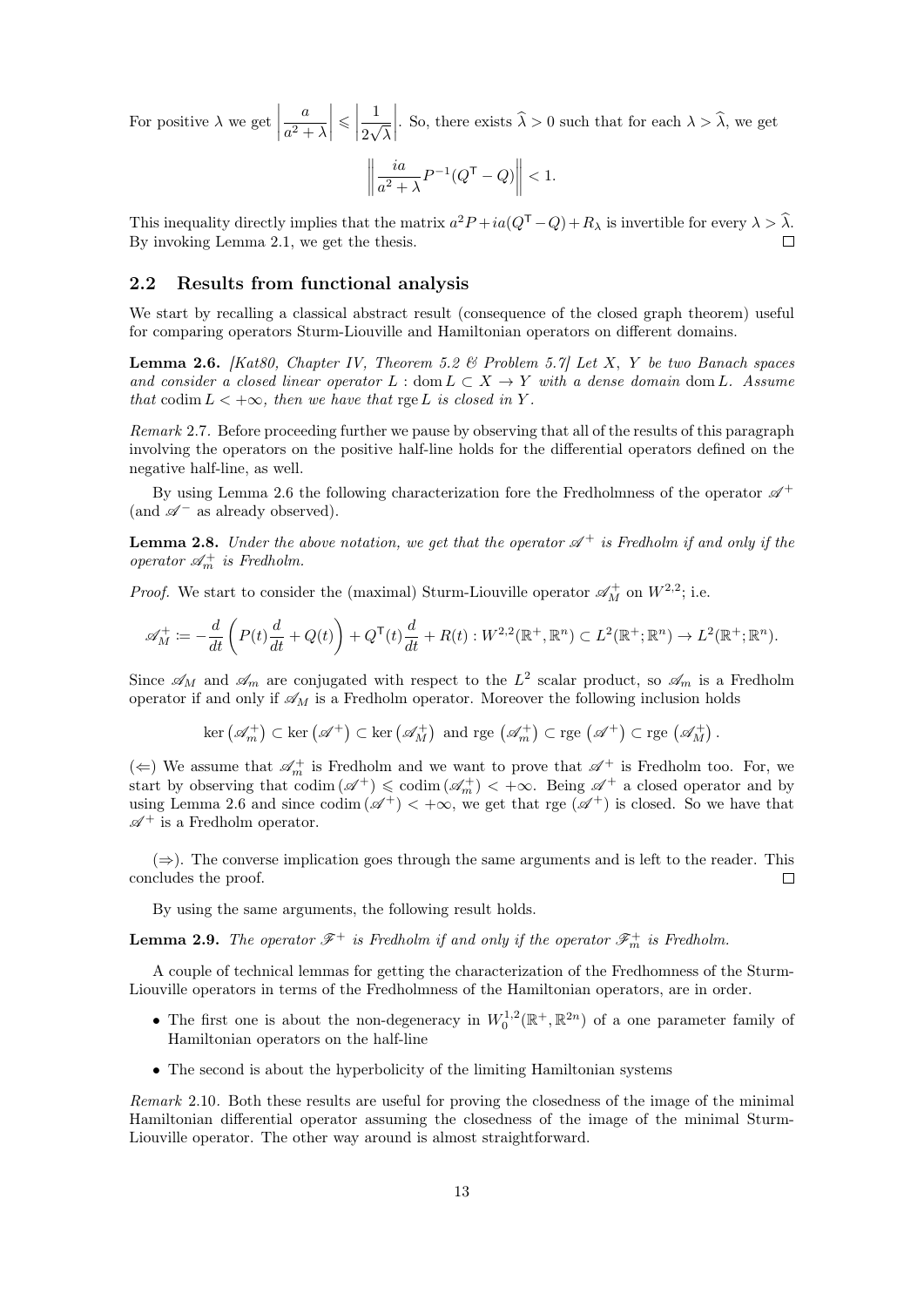For positive $\lambda$ we get $\left|\dfrac{a}{a^2+\lambda}\right| \leqslant \left|\dfrac{1}{2\sqrt{\lambda}}\right|$. So, there exists $\widehat{\lambda} > 0$ such that for each $\lambda > \widehat{\lambda}$, we get

$$\left\| \frac{ia}{a^2+\lambda} P^{-1}(Q^\mathsf{T} - Q) \right\| < 1.$$

This inequality directly implies that the matrix $a^2P + ia(Q^\mathsf{T} - Q) + R_\lambda$ is invertible for every $\lambda > \widehat{\lambda}$. By invoking Lemma 2.1, we get the thesis. □

## 2.2 Results from functional analysis

We start by recalling a classical abstract result (consequence of the closed graph theorem) useful for comparing operators Sturm-Liouville and Hamiltonian operators on different domains.

**Lemma 2.6.** *[Kat80, Chapter IV, Theorem 5.2 & Problem 5.7] Let $X$, $Y$ be two Banach spaces and consider a closed linear operator $L : \operatorname{dom} L \subset X \to Y$ with a dense domain $\operatorname{dom} L$. Assume that $\operatorname{codim} L < +\infty$, then we have that $\operatorname{rge} L$ is closed in $Y$.*

*Remark* 2.7. Before proceeding further we pause by observing that all of the results of this paragraph involving the operators on the positive half-line holds for the differential operators defined on the negative half-line, as well.

By using Lemma 2.6 the following characterization fore the Fredholmness of the operator $\mathscr{A}^+$ (and $\mathscr{A}^-$ as already observed).

**Lemma 2.8.** *Under the above notation, we get that the operator $\mathscr{A}^+$ is Fredholm if and only if the operator $\mathscr{A}^+_m$ is Fredholm.*

*Proof.* We start to consider the (maximal) Sturm-Liouville operator $\mathscr{A}^+_M$ on $W^{2,2}$; i.e.

$$\mathscr{A}^+_M \coloneqq -\frac{d}{dt}\left(P(t)\frac{d}{dt} + Q(t)\right) + Q^\mathsf{T}(t)\frac{d}{dt} + R(t) : W^{2,2}(\mathbb{R}^+, \mathbb{R}^n) \subset L^2(\mathbb{R}^+;\mathbb{R}^n) \to L^2(\mathbb{R}^+;\mathbb{R}^n).$$

Since $\mathscr{A}_M$ and $\mathscr{A}_m$ are conjugated with respect to the $L^2$ scalar product, so $\mathscr{A}_m$ is a Fredholm operator if and only if $\mathscr{A}_M$ is a Fredholm operator. Moreover the following inclusion holds

$$\ker\left(\mathscr{A}^+_m\right) \subset \ker\left(\mathscr{A}^+\right) \subset \ker\left(\mathscr{A}^+_M\right) \text{ and } \operatorname{rge}\left(\mathscr{A}^+_m\right) \subset \operatorname{rge}\left(\mathscr{A}^+\right) \subset \operatorname{rge}\left(\mathscr{A}^+_M\right).$$

($\Leftarrow$) We assume that $\mathscr{A}^+_m$ is Fredholm and we want to prove that $\mathscr{A}^+$ is Fredholm too. For, we start by observing that $\operatorname{codim}(\mathscr{A}^+) \leqslant \operatorname{codim}(\mathscr{A}^+_m) < +\infty$. Being $\mathscr{A}^+$ a closed operator and by using Lemma 2.6 and since $\operatorname{codim}(\mathscr{A}^+) < +\infty$, we get that $\operatorname{rge}(\mathscr{A}^+)$ is closed. So we have that $\mathscr{A}^+$ is a Fredholm operator.

($\Rightarrow$). The converse implication goes through the same arguments and is left to the reader. This concludes the proof. □

By using the same arguments, the following result holds.

**Lemma 2.9.** *The operator $\mathscr{F}^+$ is Fredholm if and only if the operator $\mathscr{F}^+_m$ is Fredholm.*

A couple of technical lemmas for getting the characterization of the Fredhomness of the Sturm-Liouville operators in terms of the Fredholmness of the Hamiltonian operators, are in order.

- The first one is about the non-degeneracy in $W^{1,2}_0(\mathbb{R}^+, \mathbb{R}^{2n})$ of a one parameter family of Hamiltonian operators on the half-line
- The second is about the hyperbolicity of the limiting Hamiltonian systems

*Remark* 2.10. Both these results are useful for proving the closedness of the image of the minimal Hamiltonian differential operator assuming the closedness of the image of the minimal Sturm-Liouville operator. The other way around is almost straightforward.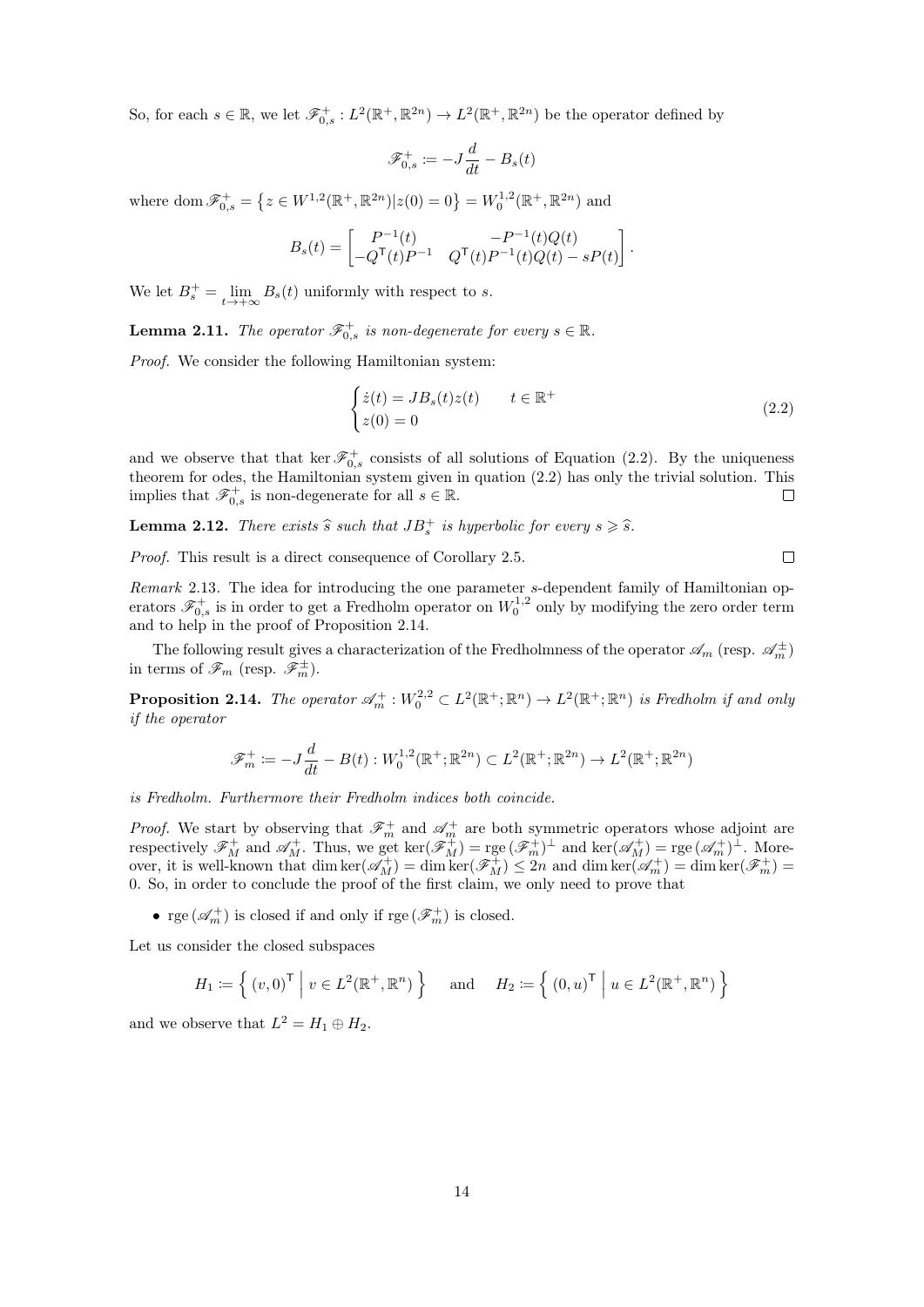So, for each $s \in \mathbb{R}$, we let $\mathscr{F}_{0,s}^+ : L^2(\mathbb{R}^+, \mathbb{R}^{2n}) \to L^2(\mathbb{R}^+, \mathbb{R}^{2n})$ be the operator defined by

$$\mathscr{F}_{0,s}^+ := -J\frac{d}{dt} - B_s(t)$$

where $\operatorname{dom} \mathscr{F}_{0,s}^+ = \{z \in W^{1,2}(\mathbb{R}^+, \mathbb{R}^{2n}) | z(0) = 0\} = W_0^{1,2}(\mathbb{R}^+, \mathbb{R}^{2n})$ and

$$B_s(t) = \begin{bmatrix} P^{-1}(t) & -P^{-1}(t)Q(t) \\ -Q^\mathsf{T}(t)P^{-1} & Q^\mathsf{T}(t)P^{-1}(t)Q(t) - sP(t) \end{bmatrix}.$$

We let $B_s^+ = \lim_{t \to +\infty} B_s(t)$ uniformly with respect to $s$.

**Lemma 2.11.** *The operator $\mathscr{F}_{0,s}^+$ is non-degenerate for every $s \in \mathbb{R}$.*

*Proof.* We consider the following Hamiltonian system:

$$\begin{cases} \dot{z}(t) = JB_s(t)z(t) & t \in \mathbb{R}^+ \\ z(0) = 0 \end{cases} \tag{2.2}$$

and we observe that that $\ker \mathscr{F}_{0,s}^+$ consists of all solutions of Equation (2.2). By the uniqueness theorem for odes, the Hamiltonian system given in quation (2.2) has only the trivial solution. This implies that $\mathscr{F}_{0,s}^+$ is non-degenerate for all $s \in \mathbb{R}$. $\square$

**Lemma 2.12.** *There exists $\widehat{s}$ such that $JB_s^+$ is hyperbolic for every $s \geqslant \widehat{s}$.*

*Proof.* This result is a direct consequence of Corollary 2.5. $\square$

*Remark* 2.13. The idea for introducing the one parameter $s$-dependent family of Hamiltonian operators $\mathscr{F}_{0,s}^+$ is in order to get a Fredholm operator on $W_0^{1,2}$ only by modifying the zero order term and to help in the proof of Proposition 2.14.

The following result gives a characterization of the Fredholmness of the operator $\mathscr{A}_m$ (resp. $\mathscr{A}_m^\pm$) in terms of $\mathscr{F}_m$ (resp. $\mathscr{F}_m^\pm$).

**Proposition 2.14.** *The operator $\mathscr{A}_m^+ : W_0^{2,2} \subset L^2(\mathbb{R}^+; \mathbb{R}^n) \to L^2(\mathbb{R}^+; \mathbb{R}^n)$ is Fredholm if and only if the operator*

$$\mathscr{F}_m^+ := -J\frac{d}{dt} - B(t) : W_0^{1,2}(\mathbb{R}^+; \mathbb{R}^{2n}) \subset L^2(\mathbb{R}^+; \mathbb{R}^{2n}) \to L^2(\mathbb{R}^+; \mathbb{R}^{2n})$$

*is Fredholm. Furthermore their Fredholm indices both coincide.*

*Proof.* We start by observing that $\mathscr{F}_m^+$ and $\mathscr{A}_m^+$ are both symmetric operators whose adjoint are respectively $\mathscr{F}_M^+$ and $\mathscr{A}_M^+$. Thus, we get $\ker(\mathscr{F}_M^+) = \operatorname{rge}(\mathscr{F}_m^+)^\perp$ and $\ker(\mathscr{A}_M^+) = \operatorname{rge}(\mathscr{A}_m^+)^\perp$. Moreover, it is well-known that $\dim \ker(\mathscr{A}_M^+) = \dim \ker(\mathscr{F}_M^+) \leq 2n$ and $\dim \ker(\mathscr{A}_m^+) = \dim \ker(\mathscr{F}_m^+) = 0$. So, in order to conclude the proof of the first claim, we only need to prove that

- $\operatorname{rge}(\mathscr{A}_m^+)$ is closed if and only if $\operatorname{rge}(\mathscr{F}_m^+)$ is closed.

Let us consider the closed subspaces

$$H_1 := \left\{ (v, 0)^\mathsf{T} \,\middle|\, v \in L^2(\mathbb{R}^+, \mathbb{R}^n) \right\} \quad \text{and} \quad H_2 := \left\{ (0, u)^\mathsf{T} \,\middle|\, u \in L^2(\mathbb{R}^+, \mathbb{R}^n) \right\}$$

and we observe that $L^2 = H_1 \oplus H_2$.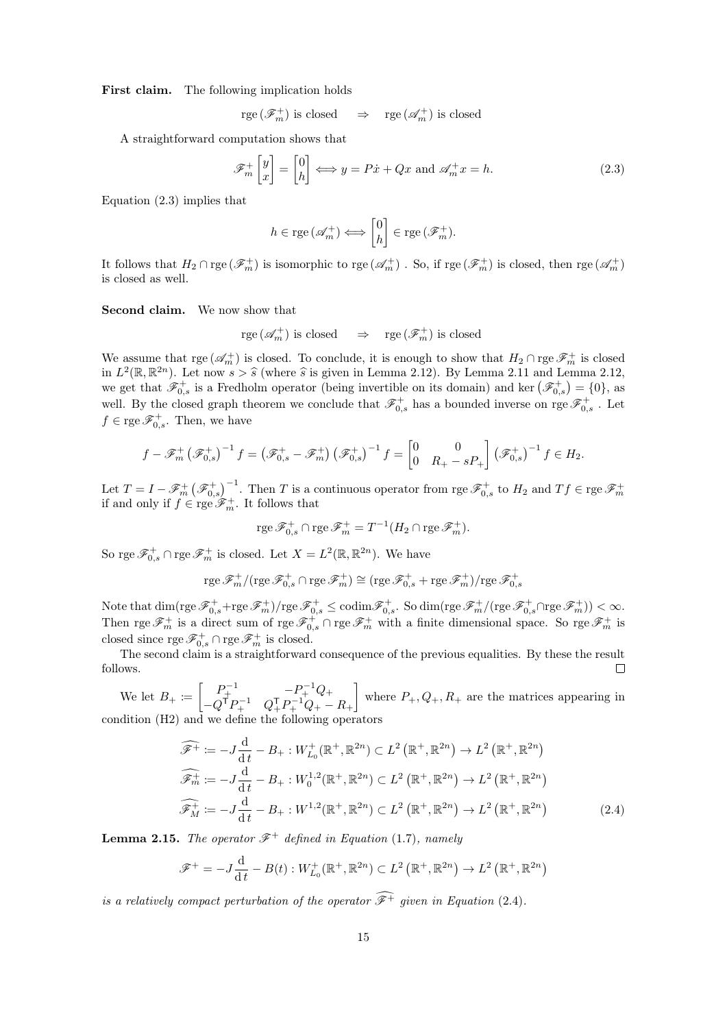**First claim.** The following implication holds

$$\operatorname{rge}(\mathscr{F}_m^+) \text{ is closed} \quad \Rightarrow \quad \operatorname{rge}(\mathscr{A}_m^+) \text{ is closed}$$

A straightforward computation shows that

$$\mathscr{F}_m^+ \begin{bmatrix} y \\ x \end{bmatrix} = \begin{bmatrix} 0 \\ h \end{bmatrix} \Longleftrightarrow y = P\dot{x} + Qx \text{ and } \mathscr{A}_m^+ x = h. \tag{2.3}$$

Equation (2.3) implies that

$$h \in \operatorname{rge}(\mathscr{A}_m^+) \Longleftrightarrow \begin{bmatrix} 0 \\ h \end{bmatrix} \in \operatorname{rge}(\mathscr{F}_m^+).$$

It follows that $H_2 \cap \operatorname{rge}(\mathscr{F}_m^+)$ is isomorphic to $\operatorname{rge}(\mathscr{A}_m^+)$ . So, if $\operatorname{rge}(\mathscr{F}_m^+)$ is closed, then $\operatorname{rge}(\mathscr{A}_m^+)$ is closed as well.

**Second claim.** We now show that

$$\operatorname{rge}(\mathscr{A}_m^+) \text{ is closed} \quad \Rightarrow \quad \operatorname{rge}(\mathscr{F}_m^+) \text{ is closed}$$

We assume that $\operatorname{rge}(\mathscr{A}_m^+)$ is closed. To conclude, it is enough to show that $H_2 \cap \operatorname{rge} \mathscr{F}_m^+$ is closed in $L^2(\mathbb{R}, \mathbb{R}^{2n})$. Let now $s > \widehat{s}$ (where $\widehat{s}$ is given in Lemma 2.12). By Lemma 2.11 and Lemma 2.12, we get that $\mathscr{F}_{0,s}^+$ is a Fredholm operator (being invertible on its domain) and $\ker(\mathscr{F}_{0,s}^+) = \{0\}$, as well. By the closed graph theorem we conclude that $\mathscr{F}_{0,s}^+$ has a bounded inverse on $\operatorname{rge} \mathscr{F}_{0,s}^+$ . Let $f \in \operatorname{rge} \mathscr{F}_{0,s}^+$. Then, we have

$$f - \mathscr{F}_m^+ \left(\mathscr{F}_{0,s}^+\right)^{-1} f = \left(\mathscr{F}_{0,s}^+ - \mathscr{F}_m^+\right) \left(\mathscr{F}_{0,s}^+\right)^{-1} f = \begin{bmatrix} 0 & 0 \\ 0 & R_+ - sP_+ \end{bmatrix} \left(\mathscr{F}_{0,s}^+\right)^{-1} f \in H_2.$$

Let $T = I - \mathscr{F}_m^+ \left(\mathscr{F}_{0,s}^+\right)^{-1}$. Then $T$ is a continuous operator from $\operatorname{rge} \mathscr{F}_{0,s}^+$ to $H_2$ and $Tf \in \operatorname{rge} \mathscr{F}_m^+$ if and only if $f \in \operatorname{rge} \mathscr{F}_m^+$. It follows that

$$\operatorname{rge} \mathscr{F}_{0,s}^+ \cap \operatorname{rge} \mathscr{F}_m^+ = T^{-1}(H_2 \cap \operatorname{rge} \mathscr{F}_m^+).$$

So $\operatorname{rge} \mathscr{F}_{0,s}^+ \cap \operatorname{rge} \mathscr{F}_m^+$ is closed. Let $X = L^2(\mathbb{R}, \mathbb{R}^{2n})$. We have

$$\operatorname{rge} \mathscr{F}_m^+ / (\operatorname{rge} \mathscr{F}_{0,s}^+ \cap \operatorname{rge} \mathscr{F}_m^+) \cong (\operatorname{rge} \mathscr{F}_{0,s}^+ + \operatorname{rge} \mathscr{F}_m^+)/\operatorname{rge} \mathscr{F}_{0,s}^+$$

Note that $\dim(\operatorname{rge} \mathscr{F}_{0,s}^+ + \operatorname{rge} \mathscr{F}_m^+)/\operatorname{rge} \mathscr{F}_{0,s}^+ \leq \operatorname{codim} \mathscr{F}_{0,s}^+$. So $\dim(\operatorname{rge} \mathscr{F}_m^+ / (\operatorname{rge} \mathscr{F}_{0,s}^+ \cap \operatorname{rge} \mathscr{F}_m^+)) < \infty$. Then $\operatorname{rge} \mathscr{F}_m^+$ is a direct sum of $\operatorname{rge} \mathscr{F}_{0,s}^+ \cap \operatorname{rge} \mathscr{F}_m^+$ with a finite dimensional space. So $\operatorname{rge} \mathscr{F}_m^+$ is closed since $\operatorname{rge} \mathscr{F}_{0,s}^+ \cap \operatorname{rge} \mathscr{F}_m^+$ is closed.

The second claim is a straightforward consequence of the previous equalities. By these the result follows. □

We let $B_+ \coloneqq \begin{bmatrix} P_+^{-1} & -P_+^{-1} Q_+ \\ -Q_+^{\mathsf{T}} P_+^{-1} & Q_+^{\mathsf{T}} P_+^{-1} Q_+ - R_+ \end{bmatrix}$ where $P_+, Q_+, R_+$ are the matrices appearing in condition (H2) and we define the following operators

$$\begin{aligned}
\widehat{\mathscr{F}^+} &\coloneqq -J \frac{\mathrm{d}}{\mathrm{d}\,t} - B_+ : W_{L_0}^+(\mathbb{R}^+, \mathbb{R}^{2n}) \subset L^2\left(\mathbb{R}^+, \mathbb{R}^{2n}\right) \to L^2\left(\mathbb{R}^+, \mathbb{R}^{2n}\right) \\
\widehat{\mathscr{F}_m^+} &\coloneqq -J \frac{\mathrm{d}}{\mathrm{d}\,t} - B_+ : W_0^{1,2}(\mathbb{R}^+, \mathbb{R}^{2n}) \subset L^2\left(\mathbb{R}^+, \mathbb{R}^{2n}\right) \to L^2\left(\mathbb{R}^+, \mathbb{R}^{2n}\right) \\
\widehat{\mathscr{F}_M^+} &\coloneqq -J \frac{\mathrm{d}}{\mathrm{d}\,t} - B_+ : W^{1,2}(\mathbb{R}^+, \mathbb{R}^{2n}) \subset L^2\left(\mathbb{R}^+, \mathbb{R}^{2n}\right) \to L^2\left(\mathbb{R}^+, \mathbb{R}^{2n}\right)
\end{aligned} \tag{2.4}$$

**Lemma 2.15.** *The operator $\mathscr{F}^+$ defined in Equation (1.7), namely*

$$\mathscr{F}^+ = -J \frac{\mathrm{d}}{\mathrm{d}\,t} - B(t) : W_{L_0}^+(\mathbb{R}^+, \mathbb{R}^{2n}) \subset L^2\left(\mathbb{R}^+, \mathbb{R}^{2n}\right) \to L^2\left(\mathbb{R}^+, \mathbb{R}^{2n}\right)$$

*is a relatively compact perturbation of the operator $\widehat{\mathscr{F}^+}$ given in Equation (2.4).*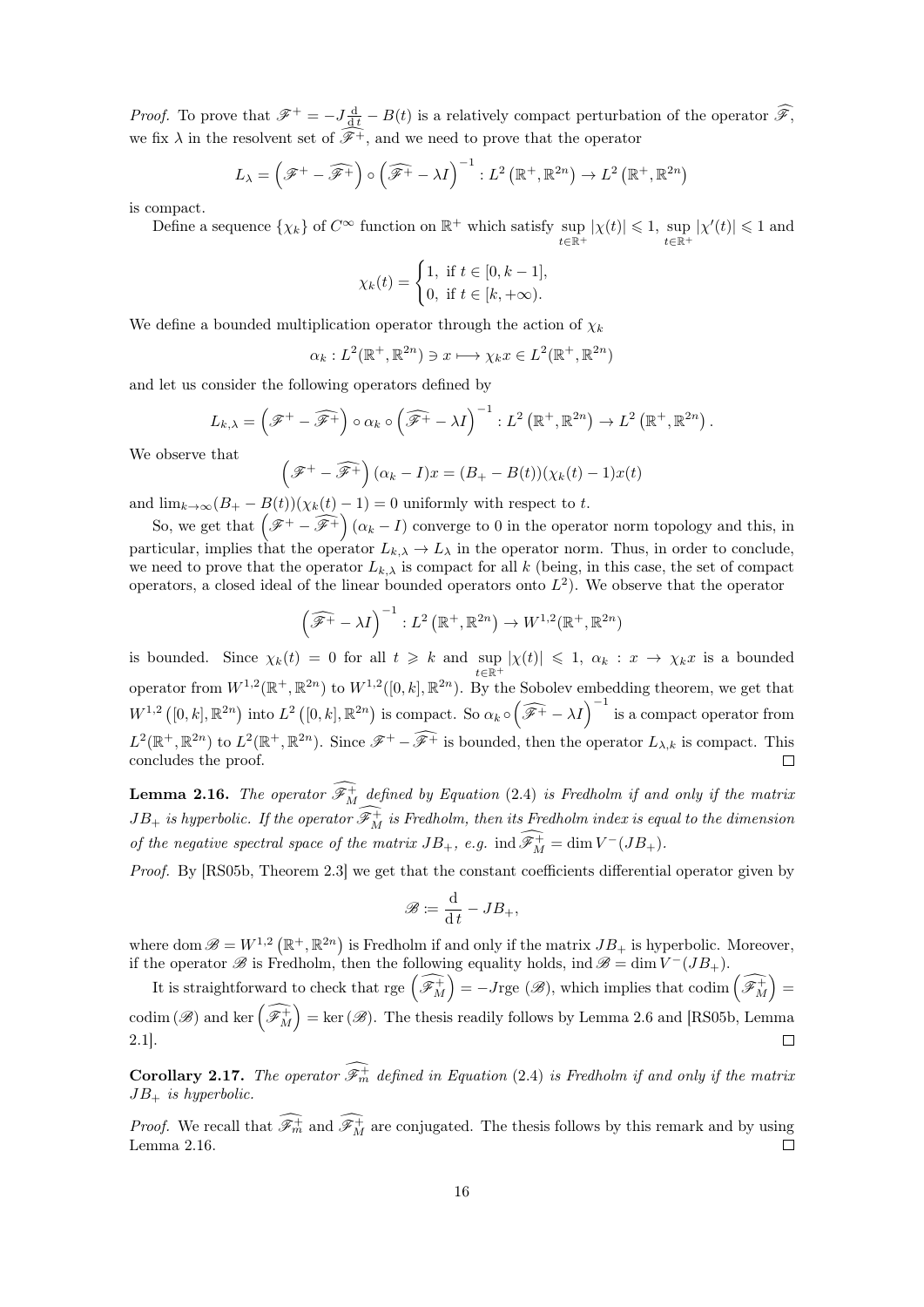*Proof.* To prove that $\mathscr{F}^+ = -J\frac{\mathrm{d}}{\mathrm{d}\,t} - B(t)$ is a relatively compact perturbation of the operator $\widehat{\mathscr{F}}$, we fix $\lambda$ in the resolvent set of $\widehat{\mathscr{F}^+}$, and we need to prove that the operator

$$L_\lambda = \left(\mathscr{F}^+ - \widehat{\mathscr{F}^+}\right) \circ \left(\widehat{\mathscr{F}^+} - \lambda I\right)^{-1} : L^2\left(\mathbb{R}^+, \mathbb{R}^{2n}\right) \to L^2\left(\mathbb{R}^+, \mathbb{R}^{2n}\right)$$

is compact.

Define a sequence $\{\chi_k\}$ of $C^\infty$ function on $\mathbb{R}^+$ which satisfy $\sup_{t\in\mathbb{R}^+} |\chi(t)| \leqslant 1$, $\sup_{t\in\mathbb{R}^+} |\chi'(t)| \leqslant 1$ and

$$\chi_k(t) = \begin{cases} 1, & \text{if } t \in [0, k-1], \\ 0, & \text{if } t \in [k, +\infty). \end{cases}$$

We define a bounded multiplication operator through the action of $\chi_k$

$$\alpha_k : L^2(\mathbb{R}^+, \mathbb{R}^{2n}) \ni x \longmapsto \chi_k x \in L^2(\mathbb{R}^+, \mathbb{R}^{2n})$$

and let us consider the following operators defined by

$$L_{k,\lambda} = \left(\mathscr{F}^+ - \widehat{\mathscr{F}^+}\right) \circ \alpha_k \circ \left(\widehat{\mathscr{F}^+} - \lambda I\right)^{-1} : L^2\left(\mathbb{R}^+, \mathbb{R}^{2n}\right) \to L^2\left(\mathbb{R}^+, \mathbb{R}^{2n}\right).$$

We observe that

$$\left(\mathscr{F}^+ - \widehat{\mathscr{F}^+}\right)(\alpha_k - I)x = (B_+ - B(t))(\chi_k(t) - 1)x(t)$$

and $\lim_{k\to\infty}(B_+ - B(t))(\chi_k(t) - 1) = 0$ uniformly with respect to $t$.

So, we get that $\left(\mathscr{F}^+ - \widehat{\mathscr{F}^+}\right)(\alpha_k - I)$ converge to 0 in the operator norm topology and this, in particular, implies that the operator $L_{k,\lambda} \to L_\lambda$ in the operator norm. Thus, in order to conclude, we need to prove that the operator $L_{k,\lambda}$ is compact for all $k$ (being, in this case, the set of compact operators, a closed ideal of the linear bounded operators onto $L^2$). We observe that the operator

$$\left(\widehat{\mathscr{F}^+} - \lambda I\right)^{-1} : L^2\left(\mathbb{R}^+, \mathbb{R}^{2n}\right) \to W^{1,2}(\mathbb{R}^+, \mathbb{R}^{2n})$$

is bounded. Since $\chi_k(t) = 0$ for all $t \geqslant k$ and $\sup_{t\in\mathbb{R}^+} |\chi(t)| \leqslant 1$, $\alpha_k : x \to \chi_k x$ is a bounded operator from $W^{1,2}(\mathbb{R}^+, \mathbb{R}^{2n})$ to $W^{1,2}([0,k], \mathbb{R}^{2n})$. By the Sobolev embedding theorem, we get that $W^{1,2}\left([0,k], \mathbb{R}^{2n}\right)$ into $L^2\left([0,k], \mathbb{R}^{2n}\right)$ is compact. So $\alpha_k \circ \left(\widehat{\mathscr{F}^+} - \lambda I\right)^{-1}$ is a compact operator from $L^2(\mathbb{R}^+, \mathbb{R}^{2n})$ to $L^2(\mathbb{R}^+, \mathbb{R}^{2n})$. Since $\mathscr{F}^+ - \widehat{\mathscr{F}^+}$ is bounded, then the operator $L_{\lambda,k}$ is compact. This concludes the proof. ∎

**Lemma 2.16.** *The operator $\widehat{\mathscr{F}^+_M}$ defined by Equation (2.4) is Fredholm if and only if the matrix $JB_+$ is hyperbolic. If the operator $\widehat{\mathscr{F}^+_M}$ is Fredholm, then its Fredholm index is equal to the dimension of the negative spectral space of the matrix $JB_+$, e.g.* $\operatorname{ind}\widehat{\mathscr{F}^+_M} = \dim V^-(JB_+)$.

*Proof.* By [RS05b, Theorem 2.3] we get that the constant coefficients differential operator given by

$$\mathscr{B} \coloneqq \frac{\mathrm{d}}{\mathrm{d}\,t} - JB_+,$$

where $\operatorname{dom}\mathscr{B} = W^{1,2}\left(\mathbb{R}^+, \mathbb{R}^{2n}\right)$ is Fredholm if and only if the matrix $JB_+$ is hyperbolic. Moreover, if the operator $\mathscr{B}$ is Fredholm, then the following equality holds, $\operatorname{ind}\mathscr{B} = \dim V^-(JB_+)$.

It is straightforward to check that $\operatorname{rge}\left(\widehat{\mathscr{F}^+_M}\right) = -J\operatorname{rge}(\mathscr{B})$, which implies that $\operatorname{codim}\left(\widehat{\mathscr{F}^+_M}\right) = \operatorname{codim}(\mathscr{B})$ and $\ker\left(\widehat{\mathscr{F}^+_M}\right) = \ker(\mathscr{B})$. The thesis readily follows by Lemma 2.6 and [RS05b, Lemma 2.1]. ∎

**Corollary 2.17.** *The operator $\widehat{\mathscr{F}^+_m}$ defined in Equation (2.4) is Fredholm if and only if the matrix $JB_+$ is hyperbolic.*

*Proof.* We recall that $\widehat{\mathscr{F}^+_m}$ and $\widehat{\mathscr{F}^+_M}$ are conjugated. The thesis follows by this remark and by using Lemma 2.16. ∎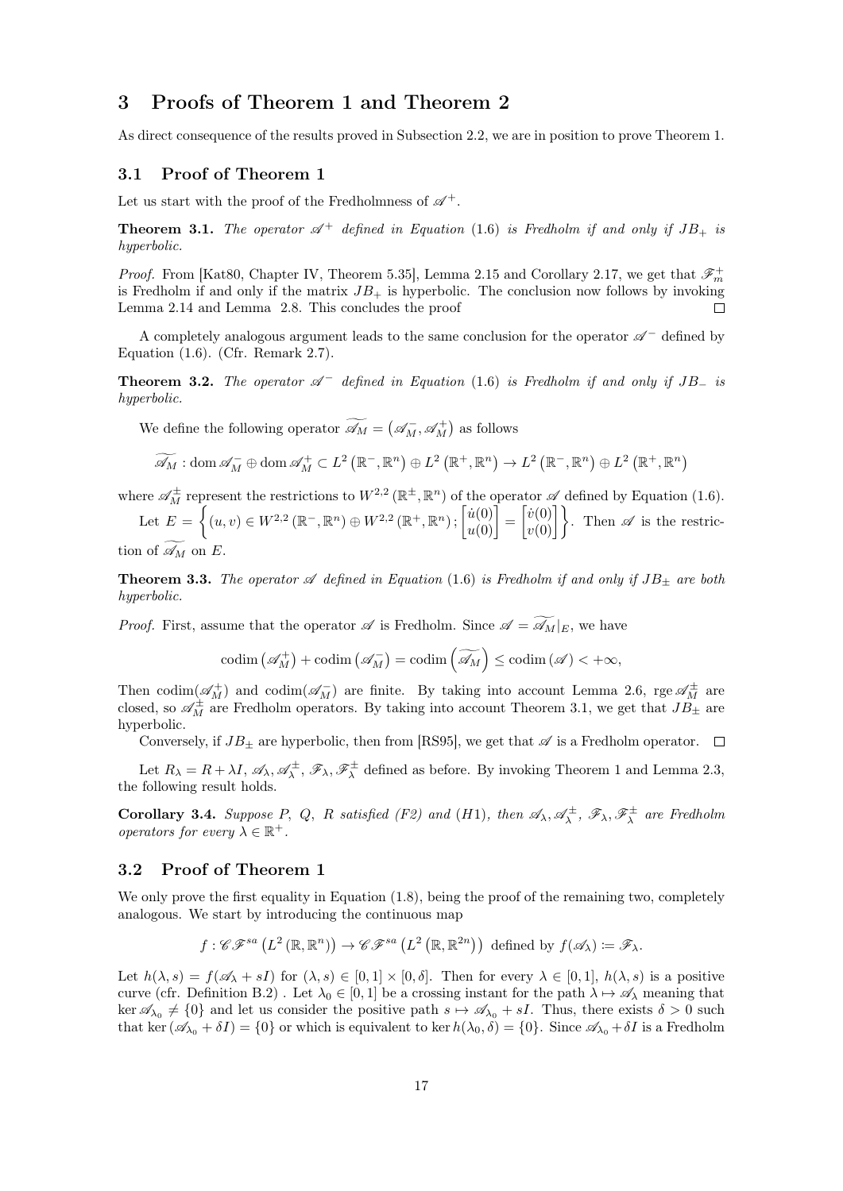# 3 Proofs of Theorem 1 and Theorem 2

As direct consequence of the results proved in Subsection 2.2, we are in position to prove Theorem 1.

## 3.1 Proof of Theorem 1

Let us start with the proof of the Fredholmness of $\mathscr{A}^+$.

**Theorem 3.1.** *The operator $\mathscr{A}^+$ defined in Equation (1.6) is Fredholm if and only if $JB_+$ is hyperbolic.*

*Proof.* From [Kat80, Chapter IV, Theorem 5.35], Lemma 2.15 and Corollary 2.17, we get that $\mathscr{F}_m^+$ is Fredholm if and only if the matrix $JB_+$ is hyperbolic. The conclusion now follows by invoking Lemma 2.14 and Lemma 2.8. This concludes the proof $\square$

A completely analogous argument leads to the same conclusion for the operator $\mathscr{A}^-$ defined by Equation (1.6). (Cfr. Remark 2.7).

**Theorem 3.2.** *The operator $\mathscr{A}^-$ defined in Equation (1.6) is Fredholm if and only if $JB_-$ is hyperbolic.*

We define the following operator $\widetilde{\mathscr{A}_M} = \left(\mathscr{A}_M^-, \mathscr{A}_M^+\right)$ as follows

$$\widetilde{\mathscr{A}_M} : \operatorname{dom} \mathscr{A}_M^- \oplus \operatorname{dom} \mathscr{A}_M^+ \subset L^2\left(\mathbb{R}^-, \mathbb{R}^n\right) \oplus L^2\left(\mathbb{R}^+, \mathbb{R}^n\right) \to L^2\left(\mathbb{R}^-, \mathbb{R}^n\right) \oplus L^2\left(\mathbb{R}^+, \mathbb{R}^n\right)$$

where $\mathscr{A}_M^\pm$ represent the restrictions to $W^{2,2}\left(\mathbb{R}^\pm, \mathbb{R}^n\right)$ of the operator $\mathscr{A}$ defined by Equation (1.6).

Let $E = \left\{(u, v) \in W^{2,2}\left(\mathbb{R}^-, \mathbb{R}^n\right) \oplus W^{2,2}\left(\mathbb{R}^+, \mathbb{R}^n\right); \begin{bmatrix} \dot{u}(0) \\ u(0) \end{bmatrix} = \begin{bmatrix} \dot{v}(0) \\ v(0) \end{bmatrix}\right\}$. Then $\mathscr{A}$ is the restriction of $\widetilde{\mathscr{A}_M}$ on $E$.

**Theorem 3.3.** *The operator $\mathscr{A}$ defined in Equation (1.6) is Fredholm if and only if $JB_\pm$ are both hyperbolic.*

*Proof.* First, assume that the operator $\mathscr{A}$ is Fredholm. Since $\mathscr{A} = \widetilde{\mathscr{A}_M}|_E$, we have

$$\operatorname{codim}\left(\mathscr{A}_M^+\right) + \operatorname{codim}\left(\mathscr{A}_M^-\right) = \operatorname{codim}\left(\widetilde{\mathscr{A}_M}\right) \leq \operatorname{codim}\left(\mathscr{A}\right) < +\infty,$$

Then $\operatorname{codim}(\mathscr{A}_M^+)$ and $\operatorname{codim}(\mathscr{A}_M^-)$ are finite. By taking into account Lemma 2.6, $\operatorname{rge} \mathscr{A}_M^\pm$ are closed, so $\mathscr{A}_M^\pm$ are Fredholm operators. By taking into account Theorem 3.1, we get that $JB_\pm$ are hyperbolic.

Conversely, if $JB_\pm$ are hyperbolic, then from [RS95], we get that $\mathscr{A}$ is a Fredholm operator. $\square$

Let $R_\lambda = R + \lambda I$, $\mathscr{A}_\lambda, \mathscr{A}_\lambda^\pm$, $\mathscr{F}_\lambda, \mathscr{F}_\lambda^\pm$ defined as before. By invoking Theorem 1 and Lemma 2.3, the following result holds.

**Corollary 3.4.** *Suppose $P$, $Q$, $R$ satisfied (F2) and (H1), then $\mathscr{A}_\lambda, \mathscr{A}_\lambda^\pm$, $\mathscr{F}_\lambda, \mathscr{F}_\lambda^\pm$ are Fredholm operators for every $\lambda \in \mathbb{R}^+$.*

## 3.2 Proof of Theorem 1

We only prove the first equality in Equation (1.8), being the proof of the remaining two, completely analogous. We start by introducing the continuous map

$$f : \mathscr{CF}^{sa}\left(L^2\left(\mathbb{R}, \mathbb{R}^n\right)\right) \to \mathscr{CF}^{sa}\left(L^2\left(\mathbb{R}, \mathbb{R}^{2n}\right)\right) \text{ defined by } f(\mathscr{A}_\lambda) \coloneqq \mathscr{F}_\lambda.$$

Let $h(\lambda, s) = f(\mathscr{A}_\lambda + sI)$ for $(\lambda, s) \in [0, 1] \times [0, \delta]$. Then for every $\lambda \in [0, 1]$, $h(\lambda, s)$ is a positive curve (cfr. Definition B.2) . Let $\lambda_0 \in [0, 1]$ be a crossing instant for the path $\lambda \mapsto \mathscr{A}_\lambda$ meaning that $\ker \mathscr{A}_{\lambda_0} \neq \{0\}$ and let us consider the positive path $s \mapsto \mathscr{A}_{\lambda_0} + sI$. Thus, there exists $\delta > 0$ such that $\ker\left(\mathscr{A}_{\lambda_0} + \delta I\right) = \{0\}$ or which is equivalent to $\ker h(\lambda_0, \delta) = \{0\}$. Since $\mathscr{A}_{\lambda_0} + \delta I$ is a Fredholm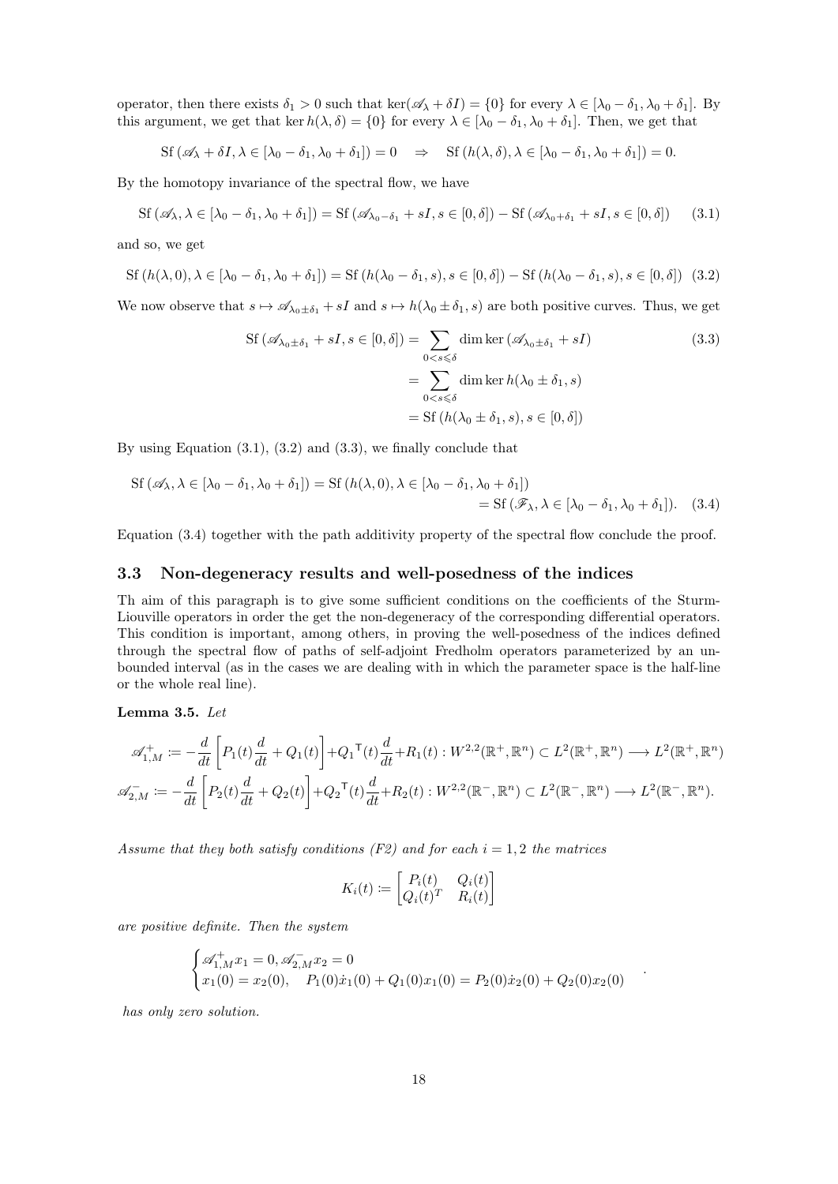operator, then there exists $\delta_1 > 0$ such that $\ker(\mathscr{A}_\lambda + \delta I) = \{0\}$ for every $\lambda \in [\lambda_0 - \delta_1, \lambda_0 + \delta_1]$. By this argument, we get that $\ker h(\lambda, \delta) = \{0\}$ for every $\lambda \in [\lambda_0 - \delta_1, \lambda_0 + \delta_1]$. Then, we get that

$$\mathrm{Sf}\,(\mathscr{A}_\lambda + \delta I, \lambda \in [\lambda_0 - \delta_1, \lambda_0 + \delta_1]) = 0 \quad \Rightarrow \quad \mathrm{Sf}\,(h(\lambda, \delta), \lambda \in [\lambda_0 - \delta_1, \lambda_0 + \delta_1]) = 0.$$

By the homotopy invariance of the spectral flow, we have

$$\mathrm{Sf}\,(\mathscr{A}_\lambda, \lambda \in [\lambda_0 - \delta_1, \lambda_0 + \delta_1]) = \mathrm{Sf}\,(\mathscr{A}_{\lambda_0 - \delta_1} + sI, s \in [0, \delta]) - \mathrm{Sf}\,(\mathscr{A}_{\lambda_0 + \delta_1} + sI, s \in [0, \delta]) \tag{3.1}$$

and so, we get

$$\mathrm{Sf}\,(h(\lambda, 0), \lambda \in [\lambda_0 - \delta_1, \lambda_0 + \delta_1]) = \mathrm{Sf}\,(h(\lambda_0 - \delta_1, s), s \in [0, \delta]) - \mathrm{Sf}\,(h(\lambda_0 - \delta_1, s), s \in [0, \delta]) \tag{3.2}$$

We now observe that $s \mapsto \mathscr{A}_{\lambda_0 \pm \delta_1} + sI$ and $s \mapsto h(\lambda_0 \pm \delta_1, s)$ are both positive curves. Thus, we get

$$\begin{aligned}
\mathrm{Sf}\,(\mathscr{A}_{\lambda_0 \pm \delta_1} + sI, s \in [0, \delta]) &= \sum_{0 < s \leqslant \delta} \dim \ker\,(\mathscr{A}_{\lambda_0 \pm \delta_1} + sI) \\
&= \sum_{0 < s \leqslant \delta} \dim \ker h(\lambda_0 \pm \delta_1, s) \\
&= \mathrm{Sf}\,(h(\lambda_0 \pm \delta_1, s), s \in [0, \delta])
\end{aligned} \tag{3.3}$$

By using Equation (3.1), (3.2) and (3.3), we finally conclude that

$$\begin{aligned}
\mathrm{Sf}\,(\mathscr{A}_\lambda, \lambda \in [\lambda_0 - \delta_1, \lambda_0 + \delta_1]) &= \mathrm{Sf}\,(h(\lambda, 0), \lambda \in [\lambda_0 - \delta_1, \lambda_0 + \delta_1]) \\
&= \mathrm{Sf}\,(\mathscr{F}_\lambda, \lambda \in [\lambda_0 - \delta_1, \lambda_0 + \delta_1]).
\end{aligned} \tag{3.4}$$

Equation (3.4) together with the path additivity property of the spectral flow conclude the proof.

### 3.3 Non-degeneracy results and well-posedness of the indices

Th aim of this paragraph is to give some sufficient conditions on the coefficients of the Sturm-Liouville operators in order the get the non-degeneracy of the corresponding differential operators. This condition is important, among others, in proving the well-posedness of the indices defined through the spectral flow of paths of self-adjoint Fredholm operators parameterized by an unbounded interval (as in the cases we are dealing with in which the parameter space is the half-line or the whole real line).

**Lemma 3.5.** *Let*

$$\mathscr{A}_{1,M}^+ \coloneqq -\frac{d}{dt}\left[P_1(t)\frac{d}{dt} + Q_1(t)\right] + Q_1{}^{\mathsf{T}}(t)\frac{d}{dt} + R_1(t) : W^{2,2}(\mathbb{R}^+, \mathbb{R}^n) \subset L^2(\mathbb{R}^+, \mathbb{R}^n) \longrightarrow L^2(\mathbb{R}^+, \mathbb{R}^n)$$

$$\mathscr{A}_{2,M}^- \coloneqq -\frac{d}{dt}\left[P_2(t)\frac{d}{dt} + Q_2(t)\right] + Q_2{}^{\mathsf{T}}(t)\frac{d}{dt} + R_2(t) : W^{2,2}(\mathbb{R}^-, \mathbb{R}^n) \subset L^2(\mathbb{R}^-, \mathbb{R}^n) \longrightarrow L^2(\mathbb{R}^-, \mathbb{R}^n).$$

*Assume that they both satisfy conditions (F2) and for each $i = 1, 2$ the matrices*

$$K_i(t) \coloneqq \begin{bmatrix} P_i(t) & Q_i(t) \\ Q_i(t)^T & R_i(t) \end{bmatrix}$$

*are positive definite. Then the system*

$$\begin{cases} \mathscr{A}_{1,M}^+ x_1 = 0, \mathscr{A}_{2,M}^- x_2 = 0 \\ x_1(0) = x_2(0), \quad P_1(0)\dot{x}_1(0) + Q_1(0)x_1(0) = P_2(0)\dot{x}_2(0) + Q_2(0)x_2(0) \end{cases}.$$

*has only zero solution.*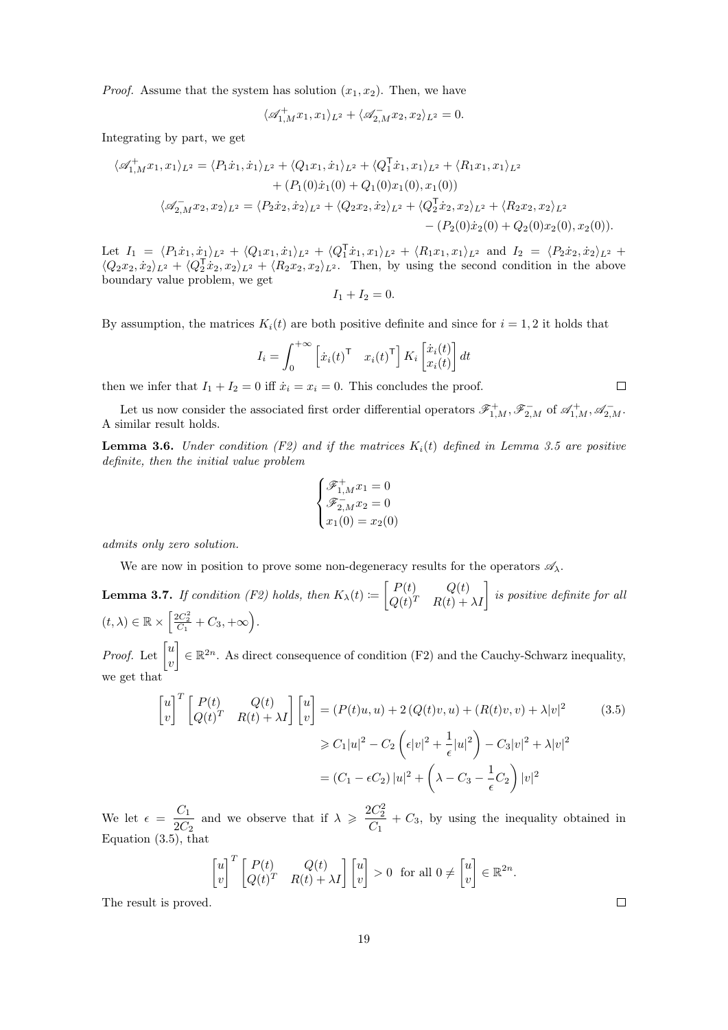*Proof.* Assume that the system has solution $(x_1, x_2)$. Then, we have

$$\langle \mathscr{A}_{1,M}^{+} x_1, x_1 \rangle_{L^2} + \langle \mathscr{A}_{2,M}^{-} x_2, x_2 \rangle_{L^2} = 0.$$

Integrating by part, we get

$$\begin{aligned}
\langle \mathscr{A}_{1,M}^{+} x_1, x_1 \rangle_{L^2} &= \langle P_1 \dot{x}_1, \dot{x}_1 \rangle_{L^2} + \langle Q_1 x_1, \dot{x}_1 \rangle_{L^2} + \langle Q_1^{\mathsf{T}} \dot{x}_1, x_1 \rangle_{L^2} + \langle R_1 x_1, x_1 \rangle_{L^2} \\
&\quad + (P_1(0)\dot{x}_1(0) + Q_1(0)x_1(0), x_1(0)) \\
\langle \mathscr{A}_{2,M}^{-} x_2, x_2 \rangle_{L^2} &= \langle P_2 \dot{x}_2, \dot{x}_2 \rangle_{L^2} + \langle Q_2 x_2, \dot{x}_2 \rangle_{L^2} + \langle Q_2^{\mathsf{T}} \dot{x}_2, x_2 \rangle_{L^2} + \langle R_2 x_2, x_2 \rangle_{L^2} \\
&\quad - (P_2(0)\dot{x}_2(0) + Q_2(0)x_2(0), x_2(0)).
\end{aligned}$$

Let $I_1 = \langle P_1 \dot{x}_1, \dot{x}_1 \rangle_{L^2} + \langle Q_1 x_1, \dot{x}_1 \rangle_{L^2} + \langle Q_1^{\mathsf{T}} \dot{x}_1, x_1 \rangle_{L^2} + \langle R_1 x_1, x_1 \rangle_{L^2}$ and $I_2 = \langle P_2 \dot{x}_2, \dot{x}_2 \rangle_{L^2} + \langle Q_2 x_2, \dot{x}_2 \rangle_{L^2} + \langle Q_2^{\mathsf{T}} \dot{x}_2, x_2 \rangle_{L^2} + \langle R_2 x_2, x_2 \rangle_{L^2}$. Then, by using the second condition in the above boundary value problem, we get

$$I_1 + I_2 = 0.$$

By assumption, the matrices $K_i(t)$ are both positive definite and since for $i = 1, 2$ it holds that

$$I_i = \int_0^{+\infty} \begin{bmatrix} \dot{x}_i(t)^{\mathsf{T}} & x_i(t)^{\mathsf{T}} \end{bmatrix} K_i \begin{bmatrix} \dot{x}_i(t) \\ x_i(t) \end{bmatrix} dt$$

then we infer that $I_1 + I_2 = 0$ iff $\dot{x}_i = x_i = 0$. This concludes the proof. $\square$

Let us now consider the associated first order differential operators $\mathscr{F}_{1,M}^{+}, \mathscr{F}_{2,M}^{-}$ of $\mathscr{A}_{1,M}^{+}, \mathscr{A}_{2,M}^{-}$. A similar result holds.

**Lemma 3.6.** *Under condition (F2) and if the matrices $K_i(t)$ defined in Lemma 3.5 are positive definite, then the initial value problem*

$$\begin{cases} \mathscr{F}_{1,M}^{+} x_1 = 0 \\ \mathscr{F}_{2,M}^{-} x_2 = 0 \\ x_1(0) = x_2(0) \end{cases}$$

*admits only zero solution.*

We are now in position to prove some non-degeneracy results for the operators $\mathscr{A}_\lambda$.

**Lemma 3.7.** *If condition (F2) holds, then $K_\lambda(t) \coloneqq \begin{bmatrix} P(t) & Q(t) \\ Q(t)^T & R(t) + \lambda I \end{bmatrix}$ is positive definite for all $(t, \lambda) \in \mathbb{R} \times \left[\frac{2C_2^2}{C_1} + C_3, +\infty\right)$.*

*Proof.* Let $\begin{bmatrix} u \\ v \end{bmatrix} \in \mathbb{R}^{2n}$. As direct consequence of condition (F2) and the Cauchy-Schwarz inequality, we get that

$$\begin{aligned}
\begin{bmatrix} u \\ v \end{bmatrix}^T \begin{bmatrix} P(t) & Q(t) \\ Q(t)^T & R(t) + \lambda I \end{bmatrix} \begin{bmatrix} u \\ v \end{bmatrix} &= (P(t)u, u) + 2\,(Q(t)v, u) + (R(t)v, v) + \lambda |v|^2 \qquad (3.5) \\
&\geqslant C_1 |u|^2 - C_2 \left( \epsilon |v|^2 + \frac{1}{\epsilon} |u|^2 \right) - C_3 |v|^2 + \lambda |v|^2 \\
&= (C_1 - \epsilon C_2)\, |u|^2 + \left( \lambda - C_3 - \frac{1}{\epsilon} C_2 \right) |v|^2
\end{aligned}$$

We let $\epsilon = \dfrac{C_1}{2C_2}$ and we observe that if $\lambda \geqslant \dfrac{2C_2^2}{C_1} + C_3$, by using the inequality obtained in Equation (3.5), that

$$\begin{bmatrix} u \\ v \end{bmatrix}^T \begin{bmatrix} P(t) & Q(t) \\ Q(t)^T & R(t) + \lambda I \end{bmatrix} \begin{bmatrix} u \\ v \end{bmatrix} > 0 \text{ for all } 0 \neq \begin{bmatrix} u \\ v \end{bmatrix} \in \mathbb{R}^{2n}.$$

The result is proved. $\square$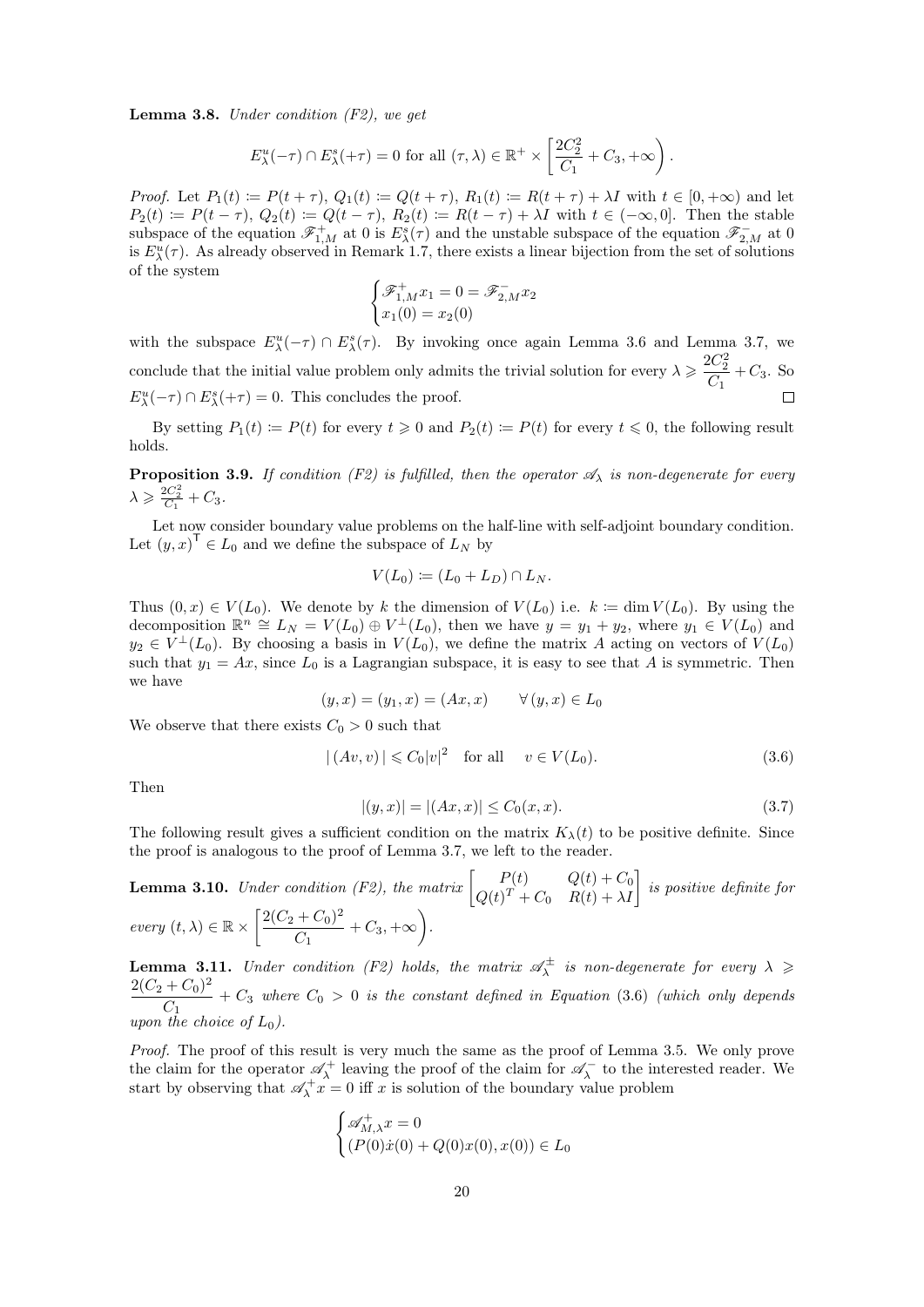**Lemma 3.8.** *Under condition (F2), we get*

$$E^u_\lambda(-\tau) \cap E^s_\lambda(+\tau) = 0 \text{ for all } (\tau, \lambda) \in \mathbb{R}^+ \times \left[\frac{2C_2^2}{C_1} + C_3, +\infty\right).$$

*Proof.* Let $P_1(t) \coloneqq P(t+\tau)$, $Q_1(t) \coloneqq Q(t+\tau)$, $R_1(t) \coloneqq R(t+\tau) + \lambda I$ with $t \in [0, +\infty)$ and let $P_2(t) \coloneqq P(t-\tau)$, $Q_2(t) \coloneqq Q(t-\tau)$, $R_2(t) \coloneqq R(t-\tau) + \lambda I$ with $t \in (-\infty, 0]$. Then the stable subspace of the equation $\mathscr{F}^+_{1,M}$ at 0 is $E^s_\lambda(\tau)$ and the unstable subspace of the equation $\mathscr{F}^-_{2,M}$ at 0 is $E^u_\lambda(\tau)$. As already observed in Remark 1.7, there exists a linear bijection from the set of solutions of the system

$$\begin{cases} \mathscr{F}^+_{1,M} x_1 = 0 = \mathscr{F}^-_{2,M} x_2 \\ x_1(0) = x_2(0) \end{cases}$$

with the subspace $E^u_\lambda(-\tau) \cap E^s_\lambda(\tau)$. By invoking once again Lemma 3.6 and Lemma 3.7, we conclude that the initial value problem only admits the trivial solution for every $\lambda \geqslant \dfrac{2C_2^2}{C_1} + C_3$. So $E^u_\lambda(-\tau) \cap E^s_\lambda(+\tau) = 0$. This concludes the proof. □

By setting $P_1(t) \coloneqq P(t)$ for every $t \geqslant 0$ and $P_2(t) \coloneqq P(t)$ for every $t \leqslant 0$, the following result holds.

**Proposition 3.9.** *If condition (F2) is fulfilled, then the operator $\mathscr{A}_\lambda$ is non-degenerate for every $\lambda \geqslant \frac{2C_2^2}{C_1} + C_3$.*

Let now consider boundary value problems on the half-line with self-adjoint boundary condition. Let $(y, x)^\mathsf{T} \in L_0$ and we define the subspace of $L_N$ by

$$V(L_0) \coloneqq (L_0 + L_D) \cap L_N.$$

Thus $(0, x) \in V(L_0)$. We denote by $k$ the dimension of $V(L_0)$ i.e. $k \coloneqq \dim V(L_0)$. By using the decomposition $\mathbb{R}^n \cong L_N = V(L_0) \oplus V^\perp(L_0)$, then we have $y = y_1 + y_2$, where $y_1 \in V(L_0)$ and $y_2 \in V^\perp(L_0)$. By choosing a basis in $V(L_0)$, we define the matrix $A$ acting on vectors of $V(L_0)$ such that $y_1 = Ax$, since $L_0$ is a Lagrangian subspace, it is easy to see that $A$ is symmetric. Then we have

$$(y, x) = (y_1, x) = (Ax, x) \qquad \forall\, (y, x) \in L_0$$

We observe that there exists $C_0 > 0$ such that

$$|\,(Av, v)\,| \leqslant C_0 |v|^2 \quad \text{for all} \quad v \in V(L_0). \tag{3.6}$$

Then

$$|(y, x)| = |(Ax, x)| \leq C_0 (x, x). \tag{3.7}$$

The following result gives a sufficient condition on the matrix $K_\lambda(t)$ to be positive definite. Since the proof is analogous to the proof of Lemma 3.7, we left to the reader.

**Lemma 3.10.** *Under condition (F2), the matrix $\begin{bmatrix} P(t) & Q(t) + C_0 \\ Q(t)^T + C_0 & R(t) + \lambda I \end{bmatrix}$ is positive definite for every $(t, \lambda) \in \mathbb{R} \times \left[\dfrac{2(C_2 + C_0)^2}{C_1} + C_3, +\infty\right)$.*

**Lemma 3.11.** *Under condition (F2) holds, the matrix $\mathscr{A}^\pm_\lambda$ is non-degenerate for every $\lambda \geqslant \dfrac{2(C_2 + C_0)^2}{C_1} + C_3$ where $C_0 > 0$ is the constant defined in Equation (3.6) (which only depends upon the choice of $L_0$).*

*Proof.* The proof of this result is very much the same as the proof of Lemma 3.5. We only prove the claim for the operator $\mathscr{A}^+_\lambda$ leaving the proof of the claim for $\mathscr{A}^-_\lambda$ to the interested reader. We start by observing that $\mathscr{A}^+_\lambda x = 0$ iff $x$ is solution of the boundary value problem

$$\begin{cases} \mathscr{A}^+_{M,\lambda} x = 0 \\ (P(0)\dot{x}(0) + Q(0)x(0), x(0)) \in L_0 \end{cases}$$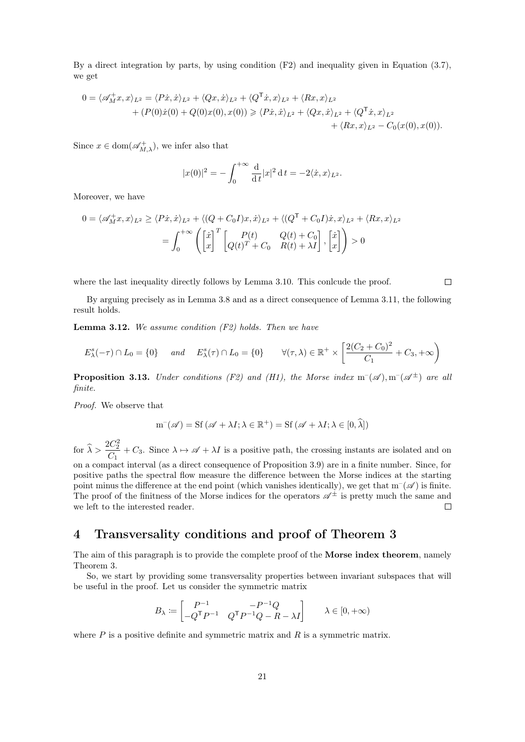By a direct integration by parts, by using condition (F2) and inequality given in Equation (3.7), we get

$$
\begin{aligned}
0 = \langle \mathscr{A}_M^+ x, x\rangle_{L^2} = \langle P\dot x, \dot x\rangle_{L^2} + \langle Qx, \dot x\rangle_{L^2} + \langle Q^\mathsf{T}\dot x, x\rangle_{L^2} + \langle Rx, x\rangle_{L^2} \\
+ (P(0)\dot x(0) + Q(0)x(0), x(0)) \geqslant \langle P\dot x, \dot x\rangle_{L^2} + \langle Qx, \dot x\rangle_{L^2} + \langle Q^\mathsf{T}\dot x, x\rangle_{L^2} \\
+ \langle Rx, x\rangle_{L^2} - C_0(x(0), x(0)).
\end{aligned}
$$

Since $x \in \mathrm{dom}(\mathscr{A}_{M,\lambda}^+)$, we infer also that

$$
|x(0)|^2 = -\int_0^{+\infty} \frac{\mathrm{d}}{\mathrm{d}\, t}|x|^2 \,\mathrm{d}\, t = -2\langle \dot x, x\rangle_{L^2}.
$$

Moreover, we have

$$
\begin{aligned}
0 = \langle \mathscr{A}_M^+ x, x\rangle_{L^2} &\geq \langle P\dot x, \dot x\rangle_{L^2} + \langle (Q + C_0 I)x, \dot x\rangle_{L^2} + \langle (Q^\mathsf{T} + C_0 I)\dot x, x\rangle_{L^2} + \langle Rx, x\rangle_{L^2} \\
&= \int_0^{+\infty} \left( \begin{bmatrix} \dot x \\ x \end{bmatrix}^T \begin{bmatrix} P(t) & Q(t) + C_0 \\ Q(t)^T + C_0 & R(t) + \lambda I \end{bmatrix}, \begin{bmatrix} \dot x \\ x \end{bmatrix} \right) > 0
\end{aligned}
$$

where the last inequality directly follows by Lemma 3.10. This conlcude the proof. $\square$

By arguing precisely as in Lemma 3.8 and as a direct consequence of Lemma 3.11, the following result holds.

**Lemma 3.12.** *We assume condition (F2) holds. Then we have*

$$
E^s_\lambda(-\tau) \cap L_0 = \{0\} \quad \text{and} \quad E^s_\lambda(\tau) \cap L_0 = \{0\} \qquad \forall (\tau, \lambda) \in \mathbb{R}^+ \times \left[\frac{2(C_2 + C_0)^2}{C_1} + C_3, +\infty\right)
$$

**Proposition 3.13.** *Under conditions (F2) and (H1), the Morse index $\mathrm{m}^-(\mathscr{A}), \mathrm{m}^-(\mathscr{A}^\pm)$ are all finite.*

*Proof.* We observe that

$$
\mathrm{m}^-(\mathscr{A}) = \mathrm{Sf}\,(\mathscr{A} + \lambda I; \lambda \in \mathbb{R}^+) = \mathrm{Sf}\,(\mathscr{A} + \lambda I; \lambda \in [0, \widehat{\lambda}])
$$

for $\widehat{\lambda} > \dfrac{2C_2^2}{C_1} + C_3$. Since $\lambda \mapsto \mathscr{A} + \lambda I$ is a positive path, the crossing instants are isolated and on on a compact interval (as a direct consequence of Proposition 3.9) are in a finite number. Since, for positive paths the spectral flow measure the difference between the Morse indices at the starting point minus the difference at the end point (which vanishes identically), we get that $\mathrm{m}^-(\mathscr{A})$ is finite. The proof of the finitness of the Morse indices for the operators $\mathscr{A}^\pm$ is pretty much the same and we left to the interested reader. $\square$

# 4 Transversality conditions and proof of Theorem 3

The aim of this paragraph is to provide the complete proof of the **Morse index theorem**, namely Theorem 3.

So, we start by providing some transversality properties between invariant subspaces that will be useful in the proof. Let us consider the symmetric matrix

$$
B_\lambda := \begin{bmatrix} P^{-1} & -P^{-1}Q \\ -Q^\mathsf{T}P^{-1} & Q^\mathsf{T}P^{-1}Q - R - \lambda I \end{bmatrix} \qquad \lambda \in [0, +\infty)
$$

where $P$ is a positive definite and symmetric matrix and $R$ is a symmetric matrix.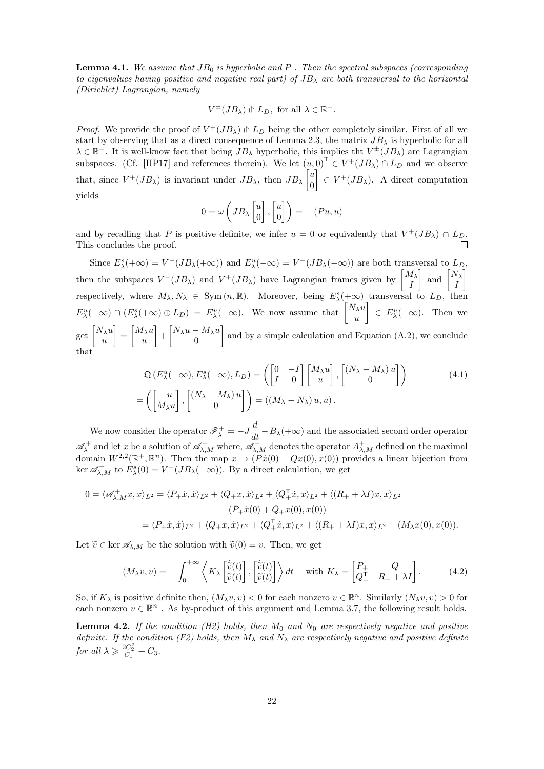**Lemma 4.1.** *We assume that $JB_0$ is hyperbolic and $P$ . Then the spectral subspaces (corresponding to eigenvalues having positive and negative real part) of $JB_\lambda$ are both transversal to the horizontal (Dirichlet) Lagrangian, namely*

$$V^\pm(JB_\lambda) \pitchfork L_D, \text{ for all } \lambda \in \mathbb{R}^+.$$

*Proof.* We provide the proof of $V^+(JB_\lambda) \pitchfork L_D$ being the other completely similar. First of all we start by observing that as a direct consequence of Lemma 2.3, the matrix $JB_\lambda$ is hyperbolic for all $\lambda \in \mathbb{R}^+$. It is well-know fact that being $JB_\lambda$ hyperbolic, this implies tht $V^\pm(JB_\lambda)$ are Lagrangian subspaces. (Cf. [HP17] and references therein). We let $(u,0)^\mathsf{T} \in V^+(JB_\lambda) \cap L_D$ and we observe that, since $V^+(JB_\lambda)$ is invariant under $JB_\lambda$, then $JB_\lambda \begin{bmatrix} u \\ 0 \end{bmatrix} \in V^+(JB_\lambda)$. A direct computation yields

$$0 = \omega\left( JB_\lambda \begin{bmatrix} u \\ 0 \end{bmatrix}, \begin{bmatrix} u \\ 0 \end{bmatrix} \right) = -(Pu, u)$$

and by recalling that $P$ is positive definite, we infer $u = 0$ or equivalently that $V^+(JB_\lambda) \pitchfork L_D$. This concludes the proof. $\square$

Since $E^s_\lambda(+\infty) = V^-(JB_\lambda(+\infty))$ and $E^u_\lambda(-\infty) = V^+(JB_\lambda(-\infty))$ are both transversal to $L_D$, then the subspaces $V^-(JB_\lambda)$ and $V^+(JB_\lambda)$ have Lagrangian frames given by $\begin{bmatrix} M_\lambda \\ I \end{bmatrix}$ and $\begin{bmatrix} N_\lambda \\ I \end{bmatrix}$ respectively, where $M_\lambda, N_\lambda \in \mathrm{Sym}\,(n,\mathbb{R})$. Moreover, being $E^s_\lambda(+\infty)$ transversal to $L_D$, then $E^u_\lambda(-\infty) \cap (E^s_\lambda(+\infty) \oplus L_D) = E^u_\lambda(-\infty)$. We now assume that $\begin{bmatrix} N_\lambda u \\ u \end{bmatrix} \in E^u_\lambda(-\infty)$. Then we get $\begin{bmatrix} N_\lambda u \\ u \end{bmatrix} = \begin{bmatrix} M_\lambda u \\ u \end{bmatrix} + \begin{bmatrix} N_\lambda u - M_\lambda u \\ 0 \end{bmatrix}$ and by a simple calculation and Equation (A.2), we conclude that

$$\begin{aligned} \mathfrak{Q}\left(E^u_\lambda(-\infty), E^s_\lambda(+\infty), L_D\right) &= \left( \begin{bmatrix} 0 & -I \\ I & 0 \end{bmatrix} \begin{bmatrix} M_\lambda u \\ u \end{bmatrix}, \begin{bmatrix} (N_\lambda - M_\lambda)\, u \\ 0 \end{bmatrix} \right) \qquad (4.1) \\ &= \left( \begin{bmatrix} -u \\ M_\lambda u \end{bmatrix}, \begin{bmatrix} (N_\lambda - M_\lambda)\, u \\ 0 \end{bmatrix} \right) = \left((M_\lambda - N_\lambda)\, u, u\right). \end{aligned}$$

We now consider the operator $\mathscr{F}^+_\lambda = -J\dfrac{d}{dt} - B_\lambda(+\infty)$ and the associated second order operator $\mathscr{A}^+_\lambda$ and let $x$ be a solution of $\mathscr{A}^+_{\lambda,M}$ where, $\mathscr{A}^+_{\lambda,M}$ denotes the operator $A^+_{\lambda,M}$ defined on the maximal domain $W^{2,2}(\mathbb{R}^+,\mathbb{R}^n)$. Then the map $x \mapsto (P\dot{x}(0) + Qx(0), x(0))$ provides a linear bijection from $\ker \mathscr{A}^+_{\lambda,M}$ to $E^s_\lambda(0) = V^-(JB_\lambda(+\infty))$. By a direct calculation, we get

$$\begin{aligned} 0 = \langle \mathscr{A}^+_{\lambda,M} x, x\rangle_{L^2} &= \langle P_+\dot{x}, \dot{x}\rangle_{L^2} + \langle Q_+ x, \dot{x}\rangle_{L^2} + \langle Q_+^\mathsf{T}\dot{x}, x\rangle_{L^2} + \langle (R_+ + \lambda I)x, x\rangle_{L^2} \\ &\quad + (P_+\dot{x}(0) + Q_+ x(0), x(0)) \\ &= \langle P_+\dot{x}, \dot{x}\rangle_{L^2} + \langle Q_+ x, \dot{x}\rangle_{L^2} + \langle Q_+^\mathsf{T}\dot{x}, x\rangle_{L^2} + \langle (R_+ + \lambda I)x, x\rangle_{L^2} + (M_\lambda x(0), x(0)). \end{aligned}$$

Let $\widetilde{v} \in \ker \mathscr{A}_{\lambda,M}$ be the solution with $\widetilde{v}(0) = v$. Then, we get

$$(M_\lambda v, v) = -\int_0^{+\infty} \left\langle K_\lambda \begin{bmatrix} \dot{\widetilde{v}}(t) \\ \widetilde{v}(t) \end{bmatrix}, \begin{bmatrix} \dot{\widetilde{v}}(t) \\ \widetilde{v}(t) \end{bmatrix} \right\rangle dt \quad \text{with } K_\lambda = \begin{bmatrix} P_+ & Q \\ Q_+^\mathsf{T} & R_+ + \lambda I \end{bmatrix}. \qquad (4.2)$$

So, if $K_\lambda$ is positive definite then, $(M_\lambda v, v) < 0$ for each nonzero $v \in \mathbb{R}^n$. Similarly $(N_\lambda v, v) > 0$ for each nonzero $v \in \mathbb{R}^n$ . As by-product of this argument and Lemma 3.7, the following result holds.

**Lemma 4.2.** *If the condition (H2) holds, then $M_0$ and $N_0$ are respectively negative and positive definite. If the condition (F2) holds, then $M_\lambda$ and $N_\lambda$ are respectively negative and positive definite for all $\lambda \geqslant \frac{2C_2^2}{C_1} + C_3$.*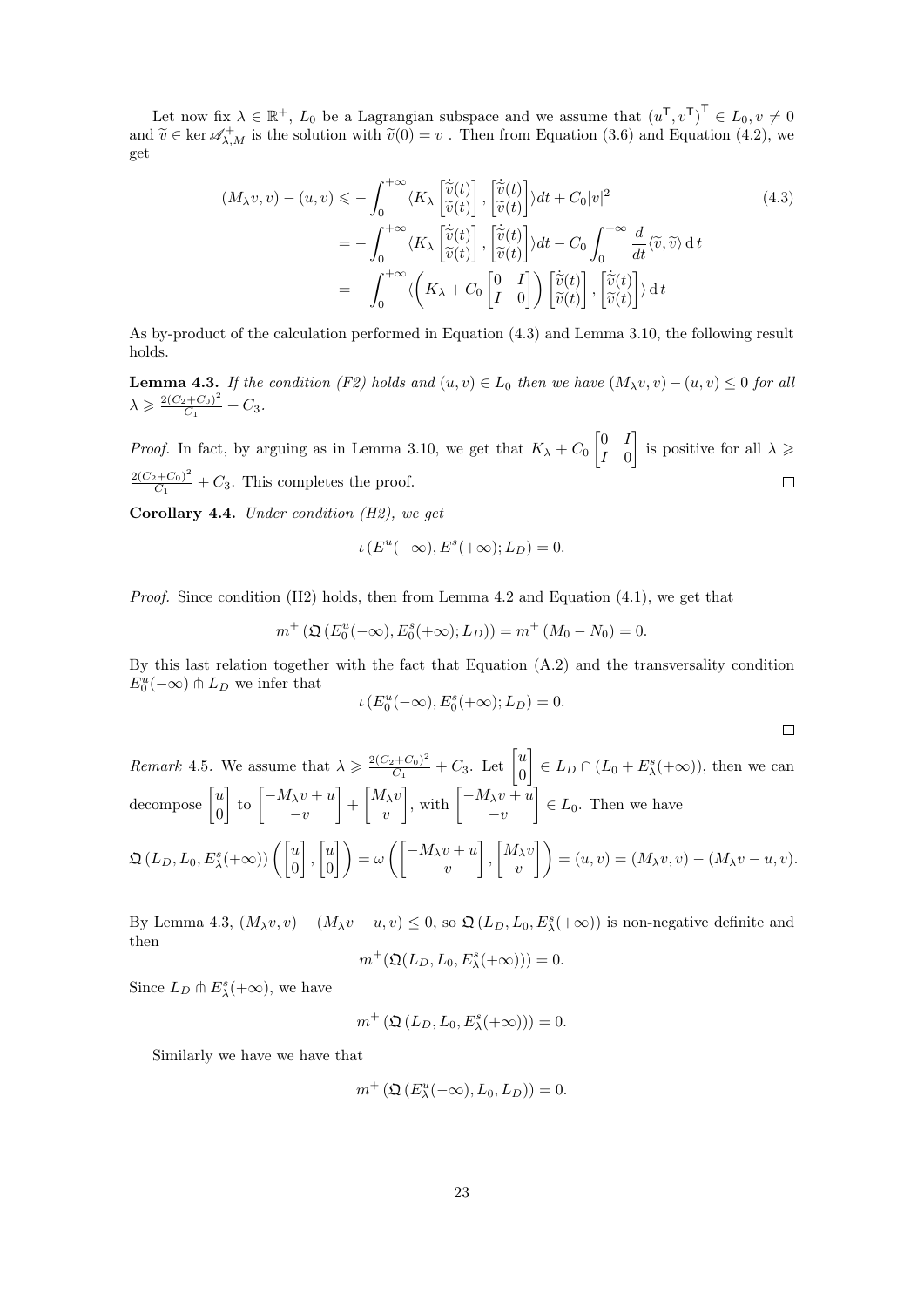Let now fix $\lambda \in \mathbb{R}^+$, $L_0$ be a Lagrangian subspace and we assume that $\left(u^\mathsf{T}, v^\mathsf{T}\right)^\mathsf{T} \in L_0, v \neq 0$ and $\widetilde{v} \in \ker \mathscr{A}^+_{\lambda,M}$ is the solution with $\widetilde{v}(0) = v$ . Then from Equation (3.6) and Equation (4.2), we get

$$
\begin{aligned}
(M_\lambda v, v) - (u, v) &\leqslant - \int_0^{+\infty} \langle K_\lambda \begin{bmatrix} \dot{\widetilde{v}}(t) \\ \widetilde{v}(t) \end{bmatrix}, \begin{bmatrix} \dot{\widetilde{v}}(t) \\ \widetilde{v}(t) \end{bmatrix} \rangle dt + C_0 |v|^2 \\
&= - \int_0^{+\infty} \langle K_\lambda \begin{bmatrix} \dot{\widetilde{v}}(t) \\ \widetilde{v}(t) \end{bmatrix}, \begin{bmatrix} \dot{\widetilde{v}}(t) \\ \widetilde{v}(t) \end{bmatrix} \rangle dt - C_0 \int_0^{+\infty} \frac{d}{dt} \langle \widetilde{v}, \widetilde{v} \rangle \, \mathrm{d}\, t \\
&= - \int_0^{+\infty} \langle \Big( K_\lambda + C_0 \begin{bmatrix} 0 & I \\ I & 0 \end{bmatrix} \Big) \begin{bmatrix} \dot{\widetilde{v}}(t) \\ \widetilde{v}(t) \end{bmatrix}, \begin{bmatrix} \dot{\widetilde{v}}(t) \\ \widetilde{v}(t) \end{bmatrix} \rangle \, \mathrm{d}\, t
\end{aligned}
\tag{4.3}
$$

As by-product of the calculation performed in Equation (4.3) and Lemma 3.10, the following result holds.

**Lemma 4.3.** *If the condition (F2) holds and $(u, v) \in L_0$ then we have $(M_\lambda v, v) - (u, v) \leq 0$ for all $\lambda \geqslant \frac{2(C_2+C_0)^2}{C_1} + C_3$.*

*Proof.* In fact, by arguing as in Lemma 3.10, we get that $K_\lambda + C_0 \begin{bmatrix} 0 & I \\ I & 0 \end{bmatrix}$ is positive for all $\lambda \geqslant \frac{2(C_2+C_0)^2}{C_1} + C_3$. This completes the proof. $\square$

**Corollary 4.4.** *Under condition (H2), we get*

$$
\iota\left(E^u(-\infty), E^s(+\infty); L_D\right) = 0.
$$

*Proof.* Since condition (H2) holds, then from Lemma 4.2 and Equation (4.1), we get that

$$
m^+\left(\mathfrak{Q}\left(E^u_0(-\infty), E^s_0(+\infty); L_D\right)\right) = m^+\left(M_0 - N_0\right) = 0.
$$

By this last relation together with the fact that Equation (A.2) and the transversality condition $E^u_0(-\infty) \pitchfork L_D$ we infer that

$$
\iota\left(E^u_0(-\infty), E^s_0(+\infty); L_D\right) = 0.
$$

$\square$

*Remark* 4.5. We assume that $\lambda \geqslant \frac{2(C_2+C_0)^2}{C_1} + C_3$. Let $\begin{bmatrix} u \\ 0 \end{bmatrix} \in L_D \cap (L_0 + E^s_\lambda(+\infty))$, then we can decompose $\begin{bmatrix} u \\ 0 \end{bmatrix}$ to $\begin{bmatrix} -M_\lambda v + u \\ -v \end{bmatrix} + \begin{bmatrix} M_\lambda v \\ v \end{bmatrix}$, with $\begin{bmatrix} -M_\lambda v + u \\ -v \end{bmatrix} \in L_0$. Then we have

$$
\mathfrak{Q}\left(L_D, L_0, E^s_\lambda(+\infty)\right)\left(\begin{bmatrix} u \\ 0 \end{bmatrix}, \begin{bmatrix} u \\ 0 \end{bmatrix}\right) = \omega\left(\begin{bmatrix} -M_\lambda v + u \\ -v \end{bmatrix}, \begin{bmatrix} M_\lambda v \\ v \end{bmatrix}\right) = (u, v) = (M_\lambda v, v) - (M_\lambda v - u, v).
$$

By Lemma 4.3, $(M_\lambda v, v) - (M_\lambda v - u, v) \leq 0$, so $\mathfrak{Q}\left(L_D, L_0, E^s_\lambda(+\infty)\right)$ is non-negative definite and then

$$
m^+(\mathfrak{Q}(L_D, L_0, E^s_\lambda(+\infty))) = 0.
$$

Since $L_D \pitchfork E^s_\lambda(+\infty)$, we have

$$
m^+\left(\mathfrak{Q}\left(L_D, L_0, E^s_\lambda(+\infty)\right)\right) = 0.
$$

Similarly we have we have that

$$
m^+\left(\mathfrak{Q}\left(E^u_\lambda(-\infty), L_0, L_D\right)\right) = 0.
$$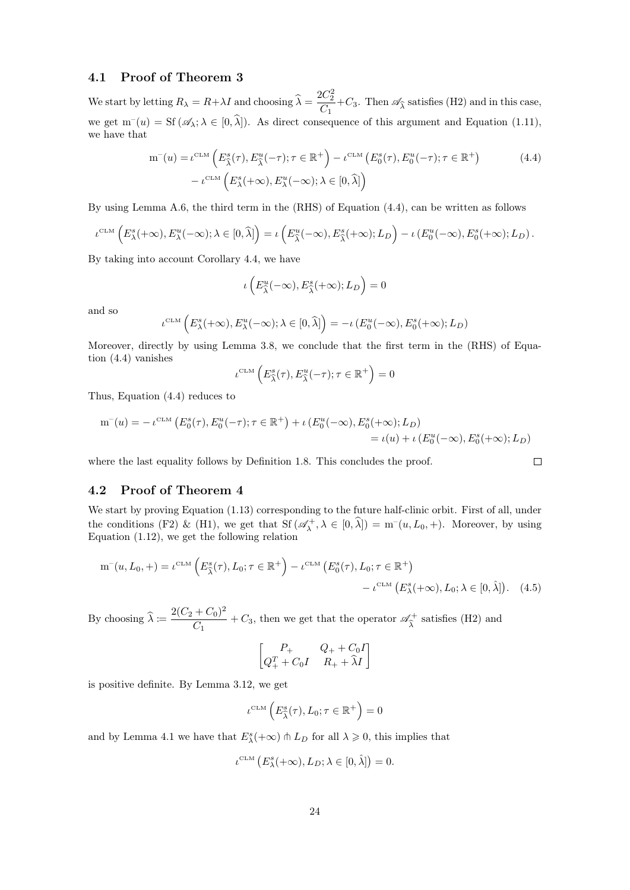### 4.1 Proof of Theorem 3

We start by letting $R_\lambda = R+\lambda I$ and choosing $\widehat{\lambda} = \dfrac{2C_2^2}{C_1}+C_3$. Then $\mathscr{A}_{\widehat{\lambda}}$ satisfies (H2) and in this case, we get $\mathrm{m}^-(u) = \mathrm{Sf}\,(\mathscr{A}_\lambda; \lambda \in [0,\widehat{\lambda}])$. As direct consequence of this argument and Equation (1.11), we have that

$$
\begin{aligned}
\mathrm{m}^-(u) = {}& \iota^{\mathrm{CLM}}\left(E^s_{\widehat{\lambda}}(\tau), E^u_{\widehat{\lambda}}(-\tau); \tau \in \mathbb{R}^+\right) - \iota^{\mathrm{CLM}}\left(E^s_0(\tau), E^u_0(-\tau); \tau \in \mathbb{R}^+\right) \\
& - \iota^{\mathrm{CLM}}\left(E^s_\lambda(+\infty), E^u_\lambda(-\infty); \lambda \in [0,\widehat{\lambda}]\right)
\end{aligned} \tag{4.4}
$$

By using Lemma A.6, the third term in the (RHS) of Equation (4.4), can be written as follows

$$
\iota^{\mathrm{CLM}}\left(E^s_\lambda(+\infty), E^u_\lambda(-\infty); \lambda \in [0,\widehat{\lambda}]\right) = \iota\left(E^u_{\widehat{\lambda}}(-\infty), E^s_{\widehat{\lambda}}(+\infty); L_D\right) - \iota\left(E^u_0(-\infty), E^s_0(+\infty); L_D\right).
$$

By taking into account Corollary 4.4, we have

$$
\iota\left(E^u_{\widehat{\lambda}}(-\infty), E^s_{\widehat{\lambda}}(+\infty); L_D\right) = 0
$$

and so

$$
\iota^{\mathrm{CLM}}\left(E^s_\lambda(+\infty), E^u_\lambda(-\infty); \lambda \in [0,\widehat{\lambda}]\right) = -\iota\left(E^u_0(-\infty), E^s_0(+\infty); L_D\right)
$$

Moreover, directly by using Lemma 3.8, we conclude that the first term in the (RHS) of Equation (4.4) vanishes

$$
\iota^{\mathrm{CLM}}\left(E^s_{\widehat{\lambda}}(\tau), E^u_{\widehat{\lambda}}(-\tau); \tau \in \mathbb{R}^+\right) = 0
$$

Thus, Equation (4.4) reduces to

$$
\begin{aligned}
\mathrm{m}^-(u) = {}& -\iota^{\mathrm{CLM}}\left(E^s_0(\tau), E^u_0(-\tau); \tau \in \mathbb{R}^+\right) + \iota\left(E^u_0(-\infty), E^s_0(+\infty); L_D\right) \\
& = \iota(u) + \iota\left(E^u_0(-\infty), E^s_0(+\infty); L_D\right)
\end{aligned}
$$

where the last equality follows by Definition 1.8. This concludes the proof. □

### 4.2 Proof of Theorem 4

We start by proving Equation (1.13) corresponding to the future half-clinic orbit. First of all, under the conditions (F2) & (H1), we get that $\mathrm{Sf}\,(\mathscr{A}^+_\lambda, \lambda \in [0,\widehat{\lambda}]) = \mathrm{m}^-(u, L_0, +)$. Moreover, by using Equation (1.12), we get the following relation

$$
\begin{aligned}
\mathrm{m}^-(u, L_0, +) = {}& \iota^{\mathrm{CLM}}\left(E^s_{\widehat{\lambda}}(\tau), L_0; \tau \in \mathbb{R}^+\right) - \iota^{\mathrm{CLM}}\left(E^s_0(\tau), L_0; \tau \in \mathbb{R}^+\right) \\
& - \iota^{\mathrm{CLM}}\left(E^s_\lambda(+\infty), L_0; \lambda \in [0,\widehat{\lambda}]\right).
\end{aligned} \tag{4.5}
$$

By choosing $\widehat{\lambda} := \dfrac{2(C_2+C_0)^2}{C_1} + C_3$, then we get that the operator $\mathscr{A}^+_{\widehat{\lambda}}$ satisfies (H2) and

$$
\begin{bmatrix} P_+ & Q_+ + C_0 I \\ Q_+^T + C_0 I & R_+ + \widehat{\lambda} I \end{bmatrix}
$$

is positive definite. By Lemma 3.12, we get

$$
\iota^{\mathrm{CLM}}\left(E^s_{\widehat{\lambda}}(\tau), L_0; \tau \in \mathbb{R}^+\right) = 0
$$

and by Lemma 4.1 we have that $E^s_\lambda(+\infty) \pitchfork L_D$ for all $\lambda \geqslant 0$, this implies that

$$
\iota^{\mathrm{CLM}}\left(E^s_\lambda(+\infty), L_D; \lambda \in [0,\hat{\lambda}]\right) = 0.
$$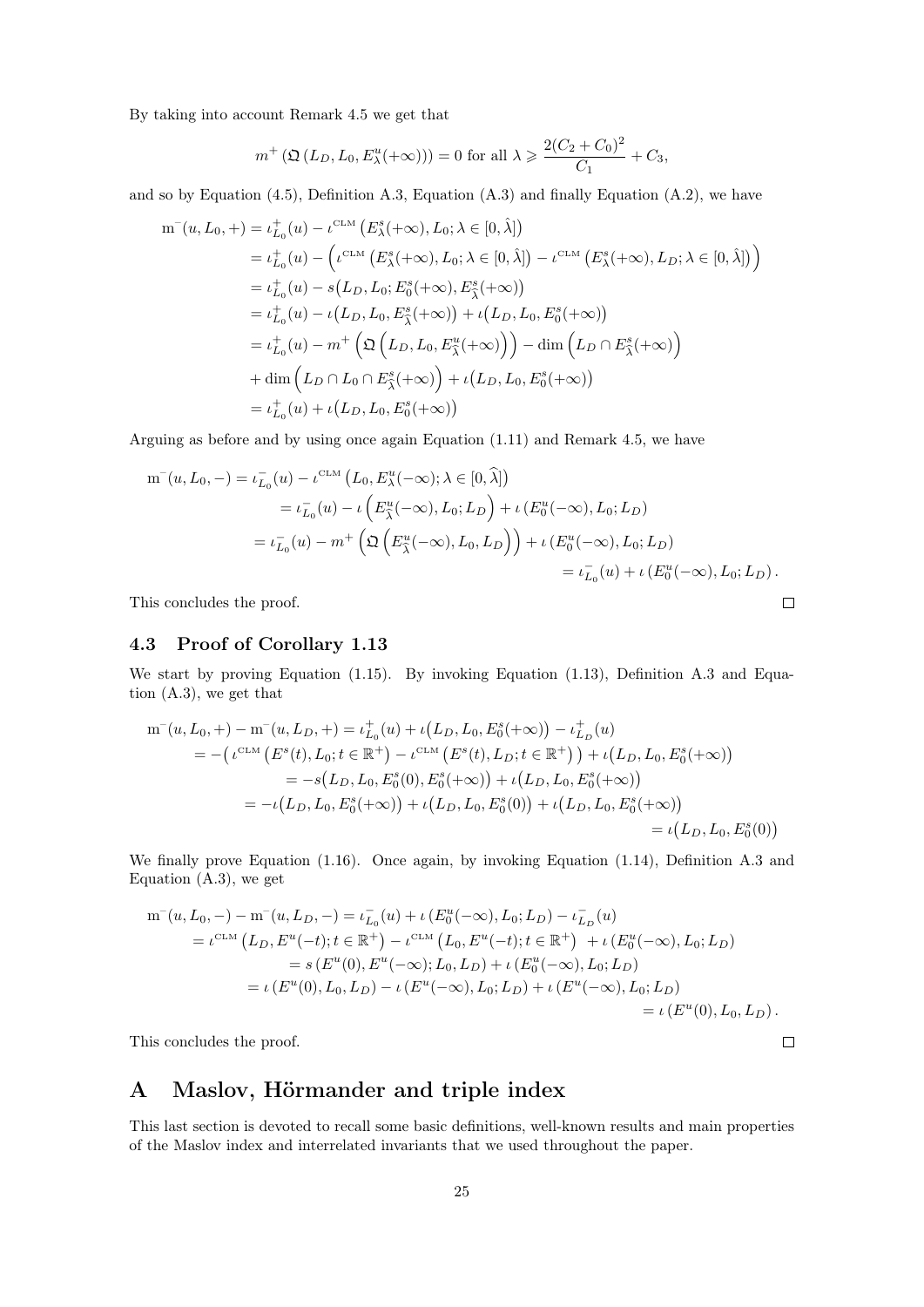By taking into account Remark 4.5 we get that

$$
m^{+}\left(\mathfrak{Q}\left(L_D, L_0, E^u_\lambda(+\infty)\right)\right) = 0 \text{ for all } \lambda \geqslant \frac{2(C_2+C_0)^2}{C_1} + C_3,
$$

and so by Equation (4.5), Definition A.3, Equation (A.3) and finally Equation (A.2), we have

$$
\begin{aligned}
\mathrm{m}^{-}(u, L_0, +) &= \iota^{+}_{L_0}(u) - \iota^{\mathrm{CLM}}\big(E^s_\lambda(+\infty), L_0; \lambda \in [0,\hat\lambda]\big) \\
&= \iota^{+}_{L_0}(u) - \Big(\iota^{\mathrm{CLM}}\big(E^s_\lambda(+\infty), L_0; \lambda \in [0,\hat\lambda]\big) - \iota^{\mathrm{CLM}}\big(E^s_\lambda(+\infty), L_D; \lambda \in [0,\hat\lambda]\big)\Big) \\
&= \iota^{+}_{L_0}(u) - s\big(L_D, L_0; E^s_0(+\infty), E^s_{\hat\lambda}(+\infty)\big) \\
&= \iota^{+}_{L_0}(u) - \iota\big(L_D, L_0, E^s_{\hat\lambda}(+\infty)\big) + \iota\big(L_D, L_0, E^s_0(+\infty)\big) \\
&= \iota^{+}_{L_0}(u) - m^{+}\Big(\mathfrak{Q}\Big(L_D, L_0, E^u_{\hat\lambda}(+\infty)\Big)\Big) - \dim\Big(L_D \cap E^s_{\hat\lambda}(+\infty)\Big) \\
&\quad + \dim\Big(L_D \cap L_0 \cap E^s_{\hat\lambda}(+\infty)\Big) + \iota\big(L_D, L_0, E^s_0(+\infty)\big) \\
&= \iota^{+}_{L_0}(u) + \iota\big(L_D, L_0, E^s_0(+\infty)\big)
\end{aligned}
$$

Arguing as before and by using once again Equation (1.11) and Remark 4.5, we have

$$
\begin{aligned}
\mathrm{m}^{-}(u, L_0, -) &= \iota^{-}_{L_0}(u) - \iota^{\mathrm{CLM}}\big(L_0, E^u_\lambda(-\infty); \lambda \in [0,\widehat\lambda]\big) \\
&= \iota^{-}_{L_0}(u) - \iota\Big(E^u_{\widehat\lambda}(-\infty), L_0; L_D\Big) + \iota\left(E^u_0(-\infty), L_0; L_D\right) \\
&= \iota^{-}_{L_0}(u) - m^{+}\Big(\mathfrak{Q}\Big(E^u_{\widehat\lambda}(-\infty), L_0, L_D\Big)\Big) + \iota\left(E^u_0(-\infty), L_0; L_D\right) \\
&= \iota^{-}_{L_0}(u) + \iota\left(E^u_0(-\infty), L_0; L_D\right).
\end{aligned}
$$

This concludes the proof. $\square$

### 4.3 Proof of Corollary 1.13

We start by proving Equation (1.15). By invoking Equation (1.13), Definition A.3 and Equation (A.3), we get that

$$
\begin{aligned}
\mathrm{m}^{-}(u, L_0, +) - \mathrm{m}^{-}(u, L_D, +) &= \iota^{+}_{L_0}(u) + \iota\big(L_D, L_0, E^s_0(+\infty)\big) - \iota^{+}_{L_D}(u) \\
&= -\big(\iota^{\mathrm{CLM}}\big(E^s(t), L_0; t \in \mathbb{R}^+\big) - \iota^{\mathrm{CLM}}\big(E^s(t), L_D; t \in \mathbb{R}^+\big)\big) + \iota\big(L_D, L_0, E^s_0(+\infty)\big) \\
&= -s\big(L_D, L_0, E^s_0(0), E^s_0(+\infty)\big) + \iota\big(L_D, L_0, E^s_0(+\infty)\big) \\
&= -\iota\big(L_D, L_0, E^s_0(+\infty)\big) + \iota\big(L_D, L_0, E^s_0(0)\big) + \iota\big(L_D, L_0, E^s_0(+\infty)\big) \\
&= \iota\big(L_D, L_0, E^s_0(0)\big)
\end{aligned}
$$

We finally prove Equation (1.16). Once again, by invoking Equation (1.14), Definition A.3 and Equation (A.3), we get

$$
\begin{aligned}
\mathrm{m}^{-}(u, L_0, -) - \mathrm{m}^{-}(u, L_D, -) &= \iota^{-}_{L_0}(u) + \iota\left(E^u_0(-\infty), L_0; L_D\right) - \iota^{-}_{L_D}(u) \\
&= \iota^{\mathrm{CLM}}\big(L_D, E^u(-t); t \in \mathbb{R}^+\big) - \iota^{\mathrm{CLM}}\big(L_0, E^u(-t); t \in \mathbb{R}^+\big) + \iota\left(E^u_0(-\infty), L_0; L_D\right) \\
&= s\left(E^u(0), E^u(-\infty); L_0, L_D\right) + \iota\left(E^u_0(-\infty), L_0; L_D\right) \\
&= \iota\left(E^u(0), L_0, L_D\right) - \iota\left(E^u(-\infty), L_0; L_D\right) + \iota\left(E^u(-\infty), L_0; L_D\right) \\
&= \iota\left(E^u(0), L_0, L_D\right).
\end{aligned}
$$

This concludes the proof. $\square$

# A Maslov, Hörmander and triple index

This last section is devoted to recall some basic definitions, well-known results and main properties of the Maslov index and interrelated invariants that we used throughout the paper.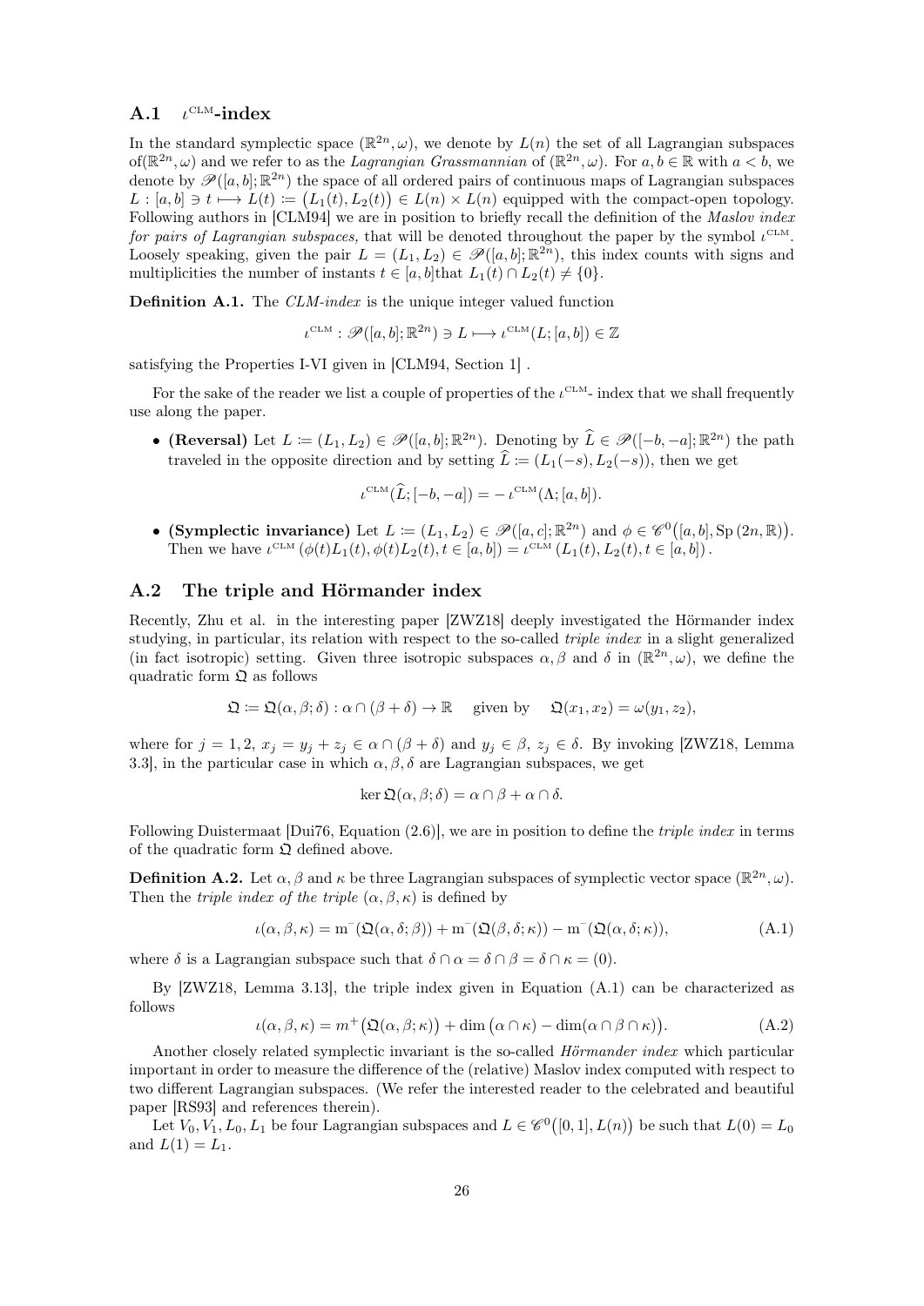### A.1 $\iota^{\text{CLM}}$-index

In the standard symplectic space $(\mathbb{R}^{2n}, \omega)$, we denote by $L(n)$ the set of all Lagrangian subspaces of$(\mathbb{R}^{2n}, \omega)$ and we refer to as the *Lagrangian Grassmannian* of $(\mathbb{R}^{2n}, \omega)$. For $a, b \in \mathbb{R}$ with $a < b$, we denote by $\mathscr{P}([a,b];\mathbb{R}^{2n})$ the space of all ordered pairs of continuous maps of Lagrangian subspaces $L : [a,b] \ni t \longmapsto L(t) \coloneqq \big(L_1(t), L_2(t)\big) \in L(n) \times L(n)$ equipped with the compact-open topology. Following authors in [CLM94] we are in position to briefly recall the definition of the *Maslov index for pairs of Lagrangian subspaces,* that will be denoted throughout the paper by the symbol $\iota^{\text{CLM}}$. Loosely speaking, given the pair $L = (L_1, L_2) \in \mathscr{P}([a,b];\mathbb{R}^{2n})$, this index counts with signs and multiplicities the number of instants $t \in [a,b]$that $L_1(t) \cap L_2(t) \neq \{0\}$.

**Definition A.1.** The *CLM-index* is the unique integer valued function

$$\iota^{\text{CLM}} : \mathscr{P}([a,b];\mathbb{R}^{2n}) \ni L \longmapsto \iota^{\text{CLM}}(L;[a,b]) \in \mathbb{Z}$$

satisfying the Properties I-VI given in [CLM94, Section 1] .

For the sake of the reader we list a couple of properties of the $\iota^{\text{CLM}}$- index that we shall frequently use along the paper.

- **(Reversal)** Let $L \coloneqq (L_1, L_2) \in \mathscr{P}([a,b];\mathbb{R}^{2n})$. Denoting by $\widehat{L} \in \mathscr{P}([-b,-a];\mathbb{R}^{2n})$ the path traveled in the opposite direction and by setting $\widehat{L} \coloneqq (L_1(-s), L_2(-s))$, then we get

$$\iota^{\text{CLM}}(\widehat{L};[-b,-a]) = -\,\iota^{\text{CLM}}(\Lambda;[a,b]).$$

- **(Symplectic invariance)** Let $L \coloneqq (L_1, L_2) \in \mathscr{P}([a,c];\mathbb{R}^{2n})$ and $\phi \in \mathscr{C}^0\big([a,b], \mathrm{Sp}\,(2n,\mathbb{R})\big)$. Then we have $\iota^{\text{CLM}}\left(\phi(t)L_1(t), \phi(t)L_2(t), t \in [a,b]\right) = \iota^{\text{CLM}}\left(L_1(t), L_2(t), t \in [a,b]\right)$.

### A.2 The triple and Hörmander index

Recently, Zhu et al. in the interesting paper [ZWZ18] deeply investigated the Hörmander index studying, in particular, its relation with respect to the so-called *triple index* in a slight generalized (in fact isotropic) setting. Given three isotropic subspaces $\alpha, \beta$ and $\delta$ in $(\mathbb{R}^{2n}, \omega)$, we define the quadratic form $\mathfrak{Q}$ as follows

$$\mathfrak{Q} \coloneqq \mathfrak{Q}(\alpha, \beta; \delta) : \alpha \cap (\beta + \delta) \to \mathbb{R} \quad \text{ given by } \quad \mathfrak{Q}(x_1, x_2) = \omega(y_1, z_2),$$

where for $j = 1, 2$, $x_j = y_j + z_j \in \alpha \cap (\beta + \delta)$ and $y_j \in \beta$, $z_j \in \delta$. By invoking [ZWZ18, Lemma 3.3], in the particular case in which $\alpha, \beta, \delta$ are Lagrangian subspaces, we get

$$\ker \mathfrak{Q}(\alpha, \beta; \delta) = \alpha \cap \beta + \alpha \cap \delta.$$

Following Duistermaat [Dui76, Equation (2.6)], we are in position to define the *triple index* in terms of the quadratic form $\mathfrak{Q}$ defined above.

**Definition A.2.** Let $\alpha, \beta$ and $\kappa$ be three Lagrangian subspaces of symplectic vector space $(\mathbb{R}^{2n}, \omega)$. Then the *triple index of the triple* $(\alpha, \beta, \kappa)$ is defined by

$$\iota(\alpha, \beta, \kappa) = \mathrm{m}^-(\mathfrak{Q}(\alpha, \delta; \beta)) + \mathrm{m}^-(\mathfrak{Q}(\beta, \delta; \kappa)) - \mathrm{m}^-(\mathfrak{Q}(\alpha, \delta; \kappa)), \tag{A.1}$$

where $\delta$ is a Lagrangian subspace such that $\delta \cap \alpha = \delta \cap \beta = \delta \cap \kappa = (0)$.

By [ZWZ18, Lemma 3.13], the triple index given in Equation (A.1) can be characterized as follows

$$\iota(\alpha, \beta, \kappa) = m^+\big(\mathfrak{Q}(\alpha, \beta; \kappa)\big) + \dim\big(\alpha \cap \kappa\big) - \dim(\alpha \cap \beta \cap \kappa)\big). \tag{A.2}$$

Another closely related symplectic invariant is the so-called *Hörmander index* which particular important in order to measure the difference of the (relative) Maslov index computed with respect to two different Lagrangian subspaces. (We refer the interested reader to the celebrated and beautiful paper [RS93] and references therein).

Let $V_0, V_1, L_0, L_1$ be four Lagrangian subspaces and $L \in \mathscr{C}^0\big([0,1], L(n)\big)$ be such that $L(0) = L_0$ and $L(1) = L_1$.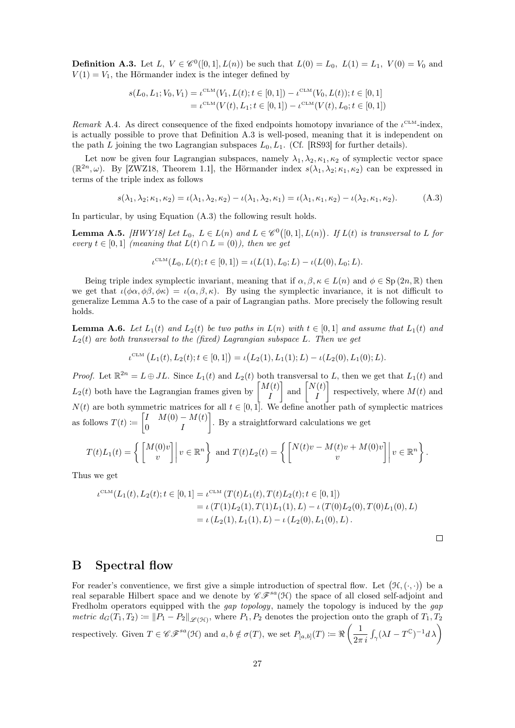**Definition A.3.** Let $L,\ V \in \mathscr{C}^0([0,1], L(n))$ be such that $L(0) = L_0,\ L(1) = L_1,\ V(0) = V_0$ and $V(1) = V_1$, the Hörmander index is the integer defined by

$$
\begin{aligned}
s(L_0, L_1; V_0, V_1) &= \iota^{\text{CLM}}(V_1, L(t); t \in [0,1]) - \iota^{\text{CLM}}(V_0, L(t)); t \in [0,1] \\
&= \iota^{\text{CLM}}(V(t), L_1; t \in [0,1]) - \iota^{\text{CLM}}(V(t), L_0; t \in [0,1])
\end{aligned}
$$

*Remark* A.4. As direct consequence of the fixed endpoints homotopy invariance of the $\iota^{\text{CLM}}$-index, is actually possible to prove that Definition A.3 is well-posed, meaning that it is independent on the path $L$ joining the two Lagrangian subspaces $L_0, L_1$. (Cf. [RS93] for further details).

Let now be given four Lagrangian subspaces, namely $\lambda_1, \lambda_2, \kappa_1, \kappa_2$ of symplectic vector space $(\mathbb{R}^{2n}, \omega)$. By [ZWZ18, Theorem 1.1], the Hörmander index $s(\lambda_1, \lambda_2; \kappa_1, \kappa_2)$ can be expressed in terms of the triple index as follows

$$
s(\lambda_1, \lambda_2; \kappa_1, \kappa_2) = \iota(\lambda_1, \lambda_2, \kappa_2) - \iota(\lambda_1, \lambda_2, \kappa_1) = \iota(\lambda_1, \kappa_1, \kappa_2) - \iota(\lambda_2, \kappa_1, \kappa_2). \tag{A.3}
$$

In particular, by using Equation (A.3) the following result holds.

**Lemma A.5.** *[HWY18] Let $L_0,\ L \in L(n)$ and $L \in \mathscr{C}^0\big([0,1], L(n)\big)$. If $L(t)$ is transversal to $L$ for every $t \in [0,1]$ (meaning that $L(t) \cap L = (0)$), then we get*

$$
\iota^{\text{CLM}}(L_0, L(t); t \in [0,1]) = \iota(L(1), L_0; L) - \iota(L(0), L_0; L).
$$

Being triple index symplectic invariant, meaning that if $\alpha, \beta, \kappa \in L(n)$ and $\phi \in \mathrm{Sp}\,(2n, \mathbb{R})$ then we get that $\iota(\phi\alpha, \phi\beta, \phi\kappa) = \iota(\alpha, \beta, \kappa)$. By using the symplectic invariance, it is not difficult to generalize Lemma A.5 to the case of a pair of Lagrangian paths. More precisely the following result holds.

**Lemma A.6.** *Let $L_1(t)$ and $L_2(t)$ be two paths in $L(n)$ with $t \in [0,1]$ and assume that $L_1(t)$ and $L_2(t)$ are both transversal to the (fixed) Lagrangian subspace $L$. Then we get*

$$
\iota^{\text{CLM}}\big(L_1(t), L_2(t); t \in [0,1]\big) = \iota\big(L_2(1), L_1(1); L\big) - \iota(L_2(0), L_1(0); L).
$$

*Proof.* Let $\mathbb{R}^{2n} = L \oplus JL$. Since $L_1(t)$ and $L_2(t)$ both transversal to $L$, then we get that $L_1(t)$ and $L_2(t)$ both have the Lagrangian frames given by $\begin{bmatrix} M(t) \\ I \end{bmatrix}$ and $\begin{bmatrix} N(t) \\ I \end{bmatrix}$ respectively, where $M(t)$ and $N(t)$ are both symmetric matrices for all $t \in [0,1]$. We define another path of symplectic matrices as follows $T(t) \coloneqq \begin{bmatrix} I & M(0) - M(t) \\ 0 & I \end{bmatrix}$. By a straightforward calculations we get

$$
T(t)L_1(t) = \left\{ \begin{bmatrix} M(0)v \\ v \end{bmatrix} \middle| v \in \mathbb{R}^n \right\} \text{ and } T(t)L_2(t) = \left\{ \begin{bmatrix} N(t)v - M(t)v + M(0)v \\ v \end{bmatrix} \middle| v \in \mathbb{R}^n \right\}.
$$

Thus we get

$$
\begin{aligned}
\iota^{\text{CLM}}(L_1(t), L_2(t); t \in [0,1] &= \iota^{\text{CLM}}\left(T(t)L_1(t), T(t)L_2(t); t \in [0,1]\right) \\
&= \iota\left(T(1)L_2(1), T(1)L_1(1), L\right) - \iota\left(T(0)L_2(0), T(0)L_1(0), L\right) \\
&= \iota\left(L_2(1), L_1(1), L\right) - \iota\left(L_2(0), L_1(0), L\right).
\end{aligned}
$$

□

# B Spectral flow

For reader's conventience, we first give a simple introduction of spectral flow. Let $\big(\mathcal{H}, (\cdot,\cdot)\big)$ be a real separable Hilbert space and we denote by $\mathscr{CF}^{sa}(\mathcal{H})$ the space of all closed self-adjoint and Fredholm operators equipped with the *gap topology*, namely the topology is induced by the *gap metric* $d_G(T_1, T_2) \coloneqq \|P_1 - P_2\|_{\mathscr{L}(\mathcal{H})}$, where $P_1, P_2$ denotes the projection onto the graph of $T_1, T_2$ respectively. Given $T \in \mathscr{CF}^{sa}(\mathcal{H})$ and $a, b \notin \sigma(T)$, we set $P_{[a,b]}(T) \coloneqq \Re\left(\dfrac{1}{2\pi\, i}\int_\gamma (\lambda I - T^{\mathbb{C}})^{-1} d\,\lambda\right)$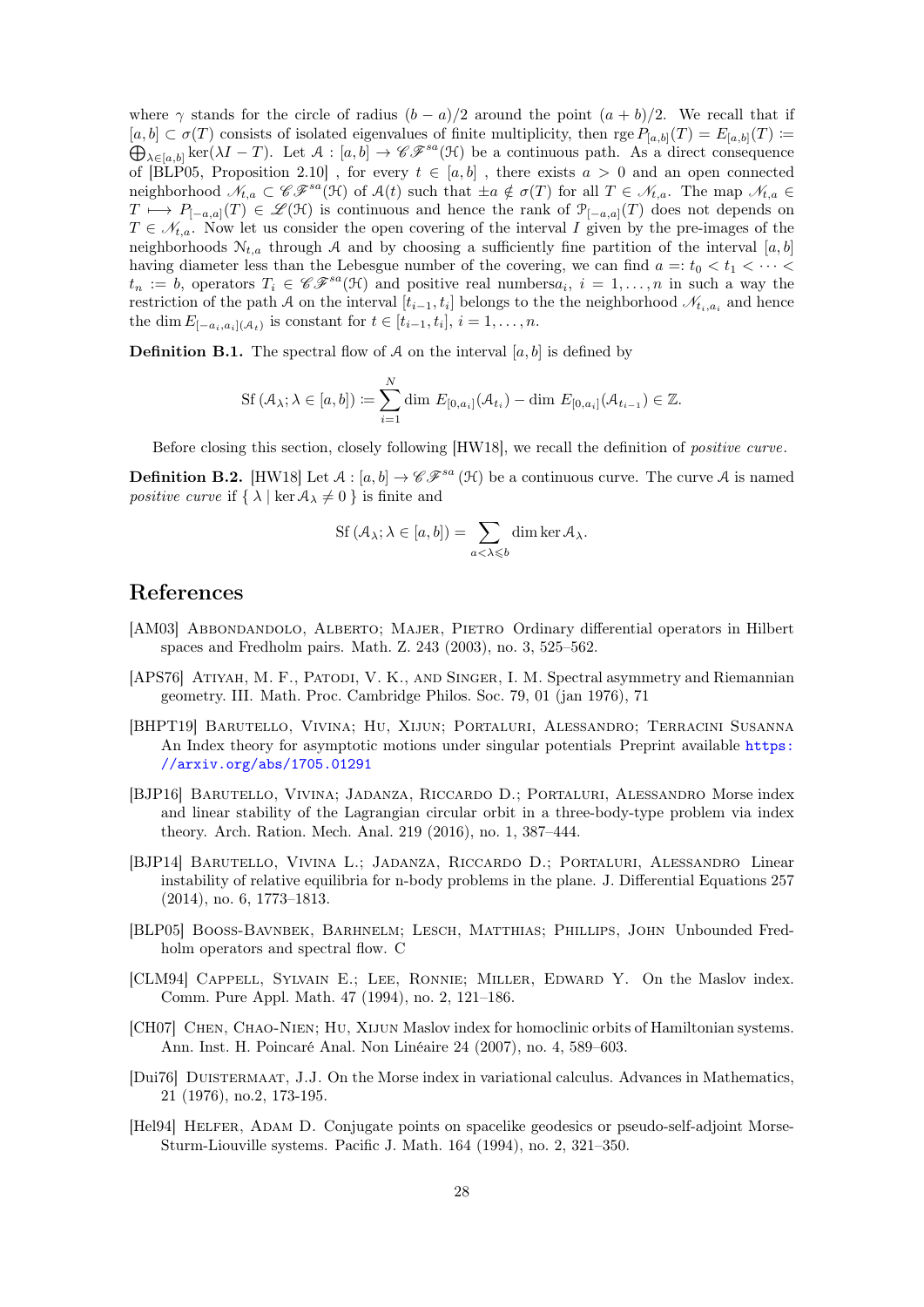where $\gamma$ stands for the circle of radius $(b-a)/2$ around the point $(a+b)/2$. We recall that if $[a,b] \subset \sigma(T)$ consists of isolated eigenvalues of finite multiplicity, then rge $P_{[a,b]}(T) = E_{[a,b]}(T) := \bigoplus_{\lambda \in [a,b]} \ker(\lambda I - T)$. Let $\mathcal{A} : [a,b] \to \mathscr{CF}^{sa}(\mathcal{H})$ be a continuous path. As a direct consequence of [BLP05, Proposition 2.10] , for every $t \in [a,b]$ , there exists $a > 0$ and an open connected neighborhood $\mathscr{N}_{t,a} \subset \mathscr{CF}^{sa}(\mathcal{H})$ of $\mathcal{A}(t)$ such that $\pm a \notin \sigma(T)$ for all $T \in \mathscr{N}_{t,a}$. The map $\mathscr{N}_{t,a} \in T \longmapsto P_{[-a,a]}(T) \in \mathscr{L}(\mathcal{H})$ is continuous and hence the rank of $\mathcal{P}_{[-a,a]}(T)$ does not depends on $T \in \mathscr{N}_{t,a}$. Now let us consider the open covering of the interval $I$ given by the pre-images of the neighborhoods $\mathcal{N}_{t,a}$ through $\mathcal{A}$ and by choosing a sufficiently fine partition of the interval $[a,b]$ having diameter less than the Lebesgue number of the covering, we can find $a =: t_0 < t_1 < \cdots < t_n := b$, operators $T_i \in \mathscr{CF}^{sa}(\mathcal{H})$ and positive real numbers$a_i$, $i = 1, \ldots, n$ in such a way the restriction of the path $\mathcal{A}$ on the interval $[t_{i-1}, t_i]$ belongs to the the neighborhood $\mathscr{N}_{t_i, a_i}$ and hence the $\dim E_{[-a_i,a_i](\mathcal{A}_t)}$ is constant for $t \in [t_{i-1}, t_i]$, $i = 1, \ldots, n$.

**Definition B.1.** The spectral flow of $\mathcal{A}$ on the interval $[a,b]$ is defined by

$$\mathrm{Sf}\,(\mathcal{A}_\lambda; \lambda \in [a,b]) := \sum_{i=1}^{N} \dim\, E_{[0,a_i]}(\mathcal{A}_{t_i}) - \dim\, E_{[0,a_i]}(\mathcal{A}_{t_{i-1}}) \in \mathbb{Z}.$$

Before closing this section, closely following [HW18], we recall the definition of *positive curve*.

**Definition B.2.** [HW18] Let $\mathcal{A} : [a,b] \to \mathscr{CF}^{sa}(\mathcal{H})$ be a continuous curve. The curve $\mathcal{A}$ is named *positive curve* if $\{\, \lambda \mid \ker \mathcal{A}_\lambda \neq 0 \,\}$ is finite and

$$\mathrm{Sf}\,(\mathcal{A}_\lambda; \lambda \in [a,b]) = \sum_{a < \lambda \leqslant b} \dim \ker \mathcal{A}_\lambda.$$

# References

[AM03] Abbondandolo, Alberto; Majer, Pietro Ordinary differential operators in Hilbert spaces and Fredholm pairs. Math. Z. 243 (2003), no. 3, 525–562.

[APS76] Atiyah, M. F., Patodi, V. K., and Singer, I. M. Spectral asymmetry and Riemannian geometry. III. Math. Proc. Cambridge Philos. Soc. 79, 01 (jan 1976), 71

[BHPT19] Barutello, Vivina; Hu, Xijun; Portaluri, Alessandro; Terracini Susanna An Index theory for asymptotic motions under singular potentials Preprint available https://arxiv.org/abs/1705.01291

[BJP16] Barutello, Vivina; Jadanza, Riccardo D.; Portaluri, Alessandro Morse index and linear stability of the Lagrangian circular orbit in a three-body-type problem via index theory. Arch. Ration. Mech. Anal. 219 (2016), no. 1, 387–444.

[BJP14] Barutello, Vivina L.; Jadanza, Riccardo D.; Portaluri, Alessandro Linear instability of relative equilibria for n-body problems in the plane. J. Differential Equations 257 (2014), no. 6, 1773–1813.

[BLP05] Booss-Bavnbek, Barhnelm; Lesch, Matthias; Phillips, John Unbounded Fredholm operators and spectral flow. C

[CLM94] Cappell, Sylvain E.; Lee, Ronnie; Miller, Edward Y. On the Maslov index. Comm. Pure Appl. Math. 47 (1994), no. 2, 121–186.

[CH07] Chen, Chao-Nien; Hu, Xijun Maslov index for homoclinic orbits of Hamiltonian systems. Ann. Inst. H. Poincaré Anal. Non Linéaire 24 (2007), no. 4, 589–603.

[Dui76] Duistermaat, J.J. On the Morse index in variational calculus. Advances in Mathematics, 21 (1976), no.2, 173-195.

[Hel94] Helfer, Adam D. Conjugate points on spacelike geodesics or pseudo-self-adjoint Morse-Sturm-Liouville systems. Pacific J. Math. 164 (1994), no. 2, 321–350.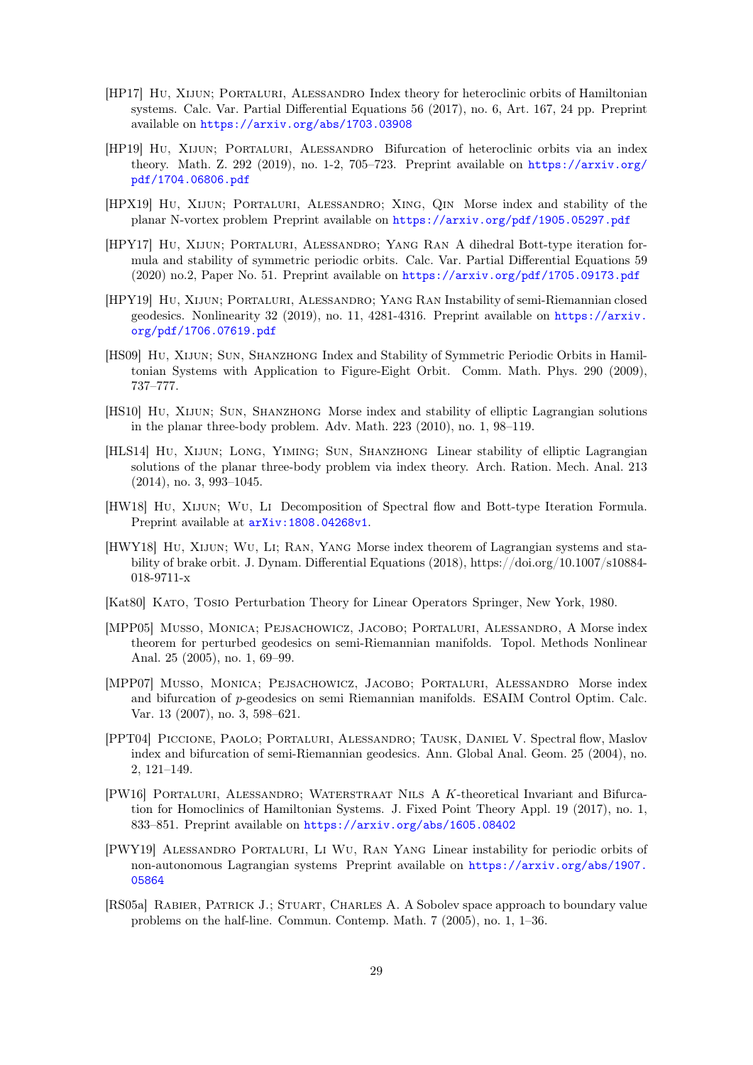[HP17] Hu, Xijun; Portaluri, Alessandro Index theory for heteroclinic orbits of Hamiltonian systems. Calc. Var. Partial Differential Equations 56 (2017), no. 6, Art. 167, 24 pp. Preprint available on https://arxiv.org/abs/1703.03908

[HP19] Hu, Xijun; Portaluri, Alessandro Bifurcation of heteroclinic orbits via an index theory. Math. Z. 292 (2019), no. 1-2, 705–723. Preprint available on https://arxiv.org/pdf/1704.06806.pdf

[HPX19] Hu, Xijun; Portaluri, Alessandro; Xing, Qin Morse index and stability of the planar N-vortex problem Preprint available on https://arxiv.org/pdf/1905.05297.pdf

[HPY17] Hu, Xijun; Portaluri, Alessandro; Yang Ran A dihedral Bott-type iteration formula and stability of symmetric periodic orbits. Calc. Var. Partial Differential Equations 59 (2020) no.2, Paper No. 51. Preprint available on https://arxiv.org/pdf/1705.09173.pdf

[HPY19] Hu, Xijun; Portaluri, Alessandro; Yang Ran Instability of semi-Riemannian closed geodesics. Nonlinearity 32 (2019), no. 11, 4281-4316. Preprint available on https://arxiv.org/pdf/1706.07619.pdf

[HS09] Hu, Xijun; Sun, Shanzhong Index and Stability of Symmetric Periodic Orbits in Hamiltonian Systems with Application to Figure-Eight Orbit. Comm. Math. Phys. 290 (2009), 737–777.

[HS10] Hu, Xijun; Sun, Shanzhong Morse index and stability of elliptic Lagrangian solutions in the planar three-body problem. Adv. Math. 223 (2010), no. 1, 98–119.

[HLS14] Hu, Xijun; Long, Yiming; Sun, Shanzhong Linear stability of elliptic Lagrangian solutions of the planar three-body problem via index theory. Arch. Ration. Mech. Anal. 213 (2014), no. 3, 993–1045.

[HW18] Hu, Xijun; Wu, Li Decomposition of Spectral flow and Bott-type Iteration Formula. Preprint available at arXiv:1808.04268v1.

[HWY18] Hu, Xijun; Wu, Li; Ran, Yang Morse index theorem of Lagrangian systems and stability of brake orbit. J. Dynam. Differential Equations (2018), https://doi.org/10.1007/s10884-018-9711-x

[Kat80] Kato, Tosio Perturbation Theory for Linear Operators Springer, New York, 1980.

[MPP05] Musso, Monica; Pejsachowicz, Jacobo; Portaluri, Alessandro, A Morse index theorem for perturbed geodesics on semi-Riemannian manifolds. Topol. Methods Nonlinear Anal. 25 (2005), no. 1, 69–99.

[MPP07] Musso, Monica; Pejsachowicz, Jacobo; Portaluri, Alessandro Morse index and bifurcation of $p$-geodesics on semi Riemannian manifolds. ESAIM Control Optim. Calc. Var. 13 (2007), no. 3, 598–621.

[PPT04] Piccione, Paolo; Portaluri, Alessandro; Tausk, Daniel V. Spectral flow, Maslov index and bifurcation of semi-Riemannian geodesics. Ann. Global Anal. Geom. 25 (2004), no. 2, 121–149.

[PW16] Portaluri, Alessandro; Waterstraat Nils A $K$-theoretical Invariant and Bifurcation for Homoclinics of Hamiltonian Systems. J. Fixed Point Theory Appl. 19 (2017), no. 1, 833–851. Preprint available on https://arxiv.org/abs/1605.08402

[PWY19] Alessandro Portaluri, Li Wu, Ran Yang Linear instability for periodic orbits of non-autonomous Lagrangian systems Preprint available on https://arxiv.org/abs/1907.05864

[RS05a] Rabier, Patrick J.; Stuart, Charles A. A Sobolev space approach to boundary value problems on the half-line. Commun. Contemp. Math. 7 (2005), no. 1, 1–36.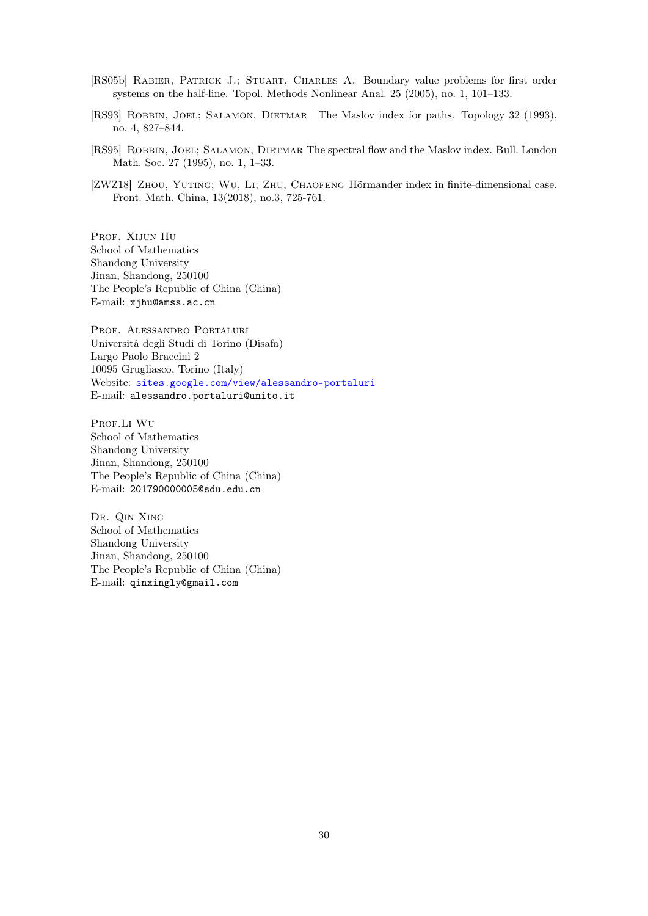[RS05b] Rabier, Patrick J.; Stuart, Charles A. Boundary value problems for first order systems on the half-line. Topol. Methods Nonlinear Anal. 25 (2005), no. 1, 101–133.

[RS93] Robbin, Joel; Salamon, Dietmar The Maslov index for paths. Topology 32 (1993), no. 4, 827–844.

[RS95] Robbin, Joel; Salamon, Dietmar The spectral flow and the Maslov index. Bull. London Math. Soc. 27 (1995), no. 1, 1–33.

[ZWZ18] Zhou, Yuting; Wu, Li; Zhu, Chaofeng Hörmander index in finite-dimensional case. Front. Math. China, 13(2018), no.3, 725-761.

Prof. Xijun Hu
School of Mathematics
Shandong University
Jinan, Shandong, 250100
The People's Republic of China (China)
E-mail: xjhu@amss.ac.cn

Prof. Alessandro Portaluri
Università degli Studi di Torino (Disafa)
Largo Paolo Braccini 2
10095 Grugliasco, Torino (Italy)
Website: sites.google.com/view/alessandro-portaluri
E-mail: alessandro.portaluri@unito.it

Prof.Li Wu
School of Mathematics
Shandong University
Jinan, Shandong, 250100
The People's Republic of China (China)
E-mail: 201790000005@sdu.edu.cn

Dr. Qin Xing
School of Mathematics
Shandong University
Jinan, Shandong, 250100
The People's Republic of China (China)
E-mail: qinxingly@gmail.com